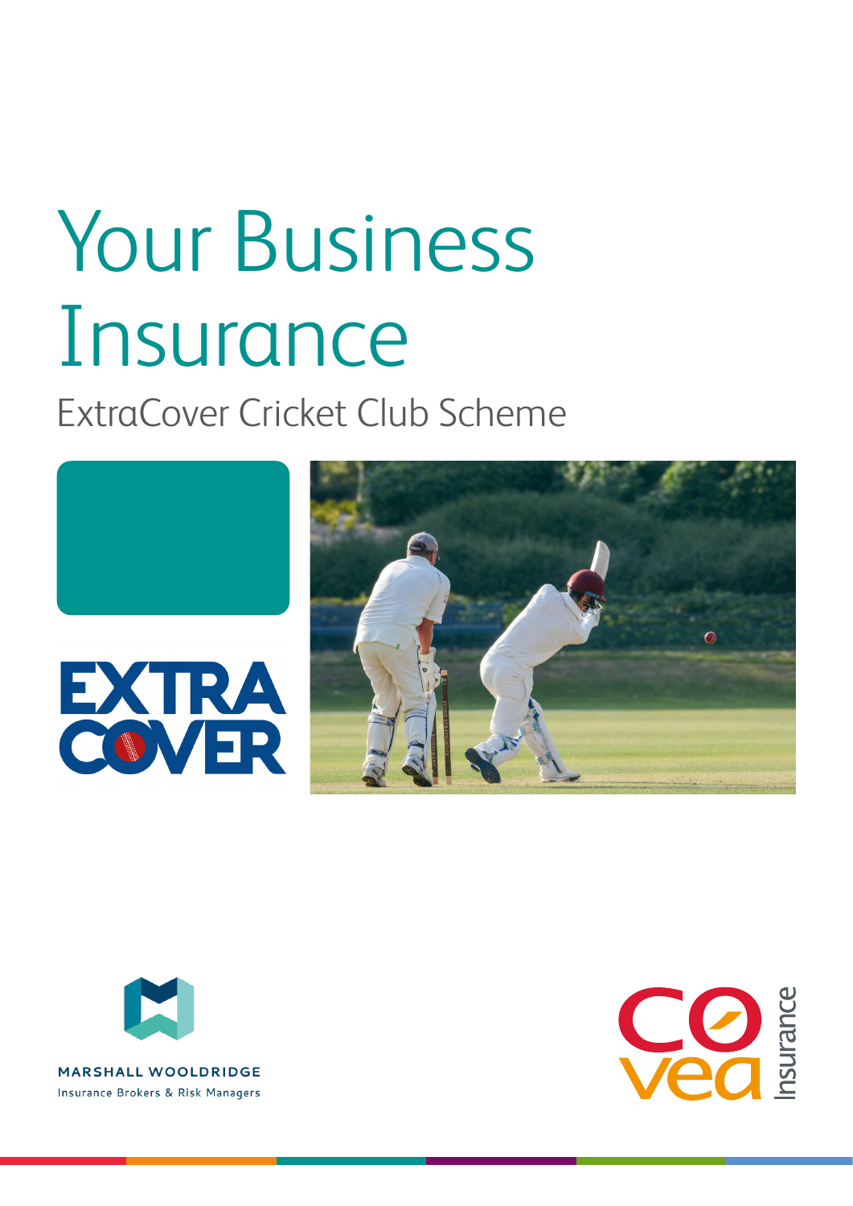# Your Business Insurance

## ExtraCover Cricket Club Scheme

EXTRA COVER

MARSHALL WOOLDRIDGE

Insurance Brokers & Risk Managers

covea Insurance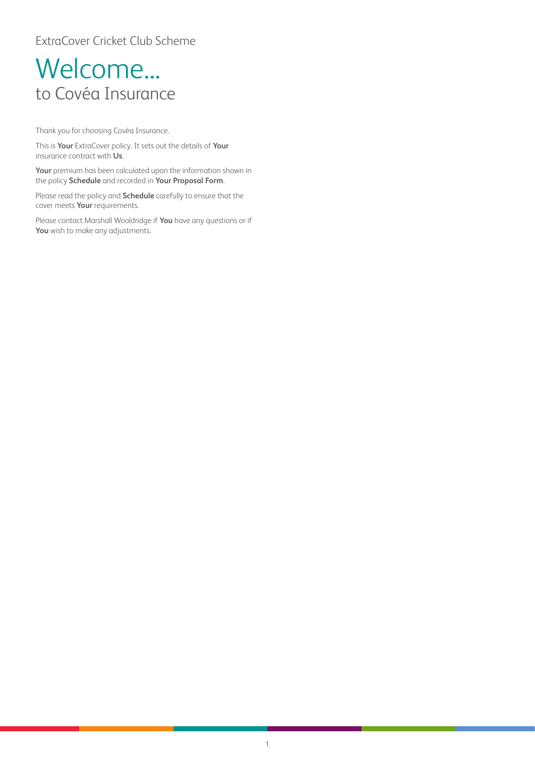ExtraCover Cricket Club Scheme

# Welcome...

## to Covéa Insurance

Thank you for choosing Covéa Insurance.

This is **Your** ExtraCover policy. It sets out the details of **Your** insurance contract with **Us**.

**Your** premium has been calculated upon the information shown in the policy **Schedule** and recorded in **Your Proposal Form**.

Please read the policy and **Schedule** carefully to ensure that the cover meets **Your** requirements.

Please contact Marshall Wooldridge if **You** have any questions or if **You** wish to make any adjustments.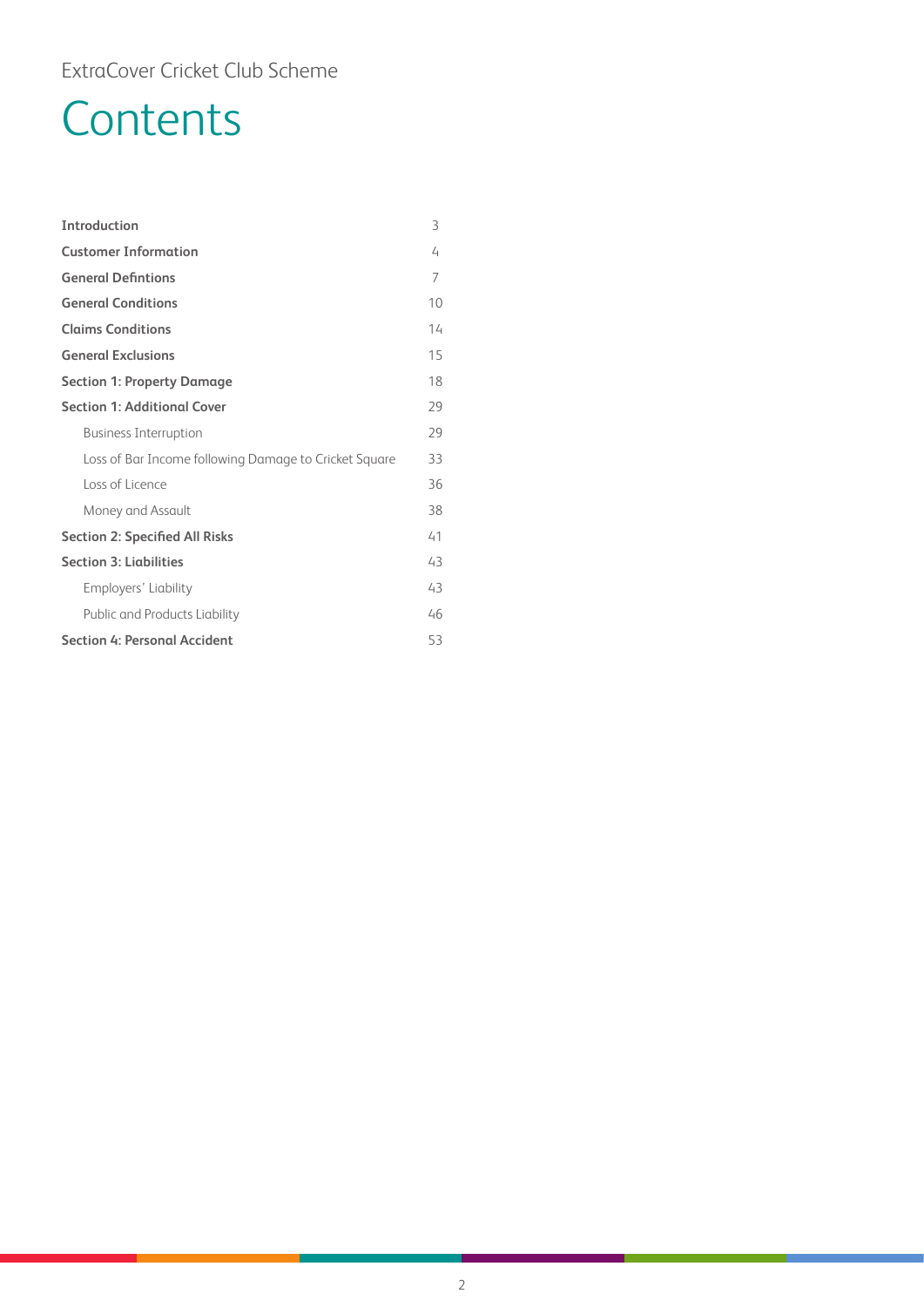ExtraCover Cricket Club Scheme

# Contents

| | |
|---|---|
| **Introduction** | 3 |
| **Customer Information** | 4 |
| **General Defintions** | 7 |
| **General Conditions** | 10 |
| **Claims Conditions** | 14 |
| **General Exclusions** | 15 |
| **Section 1: Property Damage** | 18 |
| **Section 1: Additional Cover** | 29 |
| Business Interruption | 29 |
| Loss of Bar Income following Damage to Cricket Square | 33 |
| Loss of Licence | 36 |
| Money and Assault | 38 |
| **Section 2: Specified All Risks** | 41 |
| **Section 3: Liabilities** | 43 |
| Employers' Liability | 43 |
| Public and Products Liability | 46 |
| **Section 4: Personal Accident** | 53 |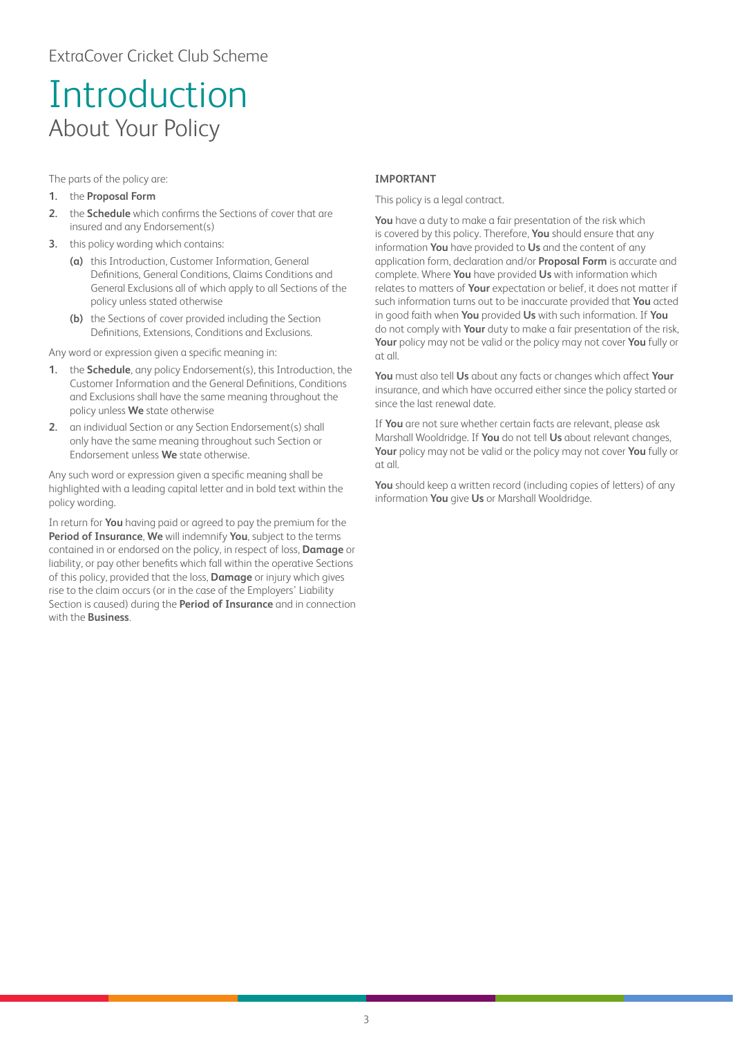ExtraCover Cricket Club Scheme

# Introduction

## About Your Policy

The parts of the policy are:

1. the **Proposal Form**
2. the **Schedule** which confirms the Sections of cover that are insured and any Endorsement(s)
3. this policy wording which contains:
   - **(a)** this Introduction, Customer Information, General Definitions, General Conditions, Claims Conditions and General Exclusions all of which apply to all Sections of the policy unless stated otherwise
   - **(b)** the Sections of cover provided including the Section Definitions, Extensions, Conditions and Exclusions.

Any word or expression given a specific meaning in:

1. the **Schedule**, any policy Endorsement(s), this Introduction, the Customer Information and the General Definitions, Conditions and Exclusions shall have the same meaning throughout the policy unless **We** state otherwise
2. an individual Section or any Section Endorsement(s) shall only have the same meaning throughout such Section or Endorsement unless **We** state otherwise.

Any such word or expression given a specific meaning shall be highlighted with a leading capital letter and in bold text within the policy wording.

In return for **You** having paid or agreed to pay the premium for the **Period of Insurance**, **We** will indemnify **You**, subject to the terms contained in or endorsed on the policy, in respect of loss, **Damage** or liability, or pay other benefits which fall within the operative Sections of this policy, provided that the loss, **Damage** or injury which gives rise to the claim occurs (or in the case of the Employers' Liability Section is caused) during the **Period of Insurance** and in connection with the **Business**.

**IMPORTANT**

This policy is a legal contract.

**You** have a duty to make a fair presentation of the risk which is covered by this policy. Therefore, **You** should ensure that any information **You** have provided to **Us** and the content of any application form, declaration and/or **Proposal Form** is accurate and complete. Where **You** have provided **Us** with information which relates to matters of **Your** expectation or belief, it does not matter if such information turns out to be inaccurate provided that **You** acted in good faith when **You** provided **Us** with such information. If **You** do not comply with **Your** duty to make a fair presentation of the risk, **Your** policy may not be valid or the policy may not cover **You** fully or at all.

**You** must also tell **Us** about any facts or changes which affect **Your** insurance, and which have occurred either since the policy started or since the last renewal date.

If **You** are not sure whether certain facts are relevant, please ask Marshall Wooldridge. If **You** do not tell **Us** about relevant changes, **Your** policy may not be valid or the policy may not cover **You** fully or at all.

**You** should keep a written record (including copies of letters) of any information **You** give **Us** or Marshall Wooldridge.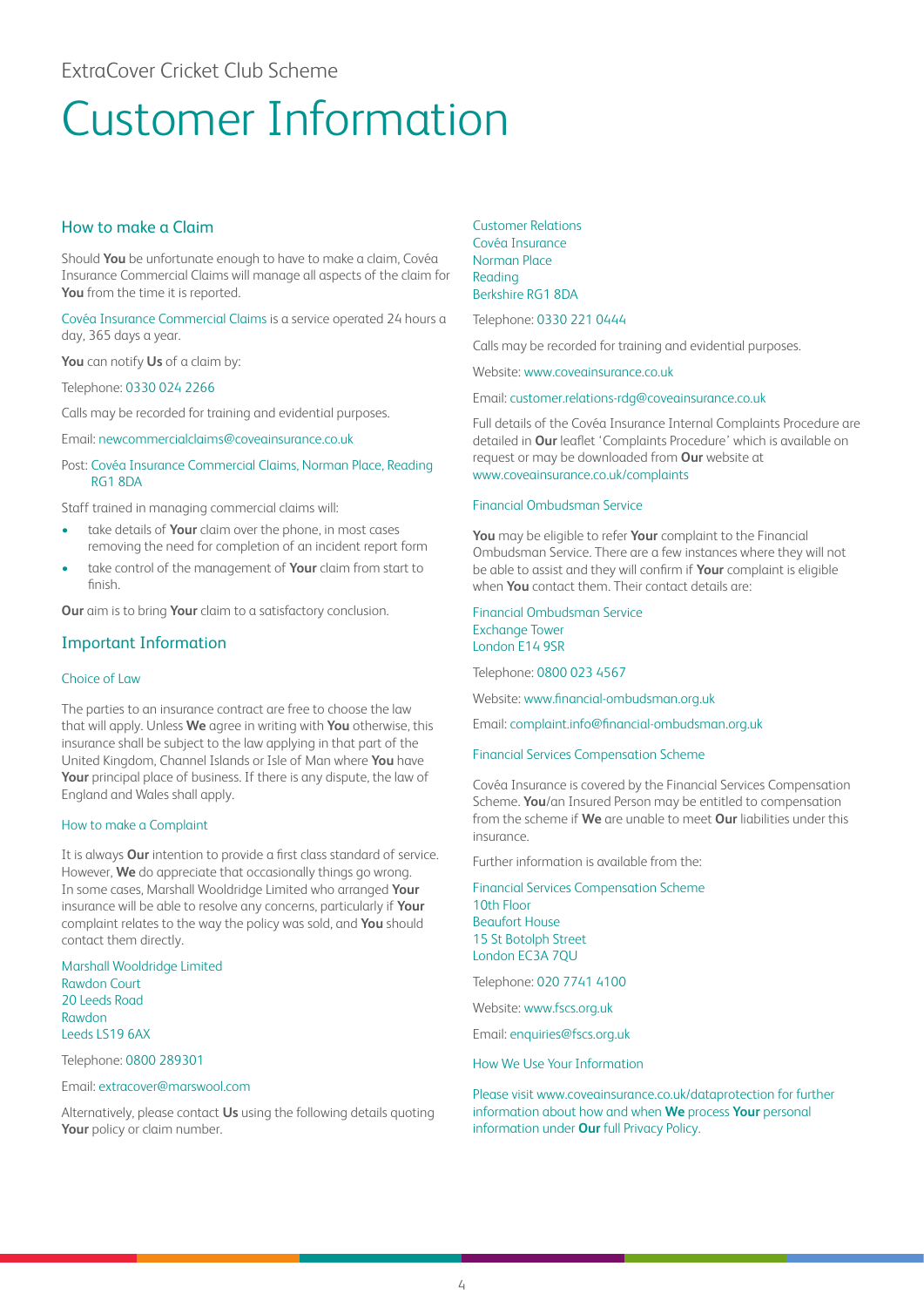ExtraCover Cricket Club Scheme

# Customer Information

## How to make a Claim

Should **You** be unfortunate enough to have to make a claim, Covéa Insurance Commercial Claims will manage all aspects of the claim for **You** from the time it is reported.

Covéa Insurance Commercial Claims is a service operated 24 hours a day, 365 days a year.

**You** can notify **Us** of a claim by:

Telephone: 0330 024 2266

Calls may be recorded for training and evidential purposes.

Email: newcommercialclaims@coveainsurance.co.uk

Post: Covéa Insurance Commercial Claims, Norman Place, Reading RG1 8DA

Staff trained in managing commercial claims will:

- take details of **Your** claim over the phone, in most cases removing the need for completion of an incident report form
- take control of the management of **Your** claim from start to finish.

**Our** aim is to bring **Your** claim to a satisfactory conclusion.

## Important Information

### Choice of Law

The parties to an insurance contract are free to choose the law that will apply. Unless **We** agree in writing with **You** otherwise, this insurance shall be subject to the law applying in that part of the United Kingdom, Channel Islands or Isle of Man where **You** have **Your** principal place of business. If there is any dispute, the law of England and Wales shall apply.

### How to make a Complaint

It is always **Our** intention to provide a first class standard of service. However, **We** do appreciate that occasionally things go wrong. In some cases, Marshall Wooldridge Limited who arranged **Your** insurance will be able to resolve any concerns, particularly if **Your** complaint relates to the way the policy was sold, and **You** should contact them directly.

Marshall Wooldridge Limited
Rawdon Court
20 Leeds Road
Rawdon
Leeds LS19 6AX

Telephone: 0800 289301

Email: extracover@marswool.com

Alternatively, please contact **Us** using the following details quoting **Your** policy or claim number.

Customer Relations
Covéa Insurance
Norman Place
Reading
Berkshire RG1 8DA

Telephone: 0330 221 0444

Calls may be recorded for training and evidential purposes.

Website: www.coveainsurance.co.uk

Email: customer.relations-rdg@coveainsurance.co.uk

Full details of the Covéa Insurance Internal Complaints Procedure are detailed in **Our** leaflet 'Complaints Procedure' which is available on request or may be downloaded from **Our** website at www.coveainsurance.co.uk/complaints

### Financial Ombudsman Service

**You** may be eligible to refer **Your** complaint to the Financial Ombudsman Service. There are a few instances where they will not be able to assist and they will confirm if **Your** complaint is eligible when **You** contact them. Their contact details are:

Financial Ombudsman Service
Exchange Tower
London E14 9SR

Telephone: 0800 023 4567

Website: www.financial-ombudsman.org.uk

Email: complaint.info@financial-ombudsman.org.uk

### Financial Services Compensation Scheme

Covéa Insurance is covered by the Financial Services Compensation Scheme. **You**/an Insured Person may be entitled to compensation from the scheme if **We** are unable to meet **Our** liabilities under this insurance.

Further information is available from the:

Financial Services Compensation Scheme
10th Floor
Beaufort House
15 St Botolph Street
London EC3A 7QU

Telephone: 020 7741 4100

Website: www.fscs.org.uk

Email: enquiries@fscs.org.uk

### How We Use Your Information

Please visit www.coveainsurance.co.uk/dataprotection for further information about how and when **We** process **Your** personal information under **Our** full Privacy Policy.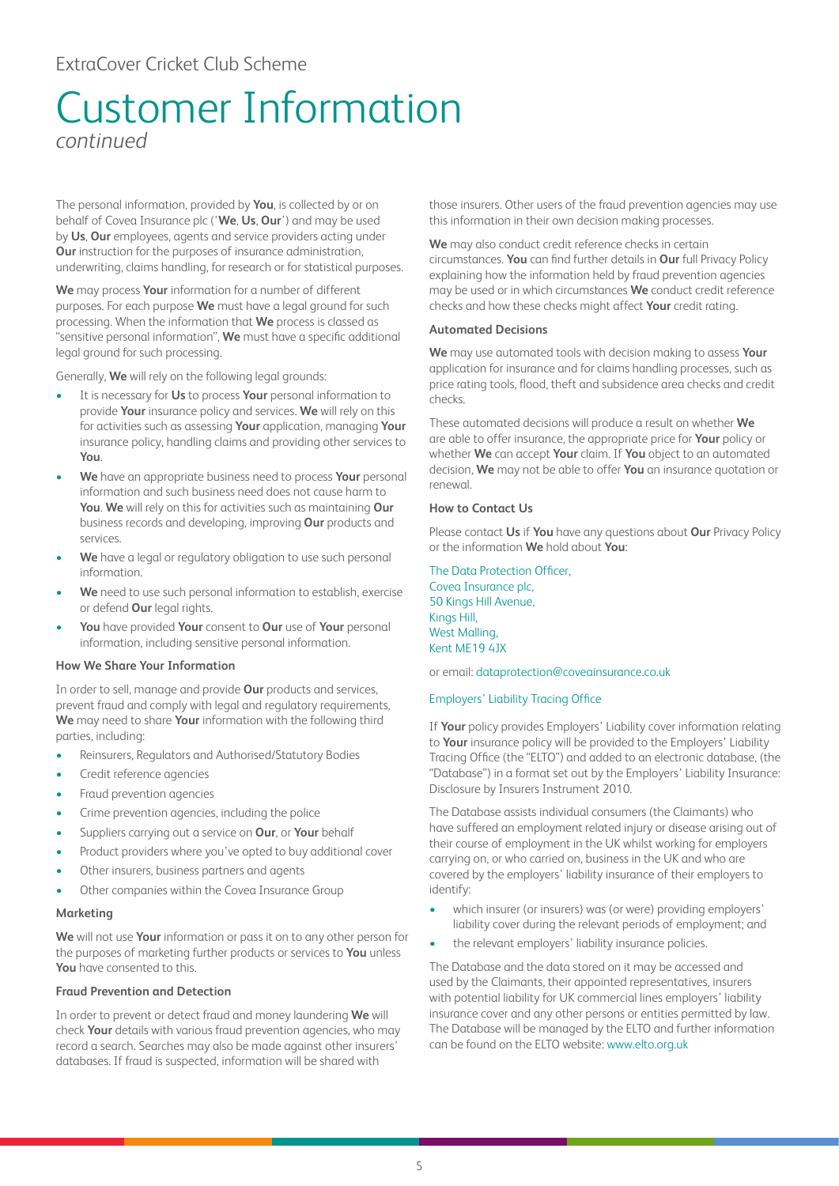ExtraCover Cricket Club Scheme

# Customer Information

*continued*

The personal information, provided by **You**, is collected by or on behalf of Covea Insurance plc ('**We**, **Us**, **Our**') and may be used by **Us**, **Our** employees, agents and service providers acting under **Our** instruction for the purposes of insurance administration, underwriting, claims handling, for research or for statistical purposes.

**We** may process **Your** information for a number of different purposes. For each purpose **We** must have a legal ground for such processing. When the information that **We** process is classed as "sensitive personal information", **We** must have a specific additional legal ground for such processing.

Generally, **We** will rely on the following legal grounds:

- It is necessary for **Us** to process **Your** personal information to provide **Your** insurance policy and services. **We** will rely on this for activities such as assessing **Your** application, managing **Your** insurance policy, handling claims and providing other services to **You**.
- **We** have an appropriate business need to process **Your** personal information and such business need does not cause harm to **You**. **We** will rely on this for activities such as maintaining **Our** business records and developing, improving **Our** products and services.
- **We** have a legal or regulatory obligation to use such personal information.
- **We** need to use such personal information to establish, exercise or defend **Our** legal rights.
- **You** have provided **Your** consent to **Our** use of **Your** personal information, including sensitive personal information.

### How We Share Your Information

In order to sell, manage and provide **Our** products and services, prevent fraud and comply with legal and regulatory requirements, **We** may need to share **Your** information with the following third parties, including:

- Reinsurers, Regulators and Authorised/Statutory Bodies
- Credit reference agencies
- Fraud prevention agencies
- Crime prevention agencies, including the police
- Suppliers carrying out a service on **Our**, or **Your** behalf
- Product providers where you've opted to buy additional cover
- Other insurers, business partners and agents
- Other companies within the Covea Insurance Group

### Marketing

**We** will not use **Your** information or pass it on to any other person for the purposes of marketing further products or services to **You** unless **You** have consented to this.

### Fraud Prevention and Detection

In order to prevent or detect fraud and money laundering **We** will check **Your** details with various fraud prevention agencies, who may record a search. Searches may also be made against other insurers' databases. If fraud is suspected, information will be shared with those insurers. Other users of the fraud prevention agencies may use this information in their own decision making processes.

**We** may also conduct credit reference checks in certain circumstances. **You** can find further details in **Our** full Privacy Policy explaining how the information held by fraud prevention agencies may be used or in which circumstances **We** conduct credit reference checks and how these checks might affect **Your** credit rating.

### Automated Decisions

**We** may use automated tools with decision making to assess **Your** application for insurance and for claims handling processes, such as price rating tools, flood, theft and subsidence area checks and credit checks.

These automated decisions will produce a result on whether **We** are able to offer insurance, the appropriate price for **Your** policy or whether **We** can accept **Your** claim. If **You** object to an automated decision, **We** may not be able to offer **You** an insurance quotation or renewal.

### How to Contact Us

Please contact **Us** if **You** have any questions about **Our** Privacy Policy or the information **We** hold about **You**:

The Data Protection Officer,
Covea Insurance plc,
50 Kings Hill Avenue,
Kings Hill,
West Malling,
Kent ME19 4JX

or email: dataprotection@coveainsurance.co.uk

### Employers' Liability Tracing Office

If **Your** policy provides Employers' Liability cover information relating to **Your** insurance policy will be provided to the Employers' Liability Tracing Office (the "ELTO") and added to an electronic database, (the "Database") in a format set out by the Employers' Liability Insurance: Disclosure by Insurers Instrument 2010.

The Database assists individual consumers (the Claimants) who have suffered an employment related injury or disease arising out of their course of employment in the UK whilst working for employers carrying on, or who carried on, business in the UK and who are covered by the employers' liability insurance of their employers to identify:

- which insurer (or insurers) was (or were) providing employers' liability cover during the relevant periods of employment; and
- the relevant employers' liability insurance policies.

The Database and the data stored on it may be accessed and used by the Claimants, their appointed representatives, insurers with potential liability for UK commercial lines employers' liability insurance cover and any other persons or entities permitted by law. The Database will be managed by the ELTO and further information can be found on the ELTO website: www.elto.org.uk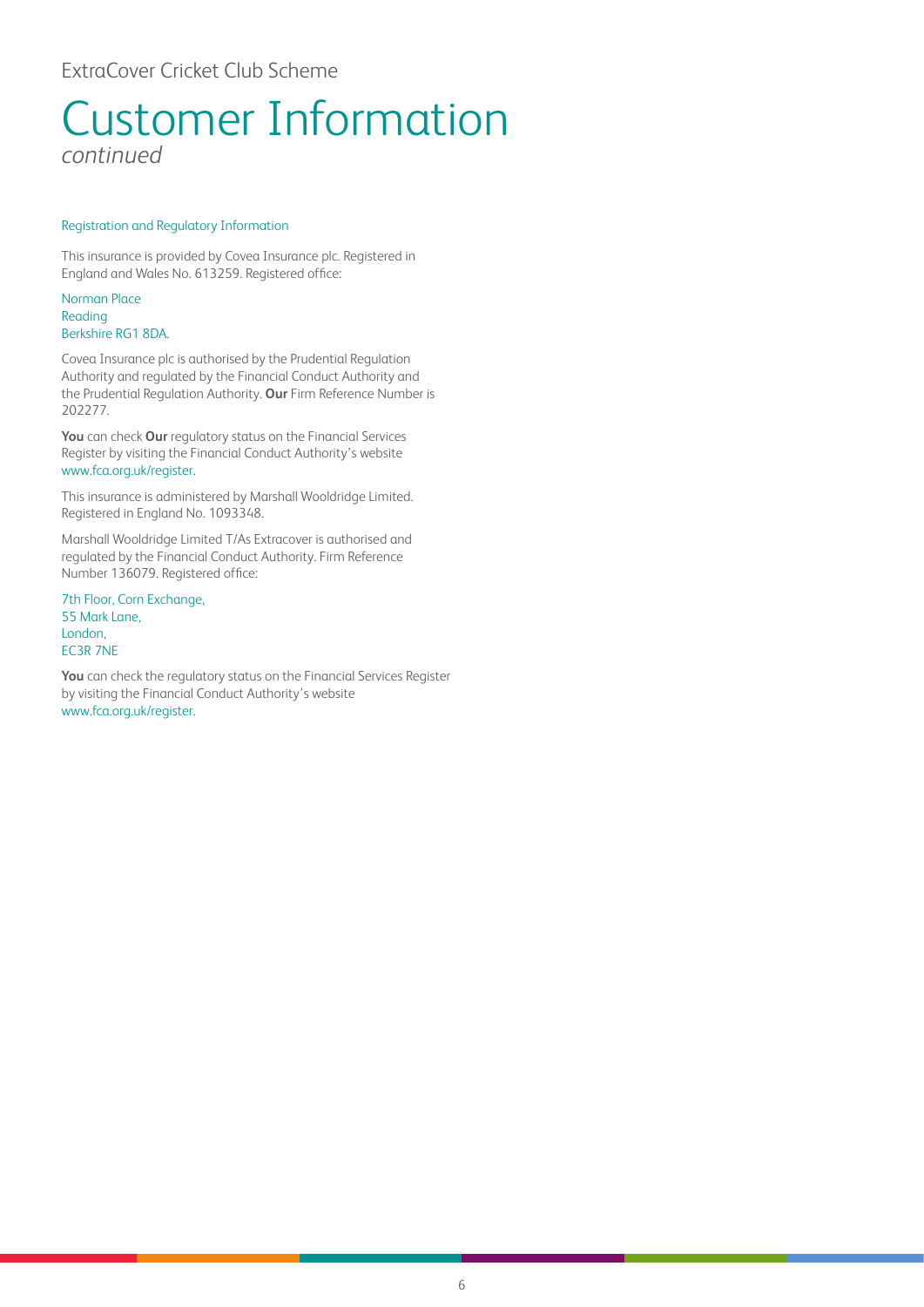ExtraCover Cricket Club Scheme

# Customer Information

*continued*

### Registration and Regulatory Information

This insurance is provided by Covea Insurance plc. Registered in England and Wales No. 613259. Registered office:

Norman Place
Reading
Berkshire RG1 8DA.

Covea Insurance plc is authorised by the Prudential Regulation Authority and regulated by the Financial Conduct Authority and the Prudential Regulation Authority. **Our** Firm Reference Number is 202277.

**You** can check **Our** regulatory status on the Financial Services Register by visiting the Financial Conduct Authority's website www.fca.org.uk/register.

This insurance is administered by Marshall Wooldridge Limited. Registered in England No. 1093348.

Marshall Wooldridge Limited T/As Extracover is authorised and regulated by the Financial Conduct Authority. Firm Reference Number 136079. Registered office:

7th Floor, Corn Exchange,
55 Mark Lane,
London,
EC3R 7NE

**You** can check the regulatory status on the Financial Services Register by visiting the Financial Conduct Authority's website www.fca.org.uk/register.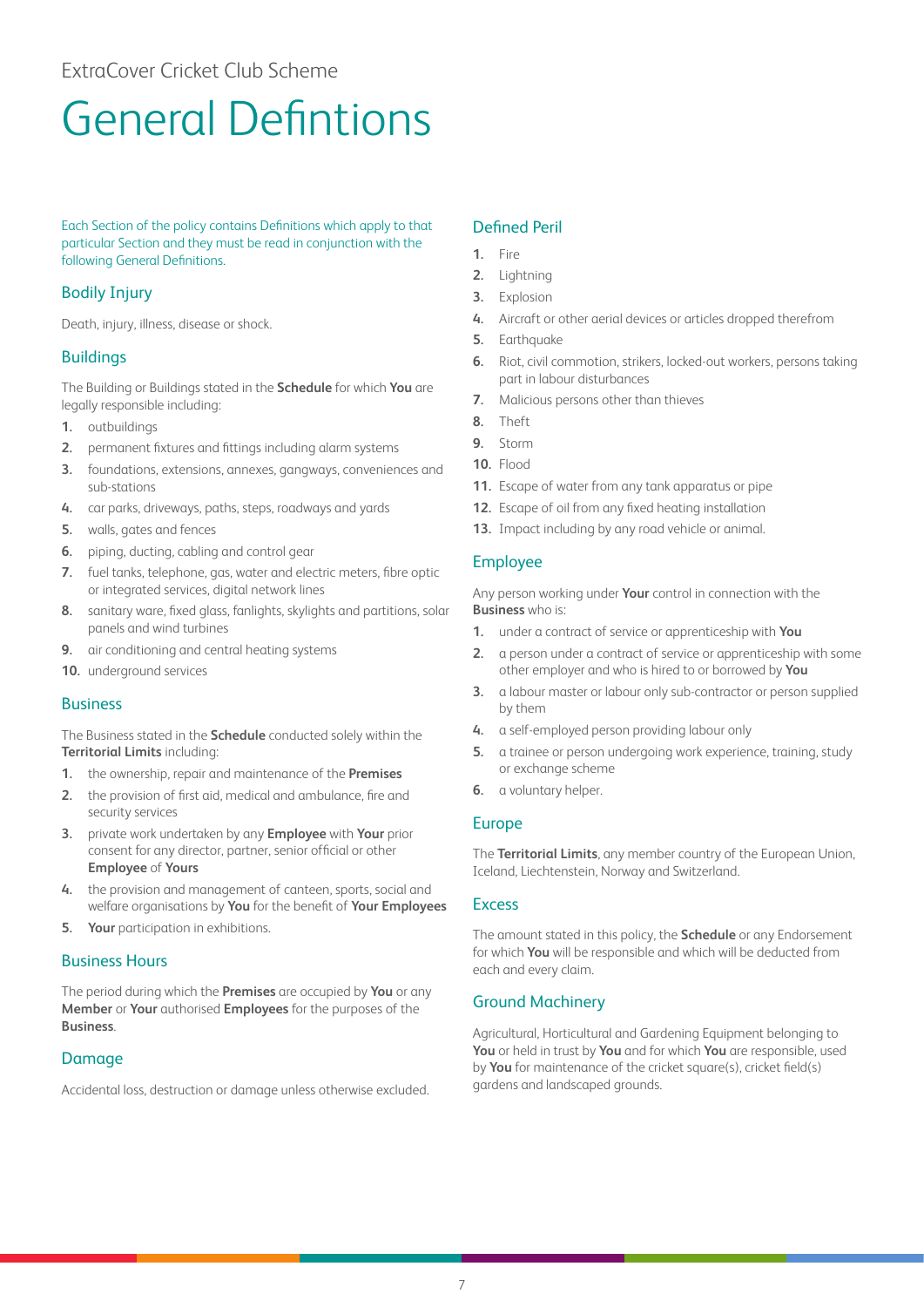ExtraCover Cricket Club Scheme

# General Defintions

Each Section of the policy contains Definitions which apply to that particular Section and they must be read in conjunction with the following General Definitions.

## Bodily Injury

Death, injury, illness, disease or shock.

## Buildings

The Building or Buildings stated in the **Schedule** for which **You** are legally responsible including:

1. outbuildings
2. permanent fixtures and fittings including alarm systems
3. foundations, extensions, annexes, gangways, conveniences and sub-stations
4. car parks, driveways, paths, steps, roadways and yards
5. walls, gates and fences
6. piping, ducting, cabling and control gear
7. fuel tanks, telephone, gas, water and electric meters, fibre optic or integrated services, digital network lines
8. sanitary ware, fixed glass, fanlights, skylights and partitions, solar panels and wind turbines
9. air conditioning and central heating systems
10. underground services

## Business

The Business stated in the **Schedule** conducted solely within the **Territorial Limits** including:

1. the ownership, repair and maintenance of the **Premises**
2. the provision of first aid, medical and ambulance, fire and security services
3. private work undertaken by any **Employee** with **Your** prior consent for any director, partner, senior official or other **Employee** of **Yours**
4. the provision and management of canteen, sports, social and welfare organisations by **You** for the benefit of **Your Employees**
5. **Your** participation in exhibitions.

## Business Hours

The period during which the **Premises** are occupied by **You** or any **Member** or **Your** authorised **Employees** for the purposes of the **Business**.

## Damage

Accidental loss, destruction or damage unless otherwise excluded.

## Defined Peril

1. Fire
2. Lightning
3. Explosion
4. Aircraft or other aerial devices or articles dropped therefrom
5. Earthquake
6. Riot, civil commotion, strikers, locked-out workers, persons taking part in labour disturbances
7. Malicious persons other than thieves
8. Theft
9. Storm
10. Flood
11. Escape of water from any tank apparatus or pipe
12. Escape of oil from any fixed heating installation
13. Impact including by any road vehicle or animal.

## Employee

Any person working under **Your** control in connection with the **Business** who is:

1. under a contract of service or apprenticeship with **You**
2. a person under a contract of service or apprenticeship with some other employer and who is hired to or borrowed by **You**
3. a labour master or labour only sub-contractor or person supplied by them
4. a self-employed person providing labour only
5. a trainee or person undergoing work experience, training, study or exchange scheme
6. a voluntary helper.

## Europe

The **Territorial Limits**, any member country of the European Union, Iceland, Liechtenstein, Norway and Switzerland.

## Excess

The amount stated in this policy, the **Schedule** or any Endorsement for which **You** will be responsible and which will be deducted from each and every claim.

## Ground Machinery

Agricultural, Horticultural and Gardening Equipment belonging to **You** or held in trust by **You** and for which **You** are responsible, used by **You** for maintenance of the cricket square(s), cricket field(s) gardens and landscaped grounds.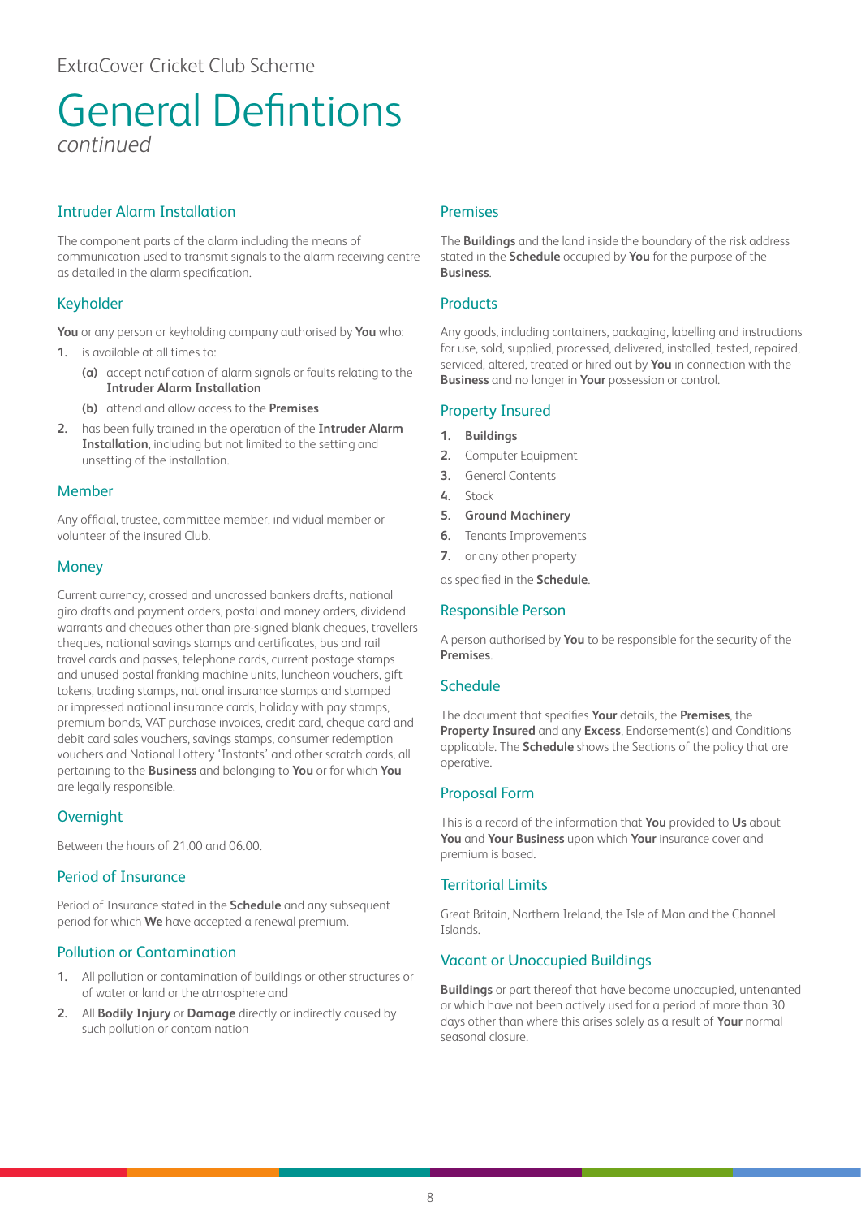ExtraCover Cricket Club Scheme

# General Defintions

*continued*

## Intruder Alarm Installation

The component parts of the alarm including the means of communication used to transmit signals to the alarm receiving centre as detailed in the alarm specification.

## Keyholder

**You** or any person or keyholding company authorised by **You** who:

1. is available at all times to:
   - **(a)** accept notification of alarm signals or faults relating to the **Intruder Alarm Installation**
   - **(b)** attend and allow access to the **Premises**
2. has been fully trained in the operation of the **Intruder Alarm Installation**, including but not limited to the setting and unsetting of the installation.

## Member

Any official, trustee, committee member, individual member or volunteer of the insured Club.

## Money

Current currency, crossed and uncrossed bankers drafts, national giro drafts and payment orders, postal and money orders, dividend warrants and cheques other than pre-signed blank cheques, travellers cheques, national savings stamps and certificates, bus and rail travel cards and passes, telephone cards, current postage stamps and unused postal franking machine units, luncheon vouchers, gift tokens, trading stamps, national insurance stamps and stamped or impressed national insurance cards, holiday with pay stamps, premium bonds, VAT purchase invoices, credit card, cheque card and debit card sales vouchers, savings stamps, consumer redemption vouchers and National Lottery 'Instants' and other scratch cards, all pertaining to the **Business** and belonging to **You** or for which **You** are legally responsible.

## Overnight

Between the hours of 21.00 and 06.00.

## Period of Insurance

Period of Insurance stated in the **Schedule** and any subsequent period for which **We** have accepted a renewal premium.

## Pollution or Contamination

1. All pollution or contamination of buildings or other structures or of water or land or the atmosphere and
2. All **Bodily Injury** or **Damage** directly or indirectly caused by such pollution or contamination

## Premises

The **Buildings** and the land inside the boundary of the risk address stated in the **Schedule** occupied by **You** for the purpose of the **Business**.

## Products

Any goods, including containers, packaging, labelling and instructions for use, sold, supplied, processed, delivered, installed, tested, repaired, serviced, altered, treated or hired out by **You** in connection with the **Business** and no longer in **Your** possession or control.

## Property Insured

1. **Buildings**
2. Computer Equipment
3. General Contents
4. Stock
5. **Ground Machinery**
6. Tenants Improvements
7. or any other property

as specified in the **Schedule**.

## Responsible Person

A person authorised by **You** to be responsible for the security of the **Premises**.

## Schedule

The document that specifies **Your** details, the **Premises**, the **Property Insured** and any **Excess**, Endorsement(s) and Conditions applicable. The **Schedule** shows the Sections of the policy that are operative.

## Proposal Form

This is a record of the information that **You** provided to **Us** about **You** and **Your Business** upon which **Your** insurance cover and premium is based.

## Territorial Limits

Great Britain, Northern Ireland, the Isle of Man and the Channel Islands.

## Vacant or Unoccupied Buildings

**Buildings** or part thereof that have become unoccupied, untenanted or which have not been actively used for a period of more than 30 days other than where this arises solely as a result of **Your** normal seasonal closure.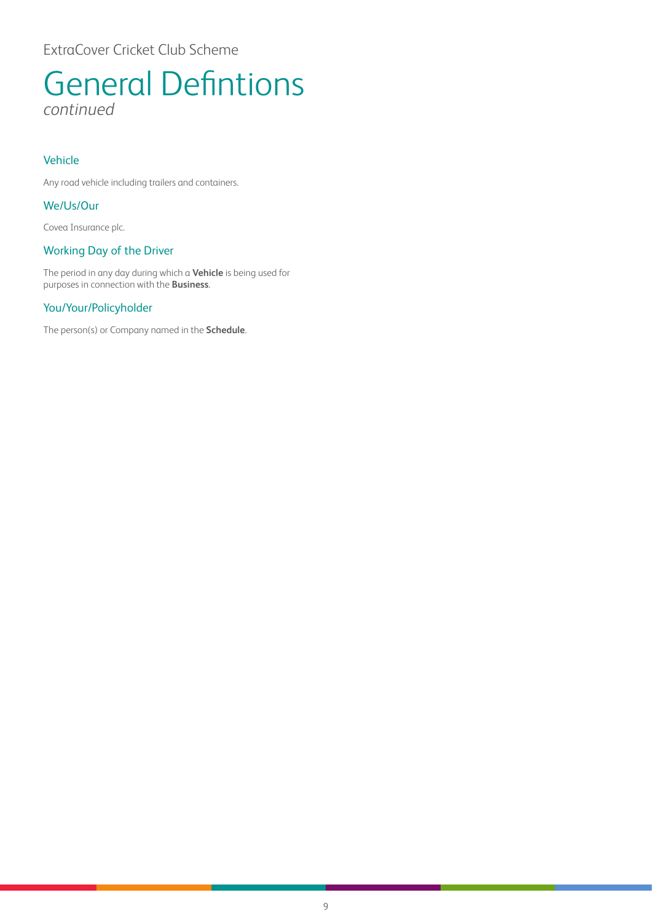# General Defintions

*continued*

### Vehicle

Any road vehicle including trailers and containers.

### We/Us/Our

Covea Insurance plc.

### Working Day of the Driver

The period in any day during which a **Vehicle** is being used for purposes in connection with the **Business**.

### You/Your/Policyholder

The person(s) or Company named in the **Schedule**.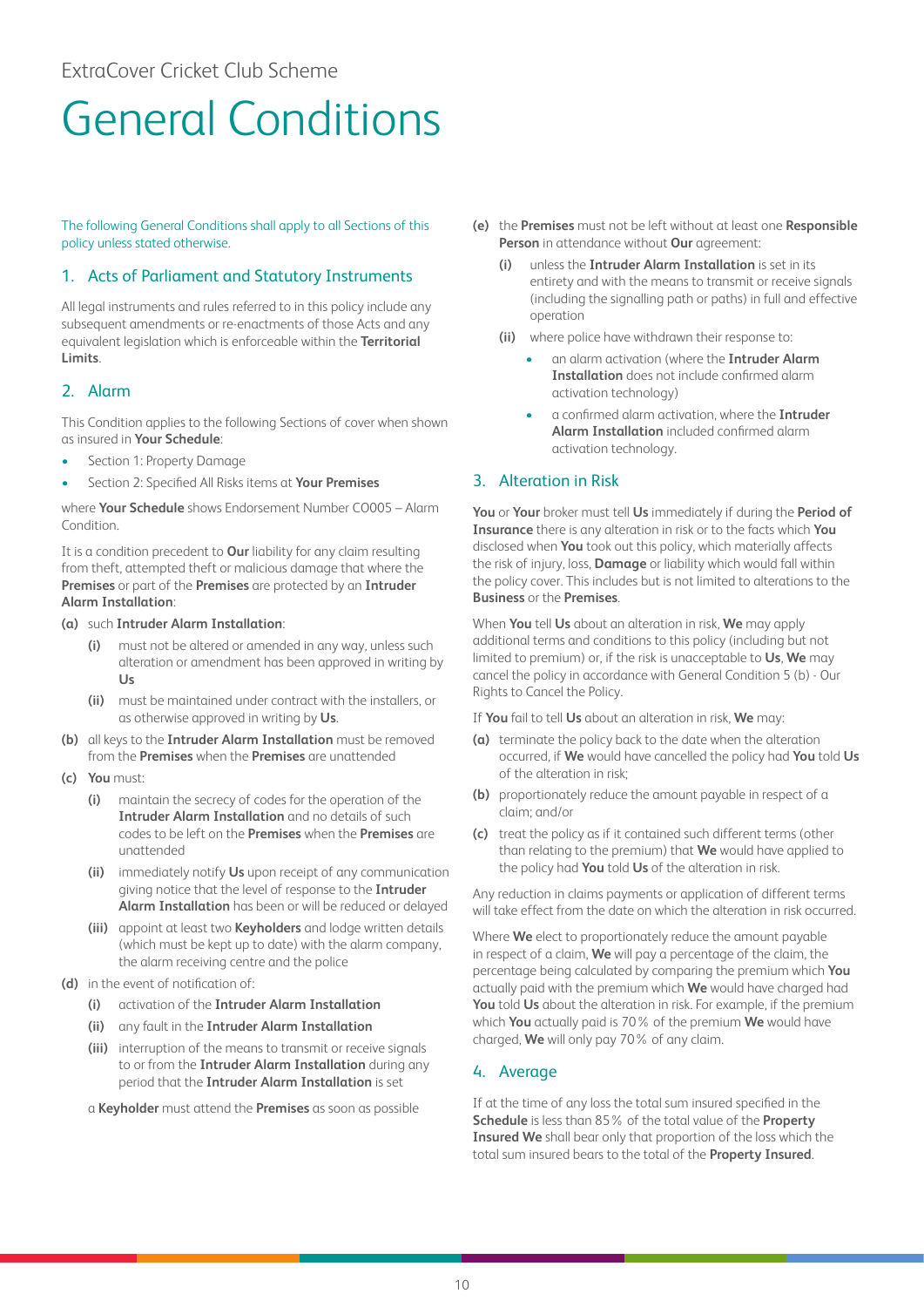ExtraCover Cricket Club Scheme

# General Conditions

The following General Conditions shall apply to all Sections of this policy unless stated otherwise.

## 1. Acts of Parliament and Statutory Instruments

All legal instruments and rules referred to in this policy include any subsequent amendments or re-enactments of those Acts and any equivalent legislation which is enforceable within the **Territorial Limits**.

## 2. Alarm

This Condition applies to the following Sections of cover when shown as insured in **Your Schedule**:

- Section 1: Property Damage
- Section 2: Specified All Risks items at **Your Premises**

where **Your Schedule** shows Endorsement Number CO005 – Alarm Condition.

It is a condition precedent to **Our** liability for any claim resulting from theft, attempted theft or malicious damage that where the **Premises** or part of the **Premises** are protected by an **Intruder Alarm Installation**:

**(a)** such **Intruder Alarm Installation**:

- **(i)** must not be altered or amended in any way, unless such alteration or amendment has been approved in writing by **Us**
- **(ii)** must be maintained under contract with the installers, or as otherwise approved in writing by **Us**.

**(b)** all keys to the **Intruder Alarm Installation** must be removed from the **Premises** when the **Premises** are unattended

**(c)** **You** must:

- **(i)** maintain the secrecy of codes for the operation of the **Intruder Alarm Installation** and no details of such codes to be left on the **Premises** when the **Premises** are unattended
- **(ii)** immediately notify **Us** upon receipt of any communication giving notice that the level of response to the **Intruder Alarm Installation** has been or will be reduced or delayed
- **(iii)** appoint at least two **Keyholders** and lodge written details (which must be kept up to date) with the alarm company, the alarm receiving centre and the police

**(d)** in the event of notification of:

- **(i)** activation of the **Intruder Alarm Installation**
- **(ii)** any fault in the **Intruder Alarm Installation**
- **(iii)** interruption of the means to transmit or receive signals to or from the **Intruder Alarm Installation** during any period that the **Intruder Alarm Installation** is set

a **Keyholder** must attend the **Premises** as soon as possible

**(e)** the **Premises** must not be left without at least one **Responsible Person** in attendance without **Our** agreement:

- **(i)** unless the **Intruder Alarm Installation** is set in its entirety and with the means to transmit or receive signals (including the signalling path or paths) in full and effective operation
- **(ii)** where police have withdrawn their response to:
  - an alarm activation (where the **Intruder Alarm Installation** does not include confirmed alarm activation technology)
  - a confirmed alarm activation, where the **Intruder Alarm Installation** included confirmed alarm activation technology.

## 3. Alteration in Risk

**You** or **Your** broker must tell **Us** immediately if during the **Period of Insurance** there is any alteration in risk or to the facts which **You** disclosed when **You** took out this policy, which materially affects the risk of injury, loss, **Damage** or liability which would fall within the policy cover. This includes but is not limited to alterations to the **Business** or the **Premises**.

When **You** tell **Us** about an alteration in risk, **We** may apply additional terms and conditions to this policy (including but not limited to premium) or, if the risk is unacceptable to **Us**, **We** may cancel the policy in accordance with General Condition 5 (b) - Our Rights to Cancel the Policy.

If **You** fail to tell **Us** about an alteration in risk, **We** may:

**(a)** terminate the policy back to the date when the alteration occurred, if **We** would have cancelled the policy had **You** told **Us** of the alteration in risk;

**(b)** proportionately reduce the amount payable in respect of a claim; and/or

**(c)** treat the policy as if it contained such different terms (other than relating to the premium) that **We** would have applied to the policy had **You** told **Us** of the alteration in risk.

Any reduction in claims payments or application of different terms will take effect from the date on which the alteration in risk occurred.

Where **We** elect to proportionately reduce the amount payable in respect of a claim, **We** will pay a percentage of the claim, the percentage being calculated by comparing the premium which **You** actually paid with the premium which **We** would have charged had **You** told **Us** about the alteration in risk. For example, if the premium which **You** actually paid is 70% of the premium **We** would have charged, **We** will only pay 70% of any claim.

## 4. Average

If at the time of any loss the total sum insured specified in the **Schedule** is less than 85% of the total value of the **Property Insured We** shall bear only that proportion of the loss which the total sum insured bears to the total of the **Property Insured**.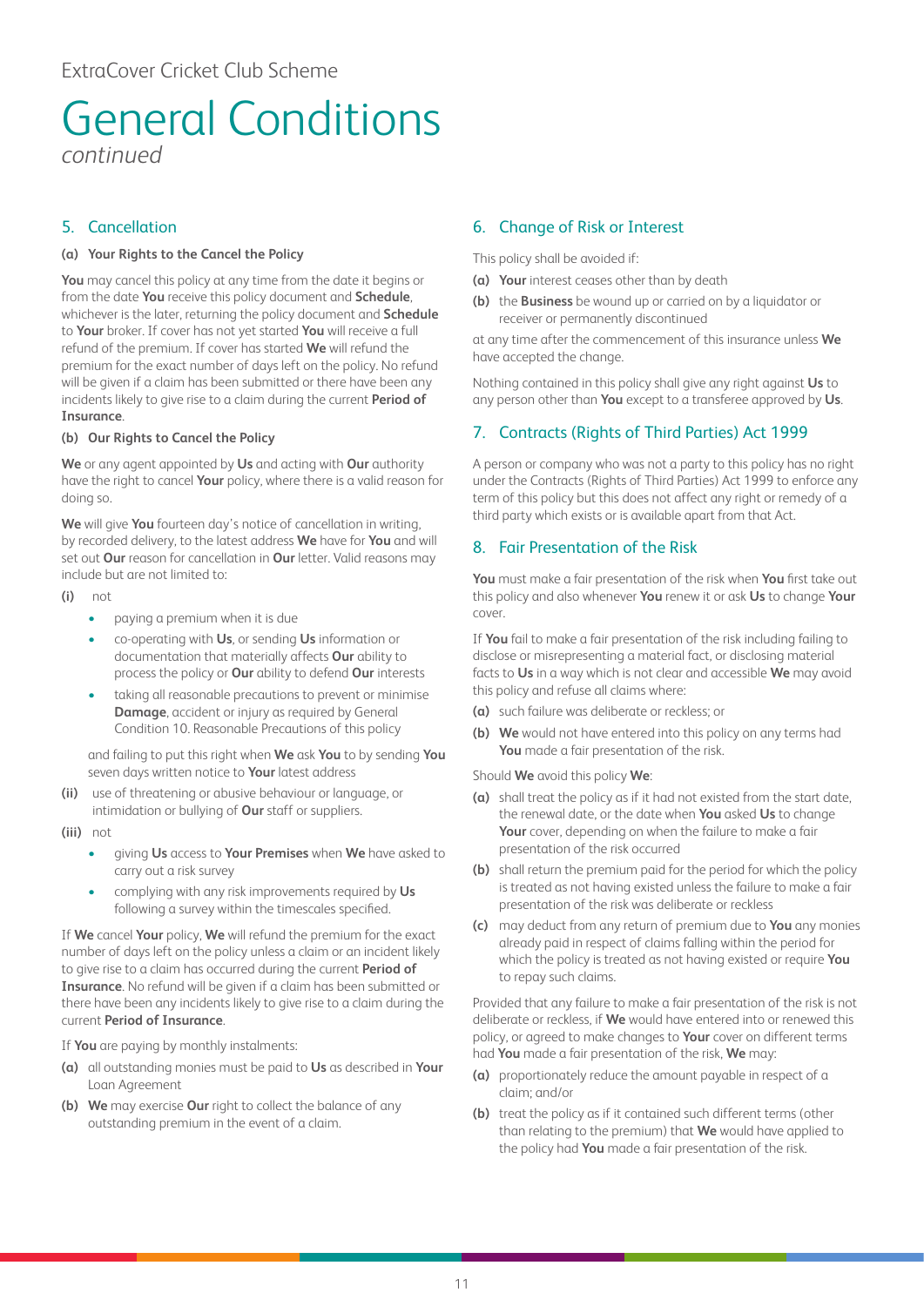ExtraCover Cricket Club Scheme

# General Conditions

*continued*

## 5. Cancellation

**(a) Your Rights to the Cancel the Policy**

**You** may cancel this policy at any time from the date it begins or from the date **You** receive this policy document and **Schedule**, whichever is the later, returning the policy document and **Schedule** to **Your** broker. If cover has not yet started **You** will receive a full refund of the premium. If cover has started **We** will refund the premium for the exact number of days left on the policy. No refund will be given if a claim has been submitted or there have been any incidents likely to give rise to a claim during the current **Period of Insurance**.

**(b) Our Rights to Cancel the Policy**

**We** or any agent appointed by **Us** and acting with **Our** authority have the right to cancel **Your** policy, where there is a valid reason for doing so.

**We** will give **You** fourteen day's notice of cancellation in writing, by recorded delivery, to the latest address **We** have for **You** and will set out **Our** reason for cancellation in **Our** letter. Valid reasons may include but are not limited to:

**(i)** not

- paying a premium when it is due
- co-operating with **Us**, or sending **Us** information or documentation that materially affects **Our** ability to process the policy or **Our** ability to defend **Our** interests
- taking all reasonable precautions to prevent or minimise **Damage**, accident or injury as required by General Condition 10. Reasonable Precautions of this policy

and failing to put this right when **We** ask **You** to by sending **You** seven days written notice to **Your** latest address

**(ii)** use of threatening or abusive behaviour or language, or intimidation or bullying of **Our** staff or suppliers.

**(iii)** not

- giving **Us** access to **Your Premises** when **We** have asked to carry out a risk survey
- complying with any risk improvements required by **Us** following a survey within the timescales specified.

If **We** cancel **Your** policy, **We** will refund the premium for the exact number of days left on the policy unless a claim or an incident likely to give rise to a claim has occurred during the current **Period of Insurance**. No refund will be given if a claim has been submitted or there have been any incidents likely to give rise to a claim during the current **Period of Insurance**.

If **You** are paying by monthly instalments:

**(a)** all outstanding monies must be paid to **Us** as described in **Your** Loan Agreement

**(b)** **We** may exercise **Our** right to collect the balance of any outstanding premium in the event of a claim.

## 6. Change of Risk or Interest

This policy shall be avoided if:

**(a)** **Your** interest ceases other than by death

**(b)** the **Business** be wound up or carried on by a liquidator or receiver or permanently discontinued

at any time after the commencement of this insurance unless **We** have accepted the change.

Nothing contained in this policy shall give any right against **Us** to any person other than **You** except to a transferee approved by **Us**.

## 7. Contracts (Rights of Third Parties) Act 1999

A person or company who was not a party to this policy has no right under the Contracts (Rights of Third Parties) Act 1999 to enforce any term of this policy but this does not affect any right or remedy of a third party which exists or is available apart from that Act.

## 8. Fair Presentation of the Risk

**You** must make a fair presentation of the risk when **You** first take out this policy and also whenever **You** renew it or ask **Us** to change **Your** cover.

If **You** fail to make a fair presentation of the risk including failing to disclose or misrepresenting a material fact, or disclosing material facts to **Us** in a way which is not clear and accessible **We** may avoid this policy and refuse all claims where:

**(a)** such failure was deliberate or reckless; or

**(b)** **We** would not have entered into this policy on any terms had **You** made a fair presentation of the risk.

Should **We** avoid this policy **We**:

**(a)** shall treat the policy as if it had not existed from the start date, the renewal date, or the date when **You** asked **Us** to change **Your** cover, depending on when the failure to make a fair presentation of the risk occurred

**(b)** shall return the premium paid for the period for which the policy is treated as not having existed unless the failure to make a fair presentation of the risk was deliberate or reckless

**(c)** may deduct from any return of premium due to **You** any monies already paid in respect of claims falling within the period for which the policy is treated as not having existed or require **You** to repay such claims.

Provided that any failure to make a fair presentation of the risk is not deliberate or reckless, if **We** would have entered into or renewed this policy, or agreed to make changes to **Your** cover on different terms had **You** made a fair presentation of the risk, **We** may:

**(a)** proportionately reduce the amount payable in respect of a claim; and/or

**(b)** treat the policy as if it contained such different terms (other than relating to the premium) that **We** would have applied to the policy had **You** made a fair presentation of the risk.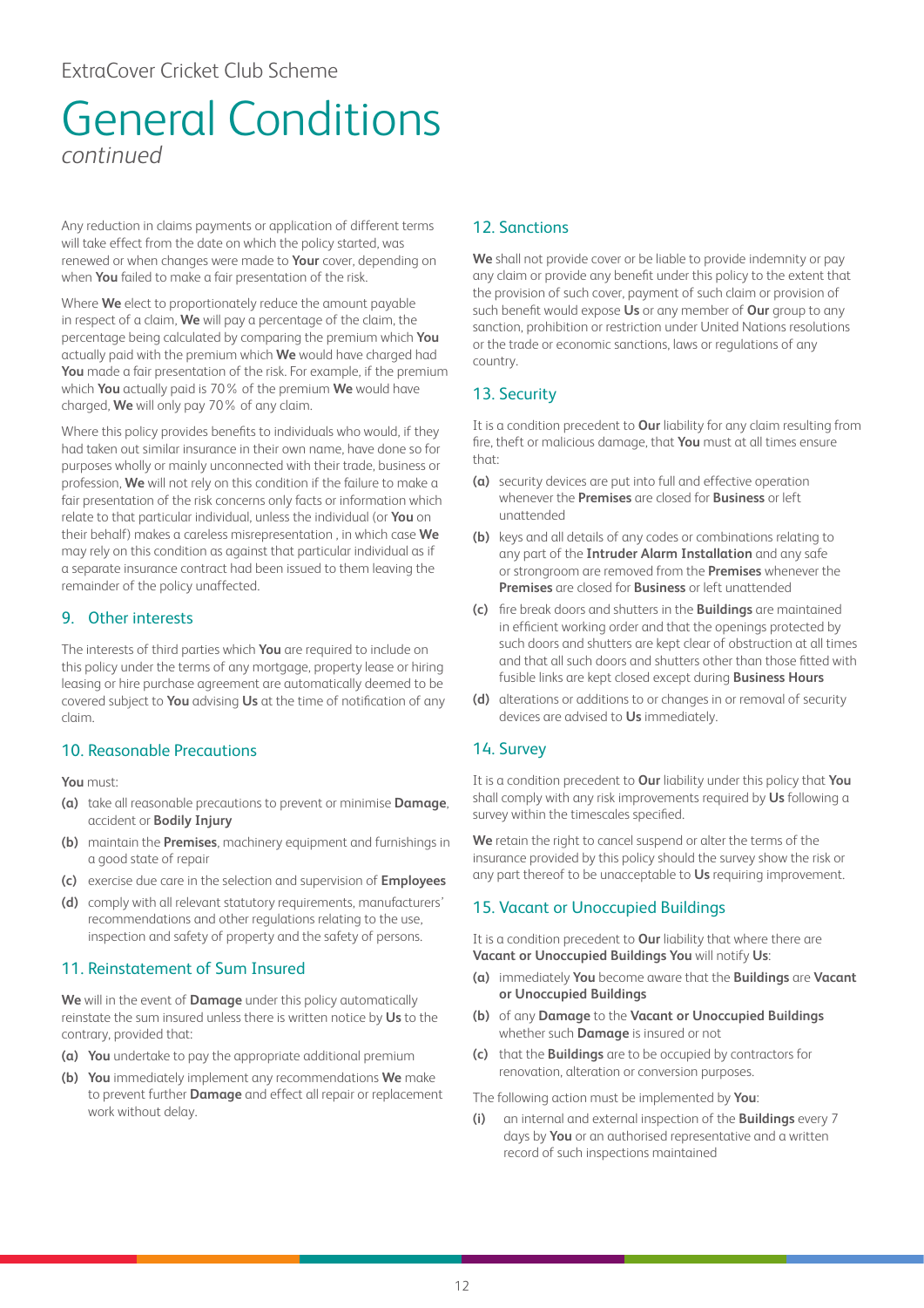# General Conditions

*continued*

Any reduction in claims payments or application of different terms will take effect from the date on which the policy started, was renewed or when changes were made to **Your** cover, depending on when **You** failed to make a fair presentation of the risk.

Where **We** elect to proportionately reduce the amount payable in respect of a claim, **We** will pay a percentage of the claim, the percentage being calculated by comparing the premium which **You** actually paid with the premium which **We** would have charged had **You** made a fair presentation of the risk. For example, if the premium which **You** actually paid is 70% of the premium **We** would have charged, **We** will only pay 70% of any claim.

Where this policy provides benefits to individuals who would, if they had taken out similar insurance in their own name, have done so for purposes wholly or mainly unconnected with their trade, business or profession, **We** will not rely on this condition if the failure to make a fair presentation of the risk concerns only facts or information which relate to that particular individual, unless the individual (or **You** on their behalf) makes a careless misrepresentation , in which case **We** may rely on this condition as against that particular individual as if a separate insurance contract had been issued to them leaving the remainder of the policy unaffected.

## 9. Other interests

The interests of third parties which **You** are required to include on this policy under the terms of any mortgage, property lease or hiring leasing or hire purchase agreement are automatically deemed to be covered subject to **You** advising **Us** at the time of notification of any claim.

## 10. Reasonable Precautions

**You** must:

- **(a)** take all reasonable precautions to prevent or minimise **Damage**, accident or **Bodily Injury**
- **(b)** maintain the **Premises**, machinery equipment and furnishings in a good state of repair
- **(c)** exercise due care in the selection and supervision of **Employees**
- **(d)** comply with all relevant statutory requirements, manufacturers' recommendations and other regulations relating to the use, inspection and safety of property and the safety of persons.

## 11. Reinstatement of Sum Insured

**We** will in the event of **Damage** under this policy automatically reinstate the sum insured unless there is written notice by **Us** to the contrary, provided that:

- **(a)** **You** undertake to pay the appropriate additional premium
- **(b)** **You** immediately implement any recommendations **We** make to prevent further **Damage** and effect all repair or replacement work without delay.

## 12. Sanctions

**We** shall not provide cover or be liable to provide indemnity or pay any claim or provide any benefit under this policy to the extent that the provision of such cover, payment of such claim or provision of such benefit would expose **Us** or any member of **Our** group to any sanction, prohibition or restriction under United Nations resolutions or the trade or economic sanctions, laws or regulations of any country.

## 13. Security

It is a condition precedent to **Our** liability for any claim resulting from fire, theft or malicious damage, that **You** must at all times ensure that:

- **(a)** security devices are put into full and effective operation whenever the **Premises** are closed for **Business** or left unattended
- **(b)** keys and all details of any codes or combinations relating to any part of the **Intruder Alarm Installation** and any safe or strongroom are removed from the **Premises** whenever the **Premises** are closed for **Business** or left unattended
- **(c)** fire break doors and shutters in the **Buildings** are maintained in efficient working order and that the openings protected by such doors and shutters are kept clear of obstruction at all times and that all such doors and shutters other than those fitted with fusible links are kept closed except during **Business Hours**
- **(d)** alterations or additions to or changes in or removal of security devices are advised to **Us** immediately.

## 14. Survey

It is a condition precedent to **Our** liability under this policy that **You** shall comply with any risk improvements required by **Us** following a survey within the timescales specified.

**We** retain the right to cancel suspend or alter the terms of the insurance provided by this policy should the survey show the risk or any part thereof to be unacceptable to **Us** requiring improvement.

## 15. Vacant or Unoccupied Buildings

It is a condition precedent to **Our** liability that where there are **Vacant or Unoccupied Buildings You** will notify **Us**:

- **(a)** immediately **You** become aware that the **Buildings** are **Vacant or Unoccupied Buildings**
- **(b)** of any **Damage** to the **Vacant or Unoccupied Buildings** whether such **Damage** is insured or not
- **(c)** that the **Buildings** are to be occupied by contractors for renovation, alteration or conversion purposes.

The following action must be implemented by **You**:

- **(i)** an internal and external inspection of the **Buildings** every 7 days by **You** or an authorised representative and a written record of such inspections maintained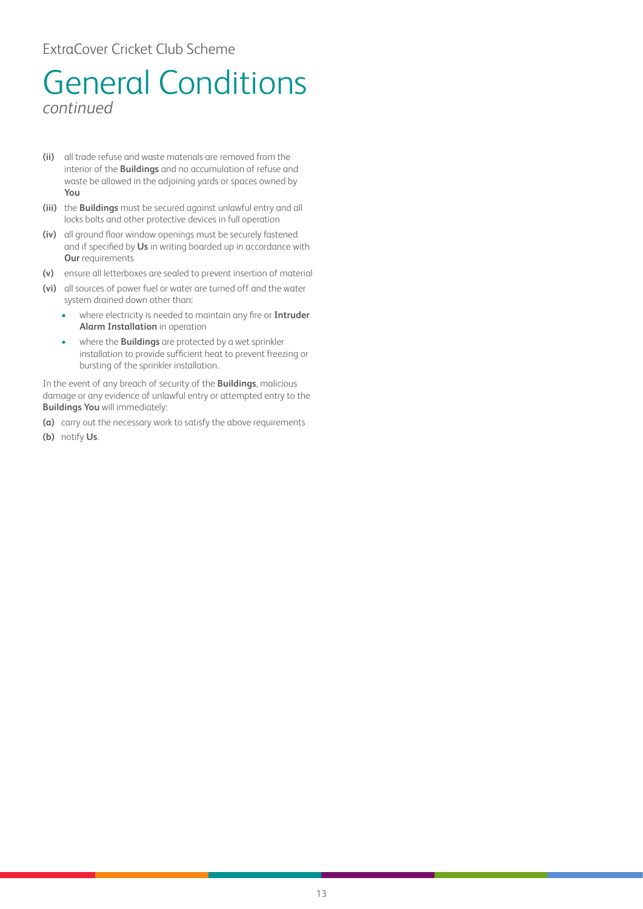# General Conditions

*continued*

**(ii)** all trade refuse and waste materials are removed from the interior of the **Buildings** and no accumulation of refuse and waste be allowed in the adjoining yards or spaces owned by **You**

**(iii)** the **Buildings** must be secured against unlawful entry and all locks bolts and other protective devices in full operation

**(iv)** all ground floor window openings must be securely fastened and if specified by **Us** in writing boarded up in accordance with **Our** requirements

**(v)** ensure all letterboxes are sealed to prevent insertion of material

**(vi)** all sources of power fuel or water are turned off and the water system drained down other than:

- where electricity is needed to maintain any fire or **Intruder Alarm Installation** in operation
- where the **Buildings** are protected by a wet sprinkler installation to provide sufficient heat to prevent freezing or bursting of the sprinkler installation.

In the event of any breach of security of the **Buildings**, malicious damage or any evidence of unlawful entry or attempted entry to the **Buildings You** will immediately:

**(a)** carry out the necessary work to satisfy the above requirements

**(b)** notify **Us**.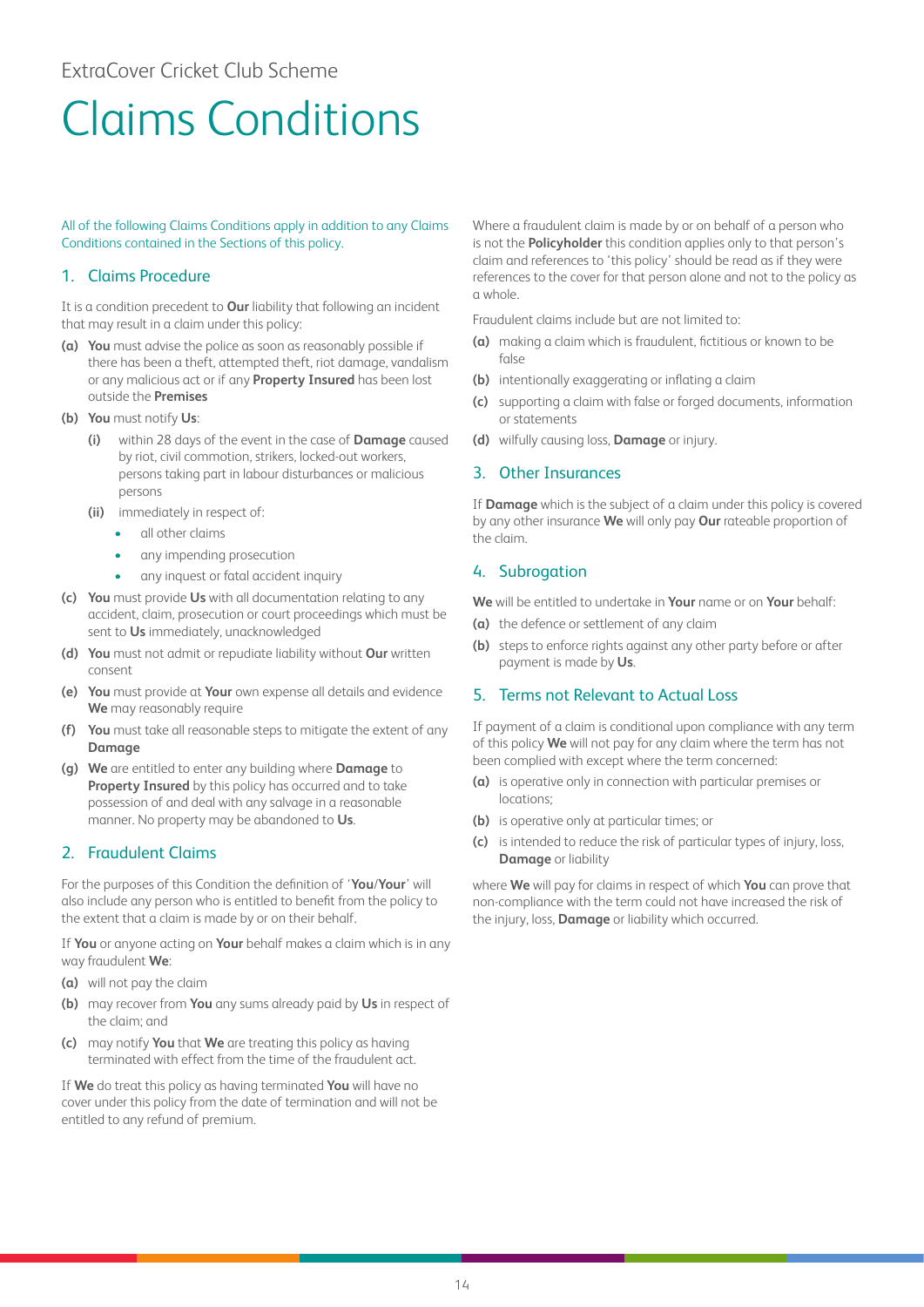ExtraCover Cricket Club Scheme

# Claims Conditions

All of the following Claims Conditions apply in addition to any Claims Conditions contained in the Sections of this policy.

## 1. Claims Procedure

It is a condition precedent to **Our** liability that following an incident that may result in a claim under this policy:

**(a)** **You** must advise the police as soon as reasonably possible if there has been a theft, attempted theft, riot damage, vandalism or any malicious act or if any **Property Insured** has been lost outside the **Premises**

**(b)** **You** must notify **Us**:

- **(i)** within 28 days of the event in the case of **Damage** caused by riot, civil commotion, strikers, locked-out workers, persons taking part in labour disturbances or malicious persons
- **(ii)** immediately in respect of:
  - all other claims
  - any impending prosecution
  - any inquest or fatal accident inquiry

**(c)** **You** must provide **Us** with all documentation relating to any accident, claim, prosecution or court proceedings which must be sent to **Us** immediately, unacknowledged

**(d)** **You** must not admit or repudiate liability without **Our** written consent

**(e)** **You** must provide at **Your** own expense all details and evidence **We** may reasonably require

**(f)** **You** must take all reasonable steps to mitigate the extent of any **Damage**

**(g)** **We** are entitled to enter any building where **Damage** to **Property Insured** by this policy has occurred and to take possession of and deal with any salvage in a reasonable manner. No property may be abandoned to **Us**.

## 2. Fraudulent Claims

For the purposes of this Condition the definition of '**You**/**Your**' will also include any person who is entitled to benefit from the policy to the extent that a claim is made by or on their behalf.

If **You** or anyone acting on **Your** behalf makes a claim which is in any way fraudulent **We**:

**(a)** will not pay the claim

**(b)** may recover from **You** any sums already paid by **Us** in respect of the claim; and

**(c)** may notify **You** that **We** are treating this policy as having terminated with effect from the time of the fraudulent act.

If **We** do treat this policy as having terminated **You** will have no cover under this policy from the date of termination and will not be entitled to any refund of premium.

Where a fraudulent claim is made by or on behalf of a person who is not the **Policyholder** this condition applies only to that person's claim and references to 'this policy' should be read as if they were references to the cover for that person alone and not to the policy as a whole.

Fraudulent claims include but are not limited to:

**(a)** making a claim which is fraudulent, fictitious or known to be false

**(b)** intentionally exaggerating or inflating a claim

**(c)** supporting a claim with false or forged documents, information or statements

**(d)** wilfully causing loss, **Damage** or injury.

## 3. Other Insurances

If **Damage** which is the subject of a claim under this policy is covered by any other insurance **We** will only pay **Our** rateable proportion of the claim.

## 4. Subrogation

**We** will be entitled to undertake in **Your** name or on **Your** behalf:

**(a)** the defence or settlement of any claim

**(b)** steps to enforce rights against any other party before or after payment is made by **Us**.

## 5. Terms not Relevant to Actual Loss

If payment of a claim is conditional upon compliance with any term of this policy **We** will not pay for any claim where the term has not been complied with except where the term concerned:

**(a)** is operative only in connection with particular premises or locations;

**(b)** is operative only at particular times; or

**(c)** is intended to reduce the risk of particular types of injury, loss, **Damage** or liability

where **We** will pay for claims in respect of which **You** can prove that non-compliance with the term could not have increased the risk of the injury, loss, **Damage** or liability which occurred.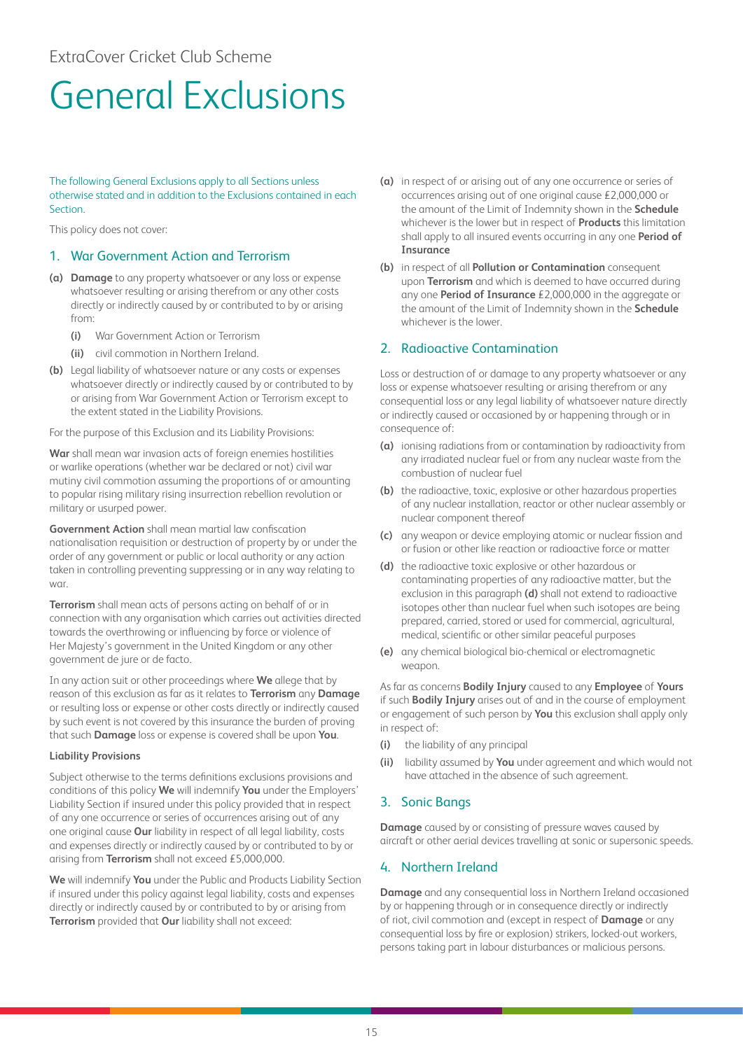ExtraCover Cricket Club Scheme

# General Exclusions

The following General Exclusions apply to all Sections unless otherwise stated and in addition to the Exclusions contained in each Section.

This policy does not cover:

## 1. War Government Action and Terrorism

**(a)** **Damage** to any property whatsoever or any loss or expense whatsoever resulting or arising therefrom or any other costs directly or indirectly caused by or contributed to by or arising from:

- **(i)** War Government Action or Terrorism
- **(ii)** civil commotion in Northern Ireland.

**(b)** Legal liability of whatsoever nature or any costs or expenses whatsoever directly or indirectly caused by or contributed to by or arising from War Government Action or Terrorism except to the extent stated in the Liability Provisions.

For the purpose of this Exclusion and its Liability Provisions:

**War** shall mean war invasion acts of foreign enemies hostilities or warlike operations (whether war be declared or not) civil war mutiny civil commotion assuming the proportions of or amounting to popular rising military rising insurrection rebellion revolution or military or usurped power.

**Government Action** shall mean martial law confiscation nationalisation requisition or destruction of property by or under the order of any government or public or local authority or any action taken in controlling preventing suppressing or in any way relating to war.

**Terrorism** shall mean acts of persons acting on behalf of or in connection with any organisation which carries out activities directed towards the overthrowing or influencing by force or violence of Her Majesty's government in the United Kingdom or any other government de jure or de facto.

In any action suit or other proceedings where **We** allege that by reason of this exclusion as far as it relates to **Terrorism** any **Damage** or resulting loss or expense or other costs directly or indirectly caused by such event is not covered by this insurance the burden of proving that such **Damage** loss or expense is covered shall be upon **You**.

**Liability Provisions**

Subject otherwise to the terms definitions exclusions provisions and conditions of this policy **We** will indemnify **You** under the Employers' Liability Section if insured under this policy provided that in respect of any one occurrence or series of occurrences arising out of any one original cause **Our** liability in respect of all legal liability, costs and expenses directly or indirectly caused by or contributed to by or arising from **Terrorism** shall not exceed £5,000,000.

**We** will indemnify **You** under the Public and Products Liability Section if insured under this policy against legal liability, costs and expenses directly or indirectly caused by or contributed to by or arising from **Terrorism** provided that **Our** liability shall not exceed:

**(a)** in respect of or arising out of any one occurrence or series of occurrences arising out of one original cause £2,000,000 or the amount of the Limit of Indemnity shown in the **Schedule** whichever is the lower but in respect of **Products** this limitation shall apply to all insured events occurring in any one **Period of Insurance**

**(b)** in respect of all **Pollution or Contamination** consequent upon **Terrorism** and which is deemed to have occurred during any one **Period of Insurance** £2,000,000 in the aggregate or the amount of the Limit of Indemnity shown in the **Schedule** whichever is the lower.

## 2. Radioactive Contamination

Loss or destruction of or damage to any property whatsoever or any loss or expense whatsoever resulting or arising therefrom or any consequential loss or any legal liability of whatsoever nature directly or indirectly caused or occasioned by or happening through or in consequence of:

**(a)** ionising radiations from or contamination by radioactivity from any irradiated nuclear fuel or from any nuclear waste from the combustion of nuclear fuel

**(b)** the radioactive, toxic, explosive or other hazardous properties of any nuclear installation, reactor or other nuclear assembly or nuclear component thereof

**(c)** any weapon or device employing atomic or nuclear fission and or fusion or other like reaction or radioactive force or matter

**(d)** the radioactive toxic explosive or other hazardous or contaminating properties of any radioactive matter, but the exclusion in this paragraph **(d)** shall not extend to radioactive isotopes other than nuclear fuel when such isotopes are being prepared, carried, stored or used for commercial, agricultural, medical, scientific or other similar peaceful purposes

**(e)** any chemical biological bio-chemical or electromagnetic weapon.

As far as concerns **Bodily Injury** caused to any **Employee** of **Yours** if such **Bodily Injury** arises out of and in the course of employment or engagement of such person by **You** this exclusion shall apply only in respect of:

- **(i)** the liability of any principal
- **(ii)** liability assumed by **You** under agreement and which would not have attached in the absence of such agreement.

## 3. Sonic Bangs

**Damage** caused by or consisting of pressure waves caused by aircraft or other aerial devices travelling at sonic or supersonic speeds.

## 4. Northern Ireland

**Damage** and any consequential loss in Northern Ireland occasioned by or happening through or in consequence directly or indirectly of riot, civil commotion and (except in respect of **Damage** or any consequential loss by fire or explosion) strikers, locked-out workers, persons taking part in labour disturbances or malicious persons.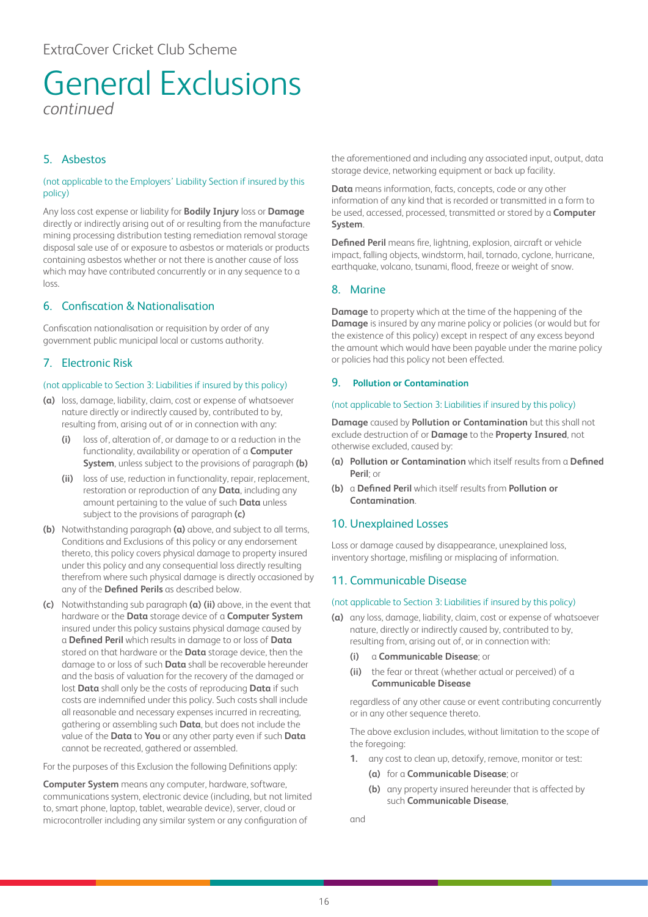# General Exclusions

*continued*

## 5. Asbestos

(not applicable to the Employers' Liability Section if insured by this policy)

Any loss cost expense or liability for **Bodily Injury** loss or **Damage** directly or indirectly arising out of or resulting from the manufacture mining processing distribution testing remediation removal storage disposal sale use of or exposure to asbestos or materials or products containing asbestos whether or not there is another cause of loss which may have contributed concurrently or in any sequence to a loss.

## 6. Confiscation & Nationalisation

Confiscation nationalisation or requisition by order of any government public municipal local or customs authority.

## 7. Electronic Risk

(not applicable to Section 3: Liabilities if insured by this policy)

**(a)** loss, damage, liability, claim, cost or expense of whatsoever nature directly or indirectly caused by, contributed to by, resulting from, arising out of or in connection with any:

- **(i)** loss of, alteration of, or damage to or a reduction in the functionality, availability or operation of a **Computer System**, unless subject to the provisions of paragraph **(b)**
- **(ii)** loss of use, reduction in functionality, repair, replacement, restoration or reproduction of any **Data**, including any amount pertaining to the value of such **Data** unless subject to the provisions of paragraph **(c)**

**(b)** Notwithstanding paragraph **(a)** above, and subject to all terms, Conditions and Exclusions of this policy or any endorsement thereto, this policy covers physical damage to property insured under this policy and any consequential loss directly resulting therefrom where such physical damage is directly occasioned by any of the **Defined Perils** as described below.

**(c)** Notwithstanding sub paragraph **(a) (ii)** above, in the event that hardware or the **Data** storage device of a **Computer System** insured under this policy sustains physical damage caused by a **Defined Peril** which results in damage to or loss of **Data** stored on that hardware or the **Data** storage device, then the damage to or loss of such **Data** shall be recoverable hereunder and the basis of valuation for the recovery of the damaged or lost **Data** shall only be the costs of reproducing **Data** if such costs are indemnified under this policy. Such costs shall include all reasonable and necessary expenses incurred in recreating, gathering or assembling such **Data**, but does not include the value of the **Data** to **You** or any other party even if such **Data** cannot be recreated, gathered or assembled.

For the purposes of this Exclusion the following Definitions apply:

**Computer System** means any computer, hardware, software, communications system, electronic device (including, but not limited to, smart phone, laptop, tablet, wearable device), server, cloud or microcontroller including any similar system or any configuration of the aforementioned and including any associated input, output, data storage device, networking equipment or back up facility.

**Data** means information, facts, concepts, code or any other information of any kind that is recorded or transmitted in a form to be used, accessed, processed, transmitted or stored by a **Computer System**.

**Defined Peril** means fire, lightning, explosion, aircraft or vehicle impact, falling objects, windstorm, hail, tornado, cyclone, hurricane, earthquake, volcano, tsunami, flood, freeze or weight of snow.

## 8. Marine

**Damage** to property which at the time of the happening of the **Damage** is insured by any marine policy or policies (or would but for the existence of this policy) except in respect of any excess beyond the amount which would have been payable under the marine policy or policies had this policy not been effected.

## 9. Pollution or Contamination

(not applicable to Section 3: Liabilities if insured by this policy)

**Damage** caused by **Pollution or Contamination** but this shall not exclude destruction of or **Damage** to the **Property Insured**, not otherwise excluded, caused by:

**(a)** **Pollution or Contamination** which itself results from a **Defined Peril**; or

**(b)** a **Defined Peril** which itself results from **Pollution or Contamination**.

## 10. Unexplained Losses

Loss or damage caused by disappearance, unexplained loss, inventory shortage, misfiling or misplacing of information.

## 11. Communicable Disease

(not applicable to Section 3: Liabilities if insured by this policy)

**(a)** any loss, damage, liability, claim, cost or expense of whatsoever nature, directly or indirectly caused by, contributed to by, resulting from, arising out of, or in connection with:

- **(i)** a **Communicable Disease**; or
- **(ii)** the fear or threat (whether actual or perceived) of a **Communicable Disease**

regardless of any other cause or event contributing concurrently or in any other sequence thereto.

The above exclusion includes, without limitation to the scope of the foregoing:

1. any cost to clean up, detoxify, remove, monitor or test:
   - **(a)** for a **Communicable Disease**; or
   - **(b)** any property insured hereunder that is affected by such **Communicable Disease**,

and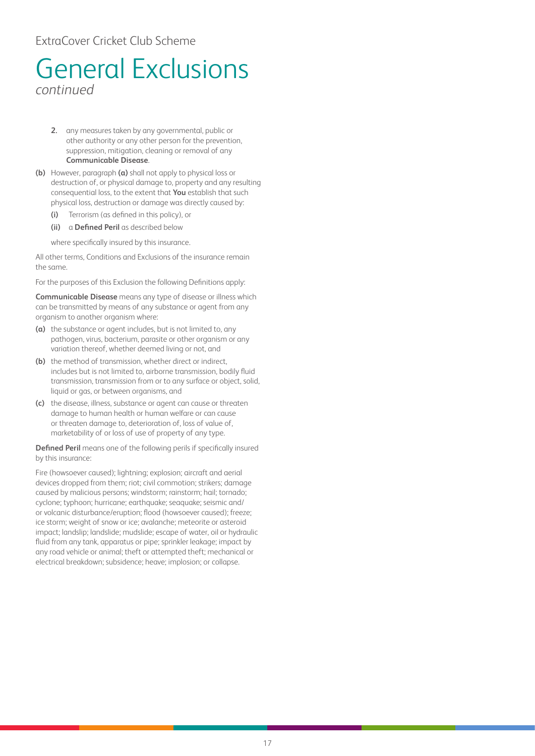ExtraCover Cricket Club Scheme

# General Exclusions

*continued*

2. any measures taken by any governmental, public or other authority or any other person for the prevention, suppression, mitigation, cleaning or removal of any **Communicable Disease**.

**(b)** However, paragraph **(a)** shall not apply to physical loss or destruction of, or physical damage to, property and any resulting consequential loss, to the extent that **You** establish that such physical loss, destruction or damage was directly caused by:

**(i)** Terrorism (as defined in this policy), or

**(ii)** a **Defined Peril** as described below

where specifically insured by this insurance.

All other terms, Conditions and Exclusions of the insurance remain the same.

For the purposes of this Exclusion the following Definitions apply:

**Communicable Disease** means any type of disease or illness which can be transmitted by means of any substance or agent from any organism to another organism where:

**(a)** the substance or agent includes, but is not limited to, any pathogen, virus, bacterium, parasite or other organism or any variation thereof, whether deemed living or not, and

**(b)** the method of transmission, whether direct or indirect, includes but is not limited to, airborne transmission, bodily fluid transmission, transmission from or to any surface or object, solid, liquid or gas, or between organisms, and

**(c)** the disease, illness, substance or agent can cause or threaten damage to human health or human welfare or can cause or threaten damage to, deterioration of, loss of value of, marketability of or loss of use of property of any type.

**Defined Peril** means one of the following perils if specifically insured by this insurance:

Fire (howsoever caused); lightning; explosion; aircraft and aerial devices dropped from them; riot; civil commotion; strikers; damage caused by malicious persons; windstorm; rainstorm; hail; tornado; cyclone; typhoon; hurricane; earthquake; seaquake; seismic and/or volcanic disturbance/eruption; flood (howsoever caused); freeze; ice storm; weight of snow or ice; avalanche; meteorite or asteroid impact; landslip; landslide; mudslide; escape of water, oil or hydraulic fluid from any tank, apparatus or pipe; sprinkler leakage; impact by any road vehicle or animal; theft or attempted theft; mechanical or electrical breakdown; subsidence; heave; implosion; or collapse.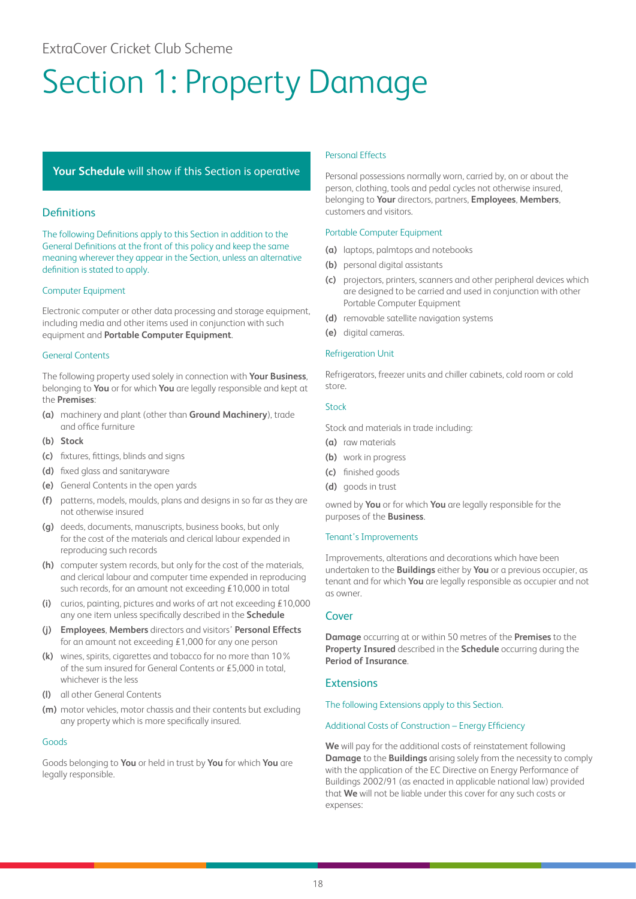ExtraCover Cricket Club Scheme

# Section 1: Property Damage

**Your Schedule** will show if this Section is operative

## Definitions

The following Definitions apply to this Section in addition to the General Definitions at the front of this policy and keep the same meaning wherever they appear in the Section, unless an alternative definition is stated to apply.

### Computer Equipment

Electronic computer or other data processing and storage equipment, including media and other items used in conjunction with such equipment and **Portable Computer Equipment**.

### General Contents

The following property used solely in connection with **Your Business**, belonging to **You** or for which **You** are legally responsible and kept at the **Premises**:

- **(a)** machinery and plant (other than **Ground Machinery**), trade and office furniture
- **(b)** **Stock**
- **(c)** fixtures, fittings, blinds and signs
- **(d)** fixed glass and sanitaryware
- **(e)** General Contents in the open yards
- **(f)** patterns, models, moulds, plans and designs in so far as they are not otherwise insured
- **(g)** deeds, documents, manuscripts, business books, but only for the cost of the materials and clerical labour expended in reproducing such records
- **(h)** computer system records, but only for the cost of the materials, and clerical labour and computer time expended in reproducing such records, for an amount not exceeding £10,000 in total
- **(i)** curios, painting, pictures and works of art not exceeding £10,000 any one item unless specifically described in the **Schedule**
- **(j)** **Employees**, **Members** directors and visitors' **Personal Effects** for an amount not exceeding £1,000 for any one person
- **(k)** wines, spirits, cigarettes and tobacco for no more than 10% of the sum insured for General Contents or £5,000 in total, whichever is the less
- **(l)** all other General Contents
- **(m)** motor vehicles, motor chassis and their contents but excluding any property which is more specifically insured.

### Goods

Goods belonging to **You** or held in trust by **You** for which **You** are legally responsible.

### Personal Effects

Personal possessions normally worn, carried by, on or about the person, clothing, tools and pedal cycles not otherwise insured, belonging to **Your** directors, partners, **Employees**, **Members**, customers and visitors.

### Portable Computer Equipment

- **(a)** laptops, palmtops and notebooks
- **(b)** personal digital assistants
- **(c)** projectors, printers, scanners and other peripheral devices which are designed to be carried and used in conjunction with other Portable Computer Equipment
- **(d)** removable satellite navigation systems
- **(e)** digital cameras.

### Refrigeration Unit

Refrigerators, freezer units and chiller cabinets, cold room or cold store.

### Stock

Stock and materials in trade including:

- **(a)** raw materials
- **(b)** work in progress
- **(c)** finished goods
- **(d)** goods in trust

owned by **You** or for which **You** are legally responsible for the purposes of the **Business**.

### Tenant's Improvements

Improvements, alterations and decorations which have been undertaken to the **Buildings** either by **You** or a previous occupier, as tenant and for which **You** are legally responsible as occupier and not as owner.

## Cover

**Damage** occurring at or within 50 metres of the **Premises** to the **Property Insured** described in the **Schedule** occurring during the **Period of Insurance**.

## Extensions

The following Extensions apply to this Section.

### Additional Costs of Construction – Energy Efficiency

**We** will pay for the additional costs of reinstatement following **Damage** to the **Buildings** arising solely from the necessity to comply with the application of the EC Directive on Energy Performance of Buildings 2002/91 (as enacted in applicable national law) provided that **We** will not be liable under this cover for any such costs or expenses: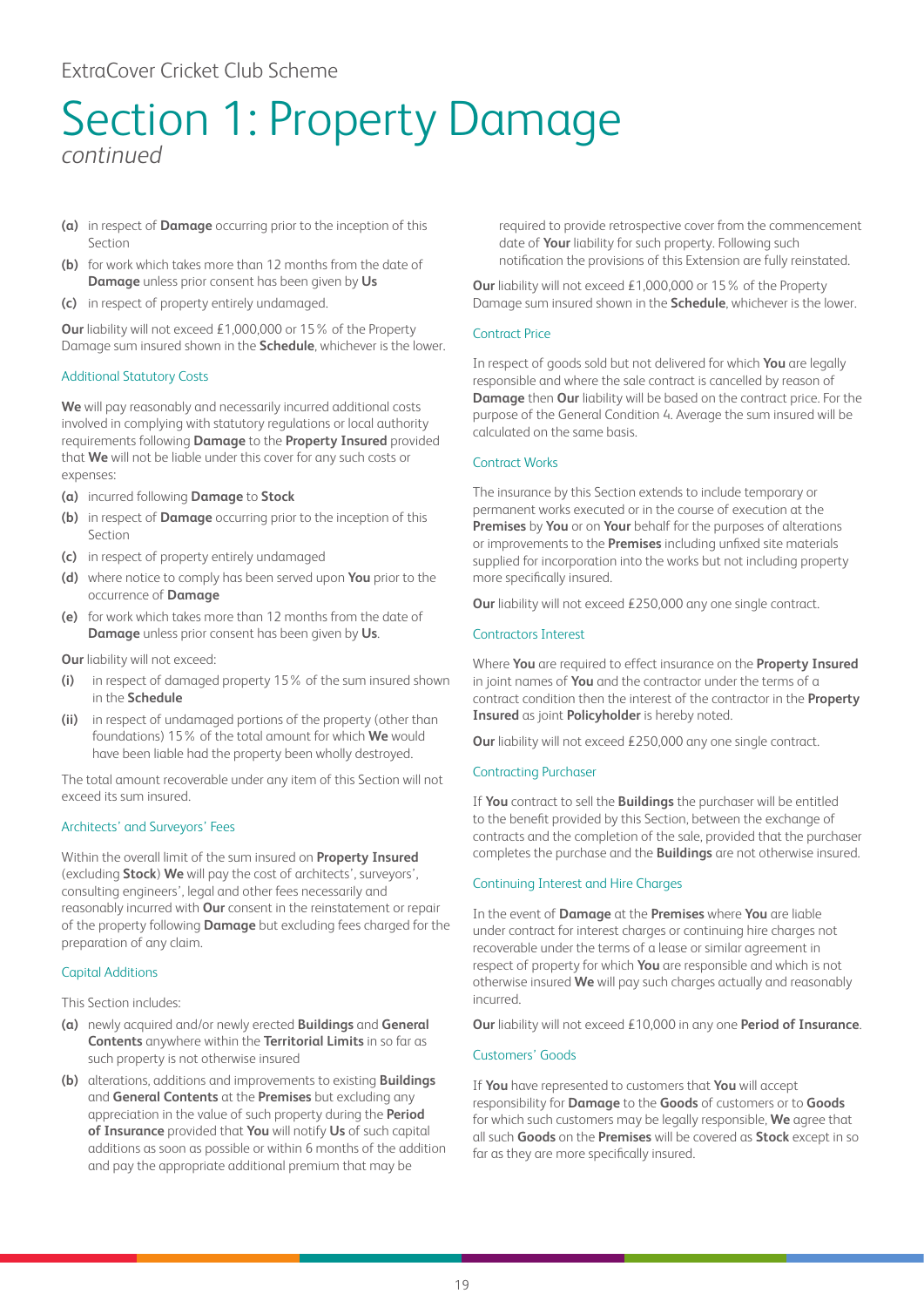# Section 1: Property Damage

*continued*

**(a)** in respect of **Damage** occurring prior to the inception of this Section

**(b)** for work which takes more than 12 months from the date of **Damage** unless prior consent has been given by **Us**

**(c)** in respect of property entirely undamaged.

**Our** liability will not exceed £1,000,000 or 15% of the Property Damage sum insured shown in the **Schedule**, whichever is the lower.

### Additional Statutory Costs

**We** will pay reasonably and necessarily incurred additional costs involved in complying with statutory regulations or local authority requirements following **Damage** to the **Property Insured** provided that **We** will not be liable under this cover for any such costs or expenses:

**(a)** incurred following **Damage** to **Stock**

**(b)** in respect of **Damage** occurring prior to the inception of this Section

**(c)** in respect of property entirely undamaged

**(d)** where notice to comply has been served upon **You** prior to the occurrence of **Damage**

**(e)** for work which takes more than 12 months from the date of **Damage** unless prior consent has been given by **Us**.

**Our** liability will not exceed:

**(i)** in respect of damaged property 15% of the sum insured shown in the **Schedule**

**(ii)** in respect of undamaged portions of the property (other than foundations) 15% of the total amount for which **We** would have been liable had the property been wholly destroyed.

The total amount recoverable under any item of this Section will not exceed its sum insured.

### Architects' and Surveyors' Fees

Within the overall limit of the sum insured on **Property Insured** (excluding **Stock**) **We** will pay the cost of architects', surveyors', consulting engineers', legal and other fees necessarily and reasonably incurred with **Our** consent in the reinstatement or repair of the property following **Damage** but excluding fees charged for the preparation of any claim.

### Capital Additions

This Section includes:

**(a)** newly acquired and/or newly erected **Buildings** and **General Contents** anywhere within the **Territorial Limits** in so far as such property is not otherwise insured

**(b)** alterations, additions and improvements to existing **Buildings** and **General Contents** at the **Premises** but excluding any appreciation in the value of such property during the **Period of Insurance** provided that **You** will notify **Us** of such capital additions as soon as possible or within 6 months of the addition and pay the appropriate additional premium that may be required to provide retrospective cover from the commencement date of **Your** liability for such property. Following such notification the provisions of this Extension are fully reinstated.

**Our** liability will not exceed £1,000,000 or 15% of the Property Damage sum insured shown in the **Schedule**, whichever is the lower.

### Contract Price

In respect of goods sold but not delivered for which **You** are legally responsible and where the sale contract is cancelled by reason of **Damage** then **Our** liability will be based on the contract price. For the purpose of the General Condition 4. Average the sum insured will be calculated on the same basis.

### Contract Works

The insurance by this Section extends to include temporary or permanent works executed or in the course of execution at the **Premises** by **You** or on **Your** behalf for the purposes of alterations or improvements to the **Premises** including unfixed site materials supplied for incorporation into the works but not including property more specifically insured.

**Our** liability will not exceed £250,000 any one single contract.

### Contractors Interest

Where **You** are required to effect insurance on the **Property Insured** in joint names of **You** and the contractor under the terms of a contract condition then the interest of the contractor in the **Property Insured** as joint **Policyholder** is hereby noted.

**Our** liability will not exceed £250,000 any one single contract.

### Contracting Purchaser

If **You** contract to sell the **Buildings** the purchaser will be entitled to the benefit provided by this Section, between the exchange of contracts and the completion of the sale, provided that the purchaser completes the purchase and the **Buildings** are not otherwise insured.

### Continuing Interest and Hire Charges

In the event of **Damage** at the **Premises** where **You** are liable under contract for interest charges or continuing hire charges not recoverable under the terms of a lease or similar agreement in respect of property for which **You** are responsible and which is not otherwise insured **We** will pay such charges actually and reasonably incurred.

**Our** liability will not exceed £10,000 in any one **Period of Insurance**.

### Customers' Goods

If **You** have represented to customers that **You** will accept responsibility for **Damage** to the **Goods** of customers or to **Goods** for which such customers may be legally responsible, **We** agree that all such **Goods** on the **Premises** will be covered as **Stock** except in so far as they are more specifically insured.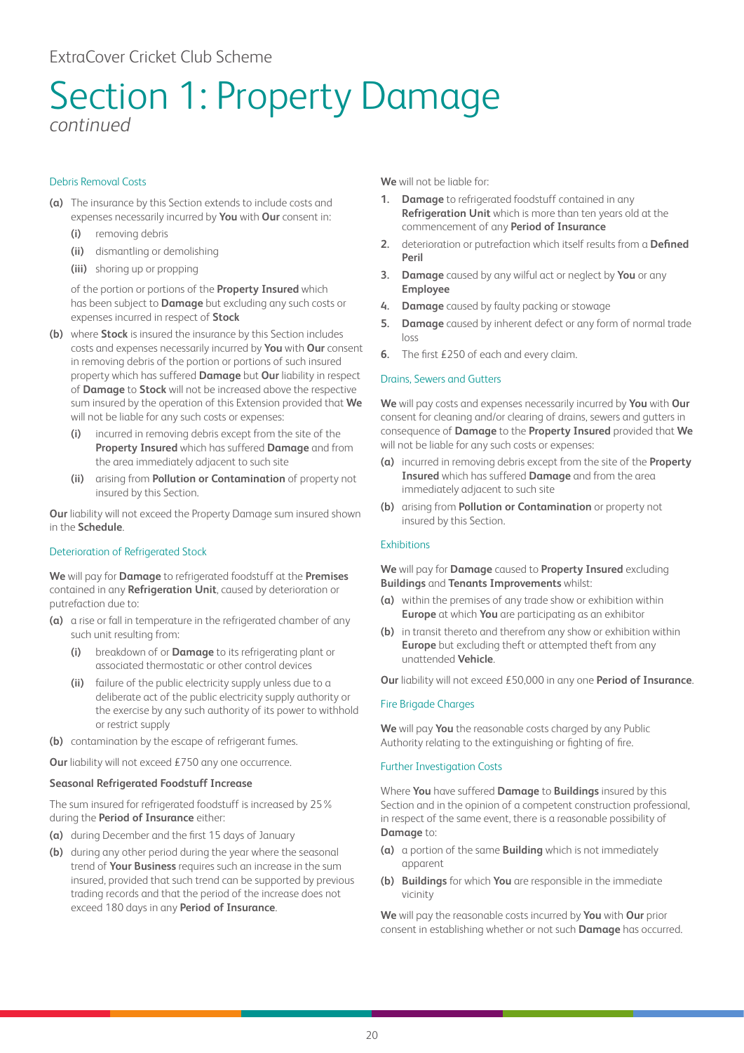# Section 1: Property Damage

*continued*

### Debris Removal Costs

**(a)** The insurance by this Section extends to include costs and expenses necessarily incurred by **You** with **Our** consent in:

- **(i)** removing debris
- **(ii)** dismantling or demolishing
- **(iii)** shoring up or propping

of the portion or portions of the **Property Insured** which has been subject to **Damage** but excluding any such costs or expenses incurred in respect of **Stock**

**(b)** where **Stock** is insured the insurance by this Section includes costs and expenses necessarily incurred by **You** with **Our** consent in removing debris of the portion or portions of such insured property which has suffered **Damage** but **Our** liability in respect of **Damage** to **Stock** will not be increased above the respective sum insured by the operation of this Extension provided that **We** will not be liable for any such costs or expenses:

- **(i)** incurred in removing debris except from the site of the **Property Insured** which has suffered **Damage** and from the area immediately adjacent to such site
- **(ii)** arising from **Pollution or Contamination** of property not insured by this Section.

**Our** liability will not exceed the Property Damage sum insured shown in the **Schedule**.

### Deterioration of Refrigerated Stock

**We** will pay for **Damage** to refrigerated foodstuff at the **Premises** contained in any **Refrigeration Unit**, caused by deterioration or putrefaction due to:

**(a)** a rise or fall in temperature in the refrigerated chamber of any such unit resulting from:

- **(i)** breakdown of or **Damage** to its refrigerating plant or associated thermostatic or other control devices
- **(ii)** failure of the public electricity supply unless due to a deliberate act of the public electricity supply authority or the exercise by any such authority of its power to withhold or restrict supply

**(b)** contamination by the escape of refrigerant fumes.

**Our** liability will not exceed £750 any one occurrence.

**Seasonal Refrigerated Foodstuff Increase**

The sum insured for refrigerated foodstuff is increased by 25% during the **Period of Insurance** either:

**(a)** during December and the first 15 days of January

**(b)** during any other period during the year where the seasonal trend of **Your Business** requires such an increase in the sum insured, provided that such trend can be supported by previous trading records and that the period of the increase does not exceed 180 days in any **Period of Insurance**.

**We** will not be liable for:

1. **Damage** to refrigerated foodstuff contained in any **Refrigeration Unit** which is more than ten years old at the commencement of any **Period of Insurance**
2. deterioration or putrefaction which itself results from a **Defined Peril**
3. **Damage** caused by any wilful act or neglect by **You** or any **Employee**
4. **Damage** caused by faulty packing or stowage
5. **Damage** caused by inherent defect or any form of normal trade loss
6. The first £250 of each and every claim.

### Drains, Sewers and Gutters

**We** will pay costs and expenses necessarily incurred by **You** with **Our** consent for cleaning and/or clearing of drains, sewers and gutters in consequence of **Damage** to the **Property Insured** provided that **We** will not be liable for any such costs or expenses:

**(a)** incurred in removing debris except from the site of the **Property Insured** which has suffered **Damage** and from the area immediately adjacent to such site

**(b)** arising from **Pollution or Contamination** or property not insured by this Section.

### Exhibitions

**We** will pay for **Damage** caused to **Property Insured** excluding **Buildings** and **Tenants Improvements** whilst:

**(a)** within the premises of any trade show or exhibition within **Europe** at which **You** are participating as an exhibitor

**(b)** in transit thereto and therefrom any show or exhibition within **Europe** but excluding theft or attempted theft from any unattended **Vehicle**.

**Our** liability will not exceed £50,000 in any one **Period of Insurance**.

### Fire Brigade Charges

**We** will pay **You** the reasonable costs charged by any Public Authority relating to the extinguishing or fighting of fire.

### Further Investigation Costs

Where **You** have suffered **Damage** to **Buildings** insured by this Section and in the opinion of a competent construction professional, in respect of the same event, there is a reasonable possibility of **Damage** to:

**(a)** a portion of the same **Building** which is not immediately apparent

**(b)** **Buildings** for which **You** are responsible in the immediate vicinity

**We** will pay the reasonable costs incurred by **You** with **Our** prior consent in establishing whether or not such **Damage** has occurred.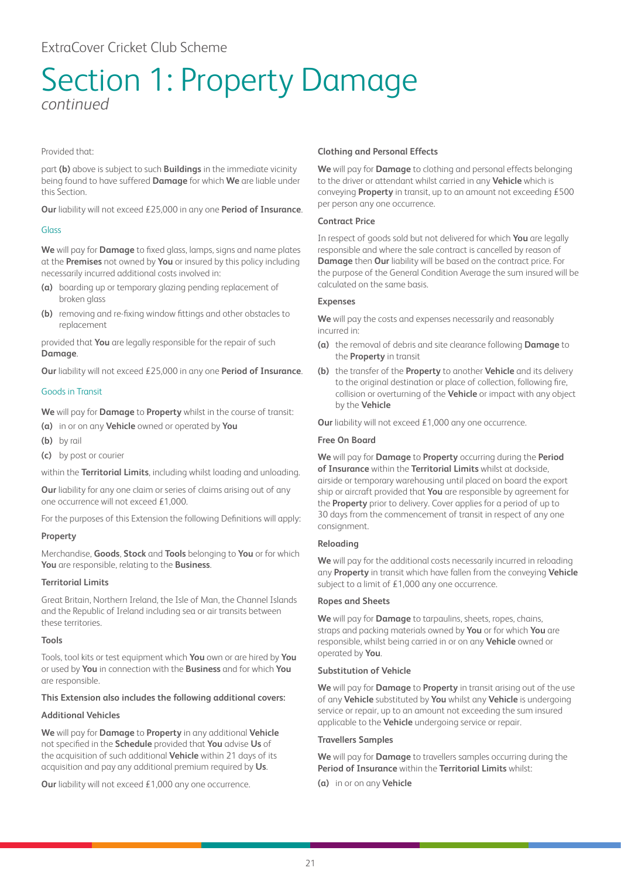ExtraCover Cricket Club Scheme

# Section 1: Property Damage

*continued*

Provided that:

part **(b)** above is subject to such **Buildings** in the immediate vicinity being found to have suffered **Damage** for which **We** are liable under this Section.

**Our** liability will not exceed £25,000 in any one **Period of Insurance**.

## Glass

**We** will pay for **Damage** to fixed glass, lamps, signs and name plates at the **Premises** not owned by **You** or insured by this policy including necessarily incurred additional costs involved in:

**(a)** boarding up or temporary glazing pending replacement of broken glass

**(b)** removing and re-fixing window fittings and other obstacles to replacement

provided that **You** are legally responsible for the repair of such **Damage**.

**Our** liability will not exceed £25,000 in any one **Period of Insurance**.

## Goods in Transit

**We** will pay for **Damage** to **Property** whilst in the course of transit:

**(a)** in or on any **Vehicle** owned or operated by **You**

**(b)** by rail

**(c)** by post or courier

within the **Territorial Limits**, including whilst loading and unloading.

**Our** liability for any one claim or series of claims arising out of any one occurrence will not exceed £1,000.

For the purposes of this Extension the following Definitions will apply:

### Property

Merchandise, **Goods**, **Stock** and **Tools** belonging to **You** or for which **You** are responsible, relating to the **Business**.

### Territorial Limits

Great Britain, Northern Ireland, the Isle of Man, the Channel Islands and the Republic of Ireland including sea or air transits between these territories.

### Tools

Tools, tool kits or test equipment which **You** own or are hired by **You** or used by **You** in connection with the **Business** and for which **You** are responsible.

**This Extension also includes the following additional covers:**

### Additional Vehicles

**We** will pay for **Damage** to **Property** in any additional **Vehicle** not specified in the **Schedule** provided that **You** advise **Us** of the acquisition of such additional **Vehicle** within 21 days of its acquisition and pay any additional premium required by **Us**.

**Our** liability will not exceed £1,000 any one occurrence.

### Clothing and Personal Effects

**We** will pay for **Damage** to clothing and personal effects belonging to the driver or attendant whilst carried in any **Vehicle** which is conveying **Property** in transit, up to an amount not exceeding £500 per person any one occurrence.

### Contract Price

In respect of goods sold but not delivered for which **You** are legally responsible and where the sale contract is cancelled by reason of **Damage** then **Our** liability will be based on the contract price. For the purpose of the General Condition Average the sum insured will be calculated on the same basis.

### Expenses

**We** will pay the costs and expenses necessarily and reasonably incurred in:

**(a)** the removal of debris and site clearance following **Damage** to the **Property** in transit

**(b)** the transfer of the **Property** to another **Vehicle** and its delivery to the original destination or place of collection, following fire, collision or overturning of the **Vehicle** or impact with any object by the **Vehicle**

**Our** liability will not exceed £1,000 any one occurrence.

### Free On Board

**We** will pay for **Damage** to **Property** occurring during the **Period of Insurance** within the **Territorial Limits** whilst at dockside, airside or temporary warehousing until placed on board the export ship or aircraft provided that **You** are responsible by agreement for the **Property** prior to delivery. Cover applies for a period of up to 30 days from the commencement of transit in respect of any one consignment.

### Reloading

**We** will pay for the additional costs necessarily incurred in reloading any **Property** in transit which have fallen from the conveying **Vehicle** subject to a limit of £1,000 any one occurrence.

### Ropes and Sheets

**We** will pay for **Damage** to tarpaulins, sheets, ropes, chains, straps and packing materials owned by **You** or for which **You** are responsible, whilst being carried in or on any **Vehicle** owned or operated by **You**.

### Substitution of Vehicle

**We** will pay for **Damage** to **Property** in transit arising out of the use of any **Vehicle** substituted by **You** whilst any **Vehicle** is undergoing service or repair, up to an amount not exceeding the sum insured applicable to the **Vehicle** undergoing service or repair.

### Travellers Samples

**We** will pay for **Damage** to travellers samples occurring during the **Period of Insurance** within the **Territorial Limits** whilst:

**(a)** in or on any **Vehicle**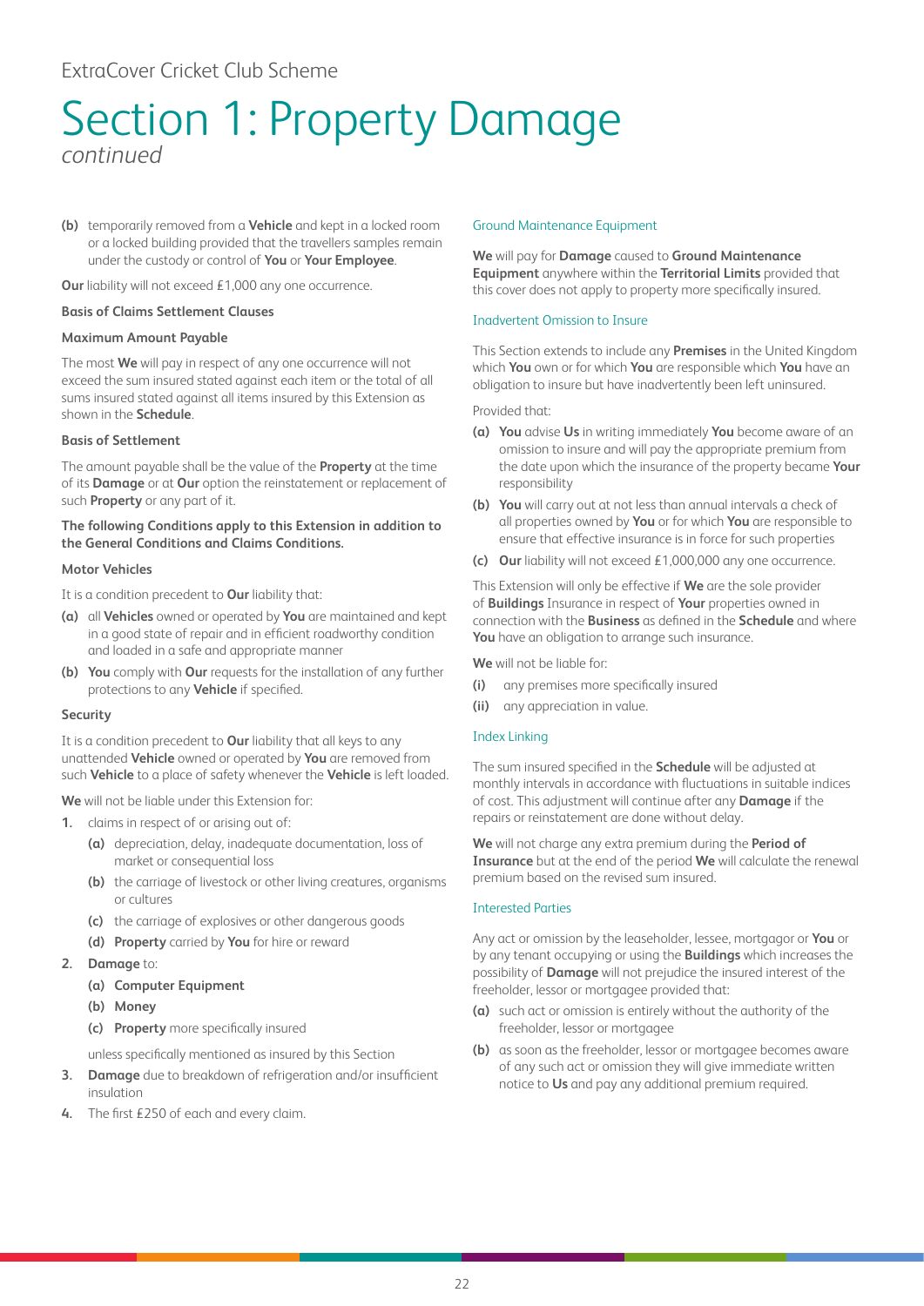# Section 1: Property Damage

*continued*

**(b)** temporarily removed from a **Vehicle** and kept in a locked room or a locked building provided that the travellers samples remain under the custody or control of **You** or **Your Employee**.

**Our** liability will not exceed £1,000 any one occurrence.

**Basis of Claims Settlement Clauses**

**Maximum Amount Payable**

The most **We** will pay in respect of any one occurrence will not exceed the sum insured stated against each item or the total of all sums insured stated against all items insured by this Extension as shown in the **Schedule**.

**Basis of Settlement**

The amount payable shall be the value of the **Property** at the time of its **Damage** or at **Our** option the reinstatement or replacement of such **Property** or any part of it.

**The following Conditions apply to this Extension in addition to the General Conditions and Claims Conditions.**

**Motor Vehicles**

It is a condition precedent to **Our** liability that:

**(a)** all **Vehicles** owned or operated by **You** are maintained and kept in a good state of repair and in efficient roadworthy condition and loaded in a safe and appropriate manner

**(b)** **You** comply with **Our** requests for the installation of any further protections to any **Vehicle** if specified.

**Security**

It is a condition precedent to **Our** liability that all keys to any unattended **Vehicle** owned or operated by **You** are removed from such **Vehicle** to a place of safety whenever the **Vehicle** is left loaded.

**We** will not be liable under this Extension for:

1. claims in respect of or arising out of:
   - **(a)** depreciation, delay, inadequate documentation, loss of market or consequential loss
   - **(b)** the carriage of livestock or other living creatures, organisms or cultures
   - **(c)** the carriage of explosives or other dangerous goods
   - **(d)** **Property** carried by **You** for hire or reward
2. **Damage** to:
   - **(a)** **Computer Equipment**
   - **(b)** **Money**
   - **(c)** **Property** more specifically insured

   unless specifically mentioned as insured by this Section
3. **Damage** due to breakdown of refrigeration and/or insufficient insulation
4. The first £250 of each and every claim.

### Ground Maintenance Equipment

**We** will pay for **Damage** caused to **Ground Maintenance Equipment** anywhere within the **Territorial Limits** provided that this cover does not apply to property more specifically insured.

### Inadvertent Omission to Insure

This Section extends to include any **Premises** in the United Kingdom which **You** own or for which **You** are responsible which **You** have an obligation to insure but have inadvertently been left uninsured.

Provided that:

**(a)** **You** advise **Us** in writing immediately **You** become aware of an omission to insure and will pay the appropriate premium from the date upon which the insurance of the property became **Your** responsibility

**(b)** **You** will carry out at not less than annual intervals a check of all properties owned by **You** or for which **You** are responsible to ensure that effective insurance is in force for such properties

**(c)** **Our** liability will not exceed £1,000,000 any one occurrence.

This Extension will only be effective if **We** are the sole provider of **Buildings** Insurance in respect of **Your** properties owned in connection with the **Business** as defined in the **Schedule** and where **You** have an obligation to arrange such insurance.

**We** will not be liable for:

**(i)** any premises more specifically insured

**(ii)** any appreciation in value.

### Index Linking

The sum insured specified in the **Schedule** will be adjusted at monthly intervals in accordance with fluctuations in suitable indices of cost. This adjustment will continue after any **Damage** if the repairs or reinstatement are done without delay.

**We** will not charge any extra premium during the **Period of Insurance** but at the end of the period **We** will calculate the renewal premium based on the revised sum insured.

### Interested Parties

Any act or omission by the leaseholder, lessee, mortgagor or **You** or by any tenant occupying or using the **Buildings** which increases the possibility of **Damage** will not prejudice the insured interest of the freeholder, lessor or mortgagee provided that:

**(a)** such act or omission is entirely without the authority of the freeholder, lessor or mortgagee

**(b)** as soon as the freeholder, lessor or mortgagee becomes aware of any such act or omission they will give immediate written notice to **Us** and pay any additional premium required.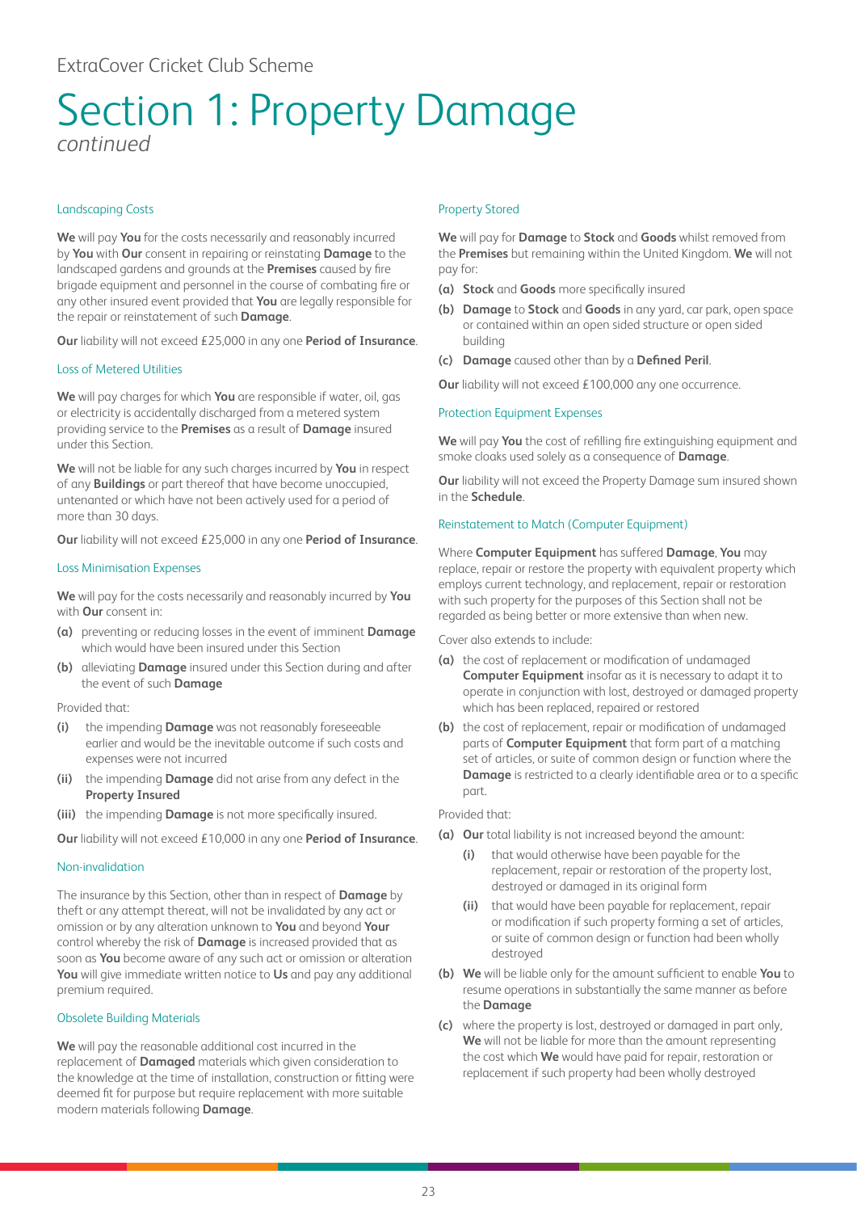ExtraCover Cricket Club Scheme

# Section 1: Property Damage

*continued*

### Landscaping Costs

**We** will pay **You** for the costs necessarily and reasonably incurred by **You** with **Our** consent in repairing or reinstating **Damage** to the landscaped gardens and grounds at the **Premises** caused by fire brigade equipment and personnel in the course of combating fire or any other insured event provided that **You** are legally responsible for the repair or reinstatement of such **Damage**.

**Our** liability will not exceed £25,000 in any one **Period of Insurance**.

### Loss of Metered Utilities

**We** will pay charges for which **You** are responsible if water, oil, gas or electricity is accidentally discharged from a metered system providing service to the **Premises** as a result of **Damage** insured under this Section.

**We** will not be liable for any such charges incurred by **You** in respect of any **Buildings** or part thereof that have become unoccupied, untenanted or which have not been actively used for a period of more than 30 days.

**Our** liability will not exceed £25,000 in any one **Period of Insurance**.

### Loss Minimisation Expenses

**We** will pay for the costs necessarily and reasonably incurred by **You** with **Our** consent in:

**(a)** preventing or reducing losses in the event of imminent **Damage** which would have been insured under this Section

**(b)** alleviating **Damage** insured under this Section during and after the event of such **Damage**

Provided that:

**(i)** the impending **Damage** was not reasonably foreseeable earlier and would be the inevitable outcome if such costs and expenses were not incurred

**(ii)** the impending **Damage** did not arise from any defect in the **Property Insured**

**(iii)** the impending **Damage** is not more specifically insured.

**Our** liability will not exceed £10,000 in any one **Period of Insurance**.

### Non-invalidation

The insurance by this Section, other than in respect of **Damage** by theft or any attempt thereat, will not be invalidated by any act or omission or by any alteration unknown to **You** and beyond **Your** control whereby the risk of **Damage** is increased provided that as soon as **You** become aware of any such act or omission or alteration **You** will give immediate written notice to **Us** and pay any additional premium required.

### Obsolete Building Materials

**We** will pay the reasonable additional cost incurred in the replacement of **Damaged** materials which given consideration to the knowledge at the time of installation, construction or fitting were deemed fit for purpose but require replacement with more suitable modern materials following **Damage**.

### Property Stored

**We** will pay for **Damage** to **Stock** and **Goods** whilst removed from the **Premises** but remaining within the United Kingdom. **We** will not pay for:

**(a)** **Stock** and **Goods** more specifically insured

**(b)** **Damage** to **Stock** and **Goods** in any yard, car park, open space or contained within an open sided structure or open sided building

**(c)** **Damage** caused other than by a **Defined Peril**.

**Our** liability will not exceed £100,000 any one occurrence.

### Protection Equipment Expenses

**We** will pay **You** the cost of refilling fire extinguishing equipment and smoke cloaks used solely as a consequence of **Damage**.

**Our** liability will not exceed the Property Damage sum insured shown in the **Schedule**.

### Reinstatement to Match (Computer Equipment)

Where **Computer Equipment** has suffered **Damage**, **You** may replace, repair or restore the property with equivalent property which employs current technology, and replacement, repair or restoration with such property for the purposes of this Section shall not be regarded as being better or more extensive than when new.

Cover also extends to include:

**(a)** the cost of replacement or modification of undamaged **Computer Equipment** insofar as it is necessary to adapt it to operate in conjunction with lost, destroyed or damaged property which has been replaced, repaired or restored

**(b)** the cost of replacement, repair or modification of undamaged parts of **Computer Equipment** that form part of a matching set of articles, or suite of common design or function where the **Damage** is restricted to a clearly identifiable area or to a specific part.

Provided that:

**(a)** **Our** total liability is not increased beyond the amount:

  **(i)** that would otherwise have been payable for the replacement, repair or restoration of the property lost, destroyed or damaged in its original form

  **(ii)** that would have been payable for replacement, repair or modification if such property forming a set of articles, or suite of common design or function had been wholly destroyed

**(b)** **We** will be liable only for the amount sufficient to enable **You** to resume operations in substantially the same manner as before the **Damage**

**(c)** where the property is lost, destroyed or damaged in part only, **We** will not be liable for more than the amount representing the cost which **We** would have paid for repair, restoration or replacement if such property had been wholly destroyed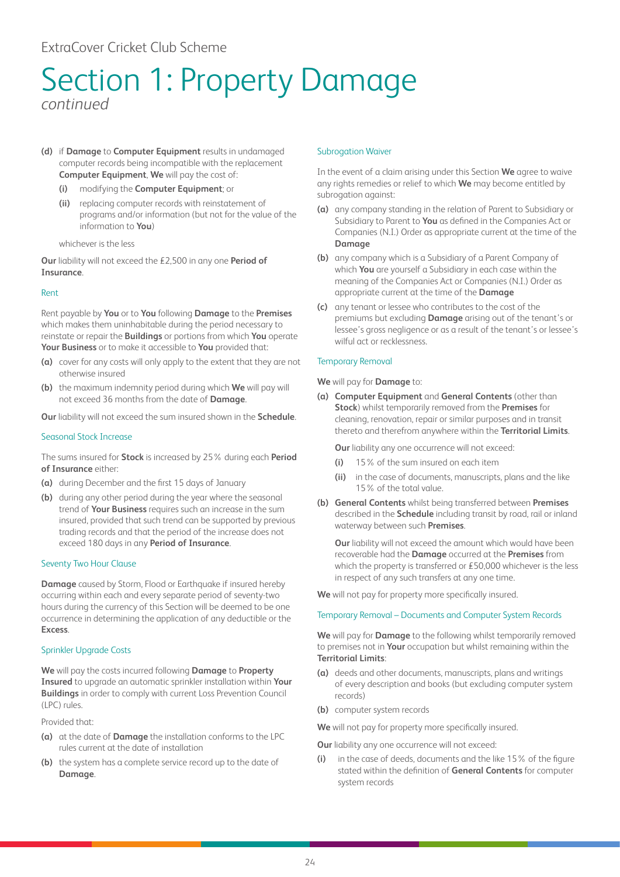ExtraCover Cricket Club Scheme

# Section 1: Property Damage

*continued*

**(d)** if **Damage** to **Computer Equipment** results in undamaged computer records being incompatible with the replacement **Computer Equipment**, **We** will pay the cost of:

**(i)** modifying the **Computer Equipment**; or

**(ii)** replacing computer records with reinstatement of programs and/or information (but not for the value of the information to **You**)

whichever is the less

**Our** liability will not exceed the £2,500 in any one **Period of Insurance**.

### Rent

Rent payable by **You** or to **You** following **Damage** to the **Premises** which makes them uninhabitable during the period necessary to reinstate or repair the **Buildings** or portions from which **You** operate **Your Business** or to make it accessible to **You** provided that:

**(a)** cover for any costs will only apply to the extent that they are not otherwise insured

**(b)** the maximum indemnity period during which **We** will pay will not exceed 36 months from the date of **Damage**.

**Our** liability will not exceed the sum insured shown in the **Schedule**.

### Seasonal Stock Increase

The sums insured for **Stock** is increased by 25% during each **Period of Insurance** either:

**(a)** during December and the first 15 days of January

**(b)** during any other period during the year where the seasonal trend of **Your Business** requires such an increase in the sum insured, provided that such trend can be supported by previous trading records and that the period of the increase does not exceed 180 days in any **Period of Insurance**.

### Seventy Two Hour Clause

**Damage** caused by Storm, Flood or Earthquake if insured hereby occurring within each and every separate period of seventy-two hours during the currency of this Section will be deemed to be one occurrence in determining the application of any deductible or the **Excess**.

### Sprinkler Upgrade Costs

**We** will pay the costs incurred following **Damage** to **Property Insured** to upgrade an automatic sprinkler installation within **Your Buildings** in order to comply with current Loss Prevention Council (LPC) rules.

Provided that:

**(a)** at the date of **Damage** the installation conforms to the LPC rules current at the date of installation

**(b)** the system has a complete service record up to the date of **Damage**.

### Subrogation Waiver

In the event of a claim arising under this Section **We** agree to waive any rights remedies or relief to which **We** may become entitled by subrogation against:

**(a)** any company standing in the relation of Parent to Subsidiary or Subsidiary to Parent to **You** as defined in the Companies Act or Companies (N.I.) Order as appropriate current at the time of the **Damage**

**(b)** any company which is a Subsidiary of a Parent Company of which **You** are yourself a Subsidiary in each case within the meaning of the Companies Act or Companies (N.I.) Order as appropriate current at the time of the **Damage**

**(c)** any tenant or lessee who contributes to the cost of the premiums but excluding **Damage** arising out of the tenant's or lessee's gross negligence or as a result of the tenant's or lessee's wilful act or recklessness.

### Temporary Removal

**We** will pay for **Damage** to:

**(a)** **Computer Equipment** and **General Contents** (other than **Stock**) whilst temporarily removed from the **Premises** for cleaning, renovation, repair or similar purposes and in transit thereto and therefrom anywhere within the **Territorial Limits**.

**Our** liability any one occurrence will not exceed:

**(i)** 15% of the sum insured on each item

**(ii)** in the case of documents, manuscripts, plans and the like 15% of the total value.

**(b)** **General Contents** whilst being transferred between **Premises** described in the **Schedule** including transit by road, rail or inland waterway between such **Premises**.

**Our** liability will not exceed the amount which would have been recoverable had the **Damage** occurred at the **Premises** from which the property is transferred or £50,000 whichever is the less in respect of any such transfers at any one time.

**We** will not pay for property more specifically insured.

### Temporary Removal – Documents and Computer System Records

**We** will pay for **Damage** to the following whilst temporarily removed to premises not in **Your** occupation but whilst remaining within the **Territorial Limits**:

**(a)** deeds and other documents, manuscripts, plans and writings of every description and books (but excluding computer system records)

**(b)** computer system records

**We** will not pay for property more specifically insured.

**Our** liability any one occurrence will not exceed:

**(i)** in the case of deeds, documents and the like 15% of the figure stated within the definition of **General Contents** for computer system records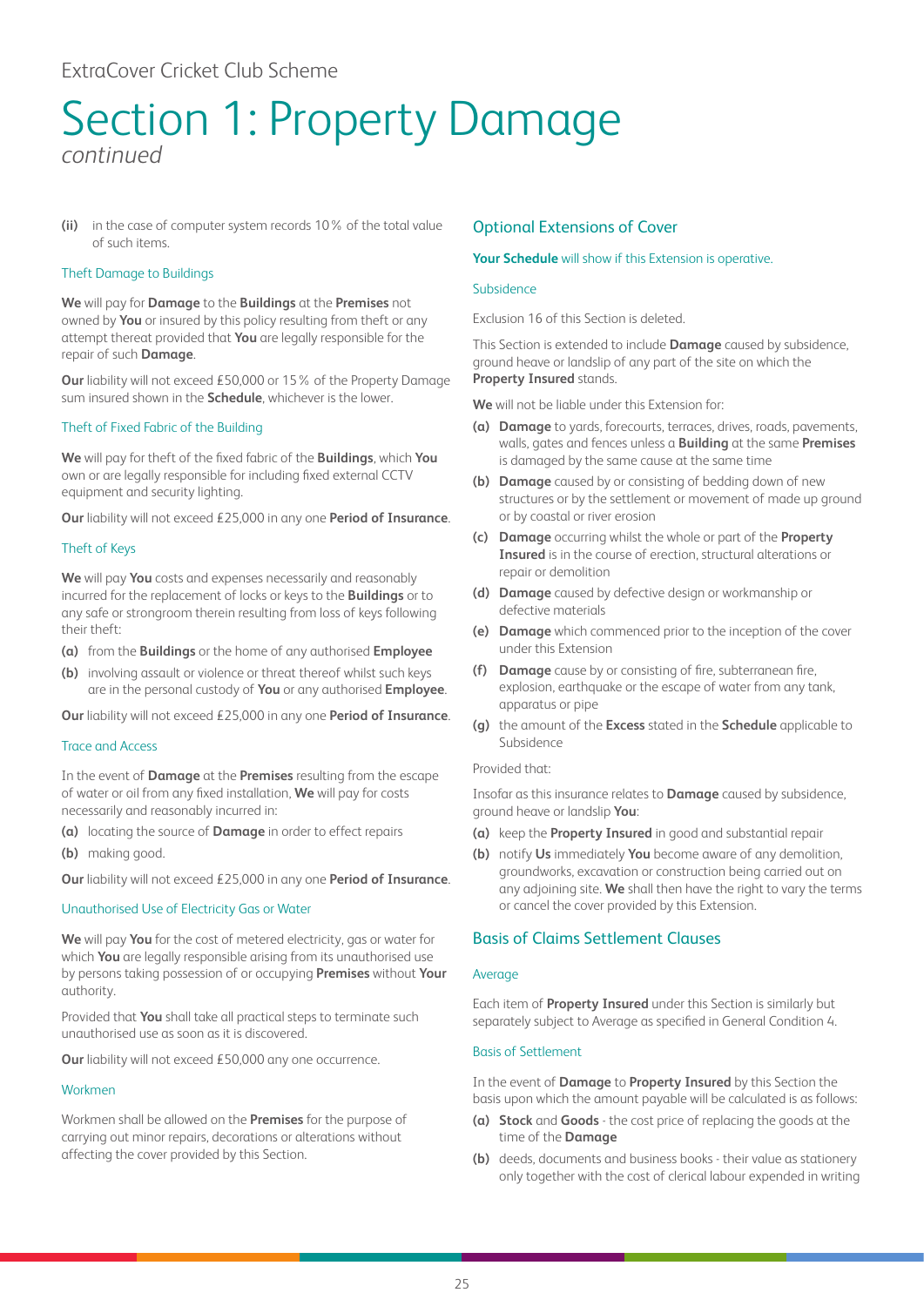ExtraCover Cricket Club Scheme

# Section 1: Property Damage

*continued*

**(ii)** in the case of computer system records 10% of the total value of such items.

### Theft Damage to Buildings

**We** will pay for **Damage** to the **Buildings** at the **Premises** not owned by **You** or insured by this policy resulting from theft or any attempt thereat provided that **You** are legally responsible for the repair of such **Damage**.

**Our** liability will not exceed £50,000 or 15% of the Property Damage sum insured shown in the **Schedule**, whichever is the lower.

### Theft of Fixed Fabric of the Building

**We** will pay for theft of the fixed fabric of the **Buildings**, which **You** own or are legally responsible for including fixed external CCTV equipment and security lighting.

**Our** liability will not exceed £25,000 in any one **Period of Insurance**.

### Theft of Keys

**We** will pay **You** costs and expenses necessarily and reasonably incurred for the replacement of locks or keys to the **Buildings** or to any safe or strongroom therein resulting from loss of keys following their theft:

**(a)** from the **Buildings** or the home of any authorised **Employee**

**(b)** involving assault or violence or threat thereof whilst such keys are in the personal custody of **You** or any authorised **Employee**.

**Our** liability will not exceed £25,000 in any one **Period of Insurance**.

### Trace and Access

In the event of **Damage** at the **Premises** resulting from the escape of water or oil from any fixed installation, **We** will pay for costs necessarily and reasonably incurred in:

**(a)** locating the source of **Damage** in order to effect repairs

**(b)** making good.

**Our** liability will not exceed £25,000 in any one **Period of Insurance**.

### Unauthorised Use of Electricity Gas or Water

**We** will pay **You** for the cost of metered electricity, gas or water for which **You** are legally responsible arising from its unauthorised use by persons taking possession of or occupying **Premises** without **Your** authority.

Provided that **You** shall take all practical steps to terminate such unauthorised use as soon as it is discovered.

**Our** liability will not exceed £50,000 any one occurrence.

### Workmen

Workmen shall be allowed on the **Premises** for the purpose of carrying out minor repairs, decorations or alterations without affecting the cover provided by this Section.

## Optional Extensions of Cover

**Your Schedule** will show if this Extension is operative.

### Subsidence

Exclusion 16 of this Section is deleted.

This Section is extended to include **Damage** caused by subsidence, ground heave or landslip of any part of the site on which the **Property Insured** stands.

**We** will not be liable under this Extension for:

**(a)** **Damage** to yards, forecourts, terraces, drives, roads, pavements, walls, gates and fences unless a **Building** at the same **Premises** is damaged by the same cause at the same time

**(b)** **Damage** caused by or consisting of bedding down of new structures or by the settlement or movement of made up ground or by coastal or river erosion

**(c)** **Damage** occurring whilst the whole or part of the **Property Insured** is in the course of erection, structural alterations or repair or demolition

**(d)** **Damage** caused by defective design or workmanship or defective materials

**(e)** **Damage** which commenced prior to the inception of the cover under this Extension

**(f)** **Damage** cause by or consisting of fire, subterranean fire, explosion, earthquake or the escape of water from any tank, apparatus or pipe

**(g)** the amount of the **Excess** stated in the **Schedule** applicable to Subsidence

Provided that:

Insofar as this insurance relates to **Damage** caused by subsidence, ground heave or landslip **You**:

**(a)** keep the **Property Insured** in good and substantial repair

**(b)** notify **Us** immediately **You** become aware of any demolition, groundworks, excavation or construction being carried out on any adjoining site. **We** shall then have the right to vary the terms or cancel the cover provided by this Extension.

## Basis of Claims Settlement Clauses

### Average

Each item of **Property Insured** under this Section is similarly but separately subject to Average as specified in General Condition 4.

### Basis of Settlement

In the event of **Damage** to **Property Insured** by this Section the basis upon which the amount payable will be calculated is as follows:

**(a)** **Stock** and **Goods** - the cost price of replacing the goods at the time of the **Damage**

**(b)** deeds, documents and business books - their value as stationery only together with the cost of clerical labour expended in writing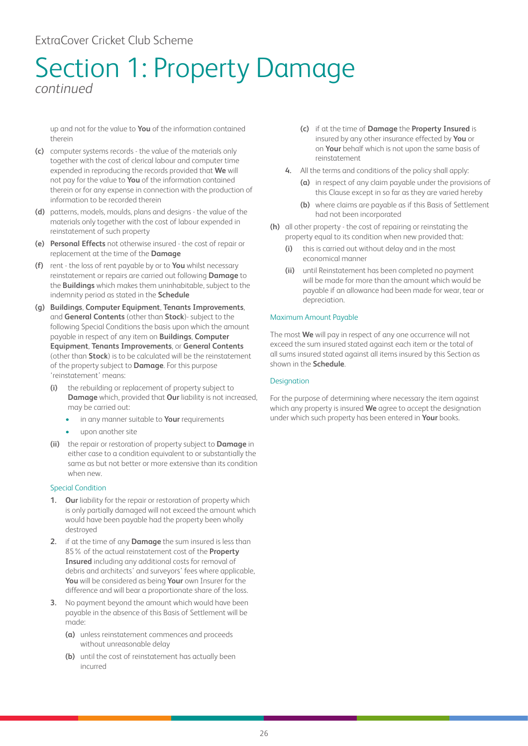# Section 1: Property Damage

*continued*

up and not for the value to **You** of the information contained therein

**(c)** computer systems records - the value of the materials only together with the cost of clerical labour and computer time expended in reproducing the records provided that **We** will not pay for the value to **You** of the information contained therein or for any expense in connection with the production of information to be recorded therein

**(d)** patterns, models, moulds, plans and designs - the value of the materials only together with the cost of labour expended in reinstatement of such property

**(e)** **Personal Effects** not otherwise insured - the cost of repair or replacement at the time of the **Damage**

**(f)** rent - the loss of rent payable by or to **You** whilst necessary reinstatement or repairs are carried out following **Damage** to the **Buildings** which makes them uninhabitable, subject to the indemnity period as stated in the **Schedule**

**(g)** **Buildings**, **Computer Equipment**, **Tenants Improvements**, and **General Contents** (other than **Stock**)- subject to the following Special Conditions the basis upon which the amount payable in respect of any item on **Buildings**, **Computer Equipment**, **Tenants Improvements**, or **General Contents** (other than **Stock**) is to be calculated will be the reinstatement of the property subject to **Damage**. For this purpose 'reinstatement' means:

- **(i)** the rebuilding or replacement of property subject to **Damage** which, provided that **Our** liability is not increased, may be carried out:
  - in any manner suitable to **Your** requirements
  - upon another site
- **(ii)** the repair or restoration of property subject to **Damage** in either case to a condition equivalent to or substantially the same as but not better or more extensive than its condition when new.

### Special Condition

1. **Our** liability for the repair or restoration of property which is only partially damaged will not exceed the amount which would have been payable had the property been wholly destroyed
2. if at the time of any **Damage** the sum insured is less than 85% of the actual reinstatement cost of the **Property Insured** including any additional costs for removal of debris and architects' and surveyors' fees where applicable, **You** will be considered as being **Your** own Insurer for the difference and will bear a proportionate share of the loss.
3. No payment beyond the amount which would have been payable in the absence of this Basis of Settlement will be made:
   - **(a)** unless reinstatement commences and proceeds without unreasonable delay
   - **(b)** until the cost of reinstatement has actually been incurred
   - **(c)** if at the time of **Damage** the **Property Insured** is insured by any other insurance effected by **You** or on **Your** behalf which is not upon the same basis of reinstatement
4. All the terms and conditions of the policy shall apply:
   - **(a)** in respect of any claim payable under the provisions of this Clause except in so far as they are varied hereby
   - **(b)** where claims are payable as if this Basis of Settlement had not been incorporated

**(h)** all other property - the cost of repairing or reinstating the property equal to its condition when new provided that:

- **(i)** this is carried out without delay and in the most economical manner
- **(ii)** until Reinstatement has been completed no payment will be made for more than the amount which would be payable if an allowance had been made for wear, tear or depreciation.

### Maximum Amount Payable

The most **We** will pay in respect of any one occurrence will not exceed the sum insured stated against each item or the total of all sums insured stated against all items insured by this Section as shown in the **Schedule**.

### Designation

For the purpose of determining where necessary the item against which any property is insured **We** agree to accept the designation under which such property has been entered in **Your** books.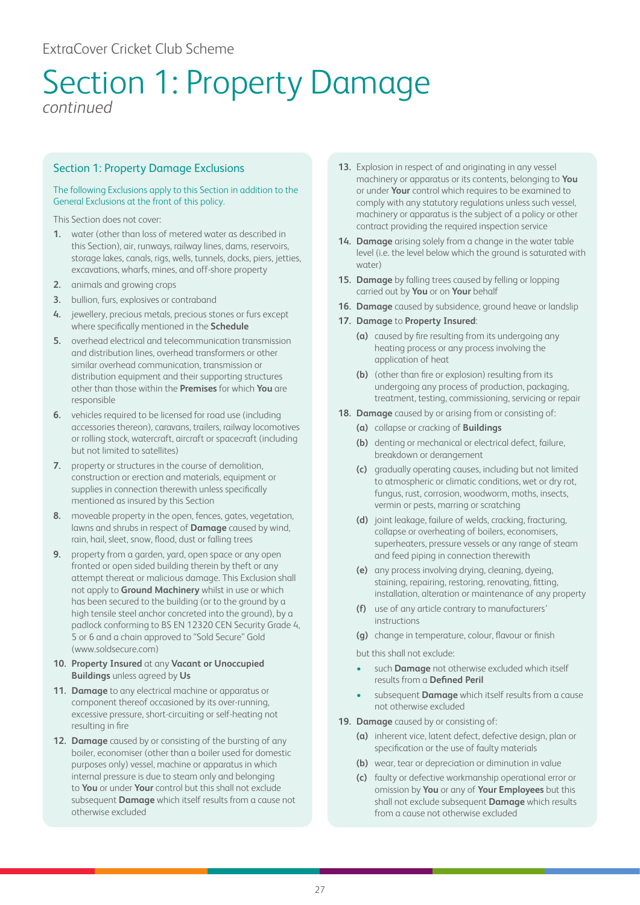ExtraCover Cricket Club Scheme

# Section 1: Property Damage

*continued*

## Section 1: Property Damage Exclusions

The following Exclusions apply to this Section in addition to the General Exclusions at the front of this policy.

This Section does not cover:

1. water (other than loss of metered water as described in this Section), air, runways, railway lines, dams, reservoirs, storage lakes, canals, rigs, wells, tunnels, docks, piers, jetties, excavations, wharfs, mines, and off-shore property
2. animals and growing crops
3. bullion, furs, explosives or contraband
4. jewellery, precious metals, precious stones or furs except where specifically mentioned in the **Schedule**
5. overhead electrical and telecommunication transmission and distribution lines, overhead transformers or other similar overhead communication, transmission or distribution equipment and their supporting structures other than those within the **Premises** for which **You** are responsible
6. vehicles required to be licensed for road use (including accessories thereon), caravans, trailers, railway locomotives or rolling stock, watercraft, aircraft or spacecraft (including but not limited to satellites)
7. property or structures in the course of demolition, construction or erection and materials, equipment or supplies in connection therewith unless specifically mentioned as insured by this Section
8. moveable property in the open, fences, gates, vegetation, lawns and shrubs in respect of **Damage** caused by wind, rain, hail, sleet, snow, flood, dust or falling trees
9. property from a garden, yard, open space or any open fronted or open sided building therein by theft or any attempt thereat or malicious damage. This Exclusion shall not apply to **Ground Machinery** whilst in use or which has been secured to the building (or to the ground by a high tensile steel anchor concreted into the ground), by a padlock conforming to BS EN 12320 CEN Security Grade 4, 5 or 6 and a chain approved to "Sold Secure" Gold (www.soldsecure.com)
10. **Property Insured** at any **Vacant or Unoccupied Buildings** unless agreed by **Us**
11. **Damage** to any electrical machine or apparatus or component thereof occasioned by its over-running, excessive pressure, short-circuiting or self-heating not resulting in fire
12. **Damage** caused by or consisting of the bursting of any boiler, economiser (other than a boiler used for domestic purposes only) vessel, machine or apparatus in which internal pressure is due to steam only and belonging to **You** or under **Your** control but this shall not exclude subsequent **Damage** which itself results from a cause not otherwise excluded
13. Explosion in respect of and originating in any vessel machinery or apparatus or its contents, belonging to **You** or under **Your** control which requires to be examined to comply with any statutory regulations unless such vessel, machinery or apparatus is the subject of a policy or other contract providing the required inspection service
14. **Damage** arising solely from a change in the water table level (i.e. the level below which the ground is saturated with water)
15. **Damage** by falling trees caused by felling or lopping carried out by **You** or on **Your** behalf
16. **Damage** caused by subsidence, ground heave or landslip
17. **Damage** to **Property Insured**:
    - **(a)** caused by fire resulting from its undergoing any heating process or any process involving the application of heat
    - **(b)** (other than fire or explosion) resulting from its undergoing any process of production, packaging, treatment, testing, commissioning, servicing or repair
18. **Damage** caused by or arising from or consisting of:
    - **(a)** collapse or cracking of **Buildings**
    - **(b)** denting or mechanical or electrical defect, failure, breakdown or derangement
    - **(c)** gradually operating causes, including but not limited to atmospheric or climatic conditions, wet or dry rot, fungus, rust, corrosion, woodworm, moths, insects, vermin or pests, marring or scratching
    - **(d)** joint leakage, failure of welds, cracking, fracturing, collapse or overheating of boilers, economisers, superheaters, pressure vessels or any range of steam and feed piping in connection therewith
    - **(e)** any process involving drying, cleaning, dyeing, staining, repairing, restoring, renovating, fitting, installation, alteration or maintenance of any property
    - **(f)** use of any article contrary to manufacturers' instructions
    - **(g)** change in temperature, colour, flavour or finish

    but this shall not exclude:

    - such **Damage** not otherwise excluded which itself results from a **Defined Peril**
    - subsequent **Damage** which itself results from a cause not otherwise excluded
19. **Damage** caused by or consisting of:
    - **(a)** inherent vice, latent defect, defective design, plan or specification or the use of faulty materials
    - **(b)** wear, tear or depreciation or diminution in value
    - **(c)** faulty or defective workmanship operational error or omission by **You** or any of **Your Employees** but this shall not exclude subsequent **Damage** which results from a cause not otherwise excluded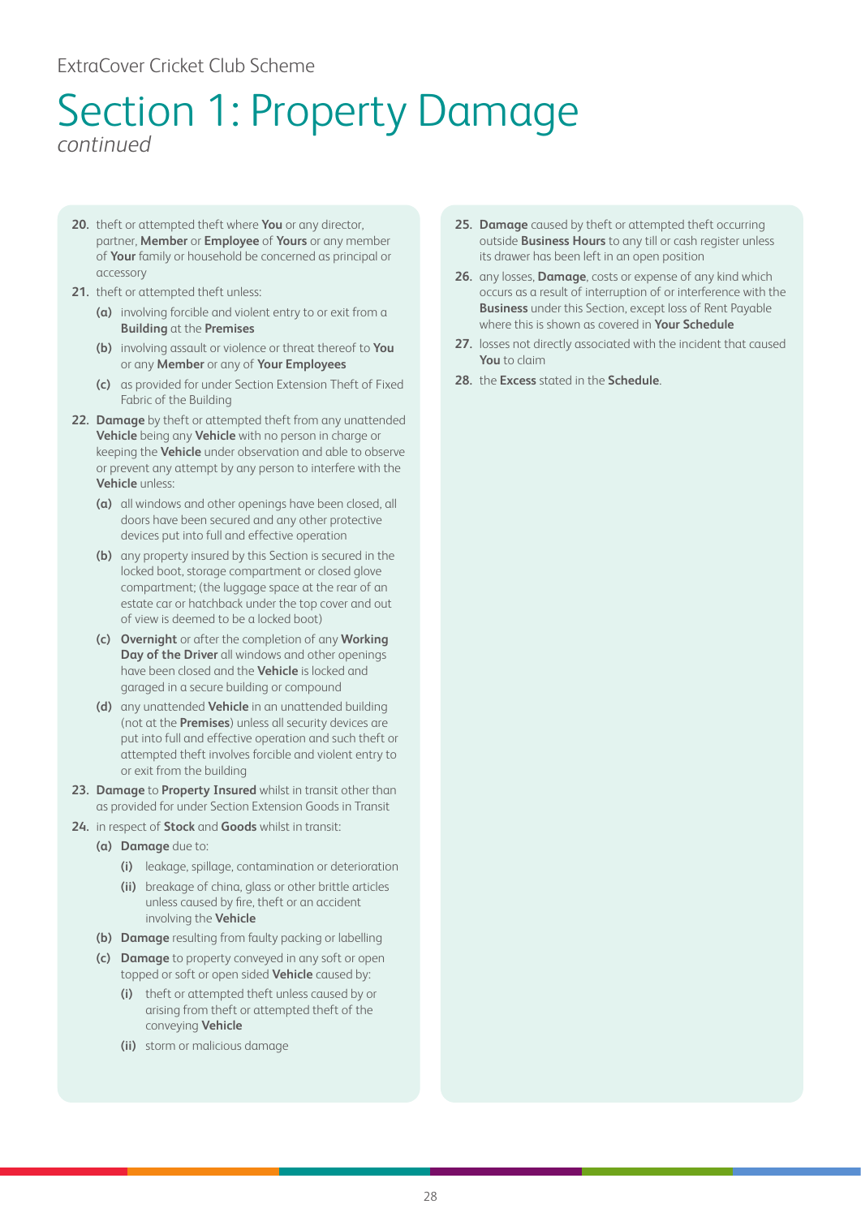# Section 1: Property Damage

*continued*

20. theft or attempted theft where **You** or any director, partner, **Member** or **Employee** of **Yours** or any member of **Your** family or household be concerned as principal or accessory
21. theft or attempted theft unless:
    - **(a)** involving forcible and violent entry to or exit from a **Building** at the **Premises**
    - **(b)** involving assault or violence or threat thereof to **You** or any **Member** or any of **Your Employees**
    - **(c)** as provided for under Section Extension Theft of Fixed Fabric of the Building
22. **Damage** by theft or attempted theft from any unattended **Vehicle** being any **Vehicle** with no person in charge or keeping the **Vehicle** under observation and able to observe or prevent any attempt by any person to interfere with the **Vehicle** unless:
    - **(a)** all windows and other openings have been closed, all doors have been secured and any other protective devices put into full and effective operation
    - **(b)** any property insured by this Section is secured in the locked boot, storage compartment or closed glove compartment; (the luggage space at the rear of an estate car or hatchback under the top cover and out of view is deemed to be a locked boot)
    - **(c)** **Overnight** or after the completion of any **Working Day of the Driver** all windows and other openings have been closed and the **Vehicle** is locked and garaged in a secure building or compound
    - **(d)** any unattended **Vehicle** in an unattended building (not at the **Premises**) unless all security devices are put into full and effective operation and such theft or attempted theft involves forcible and violent entry to or exit from the building
23. **Damage** to **Property Insured** whilst in transit other than as provided for under Section Extension Goods in Transit
24. in respect of **Stock** and **Goods** whilst in transit:
    - **(a)** **Damage** due to:
        - **(i)** leakage, spillage, contamination or deterioration
        - **(ii)** breakage of china, glass or other brittle articles unless caused by fire, theft or an accident involving the **Vehicle**
    - **(b)** **Damage** resulting from faulty packing or labelling
    - **(c)** **Damage** to property conveyed in any soft or open topped or soft or open sided **Vehicle** caused by:
        - **(i)** theft or attempted theft unless caused by or arising from theft or attempted theft of the conveying **Vehicle**
        - **(ii)** storm or malicious damage
25. **Damage** caused by theft or attempted theft occurring outside **Business Hours** to any till or cash register unless its drawer has been left in an open position
26. any losses, **Damage**, costs or expense of any kind which occurs as a result of interruption of or interference with the **Business** under this Section, except loss of Rent Payable where this is shown as covered in **Your Schedule**
27. losses not directly associated with the incident that caused **You** to claim
28. the **Excess** stated in the **Schedule**.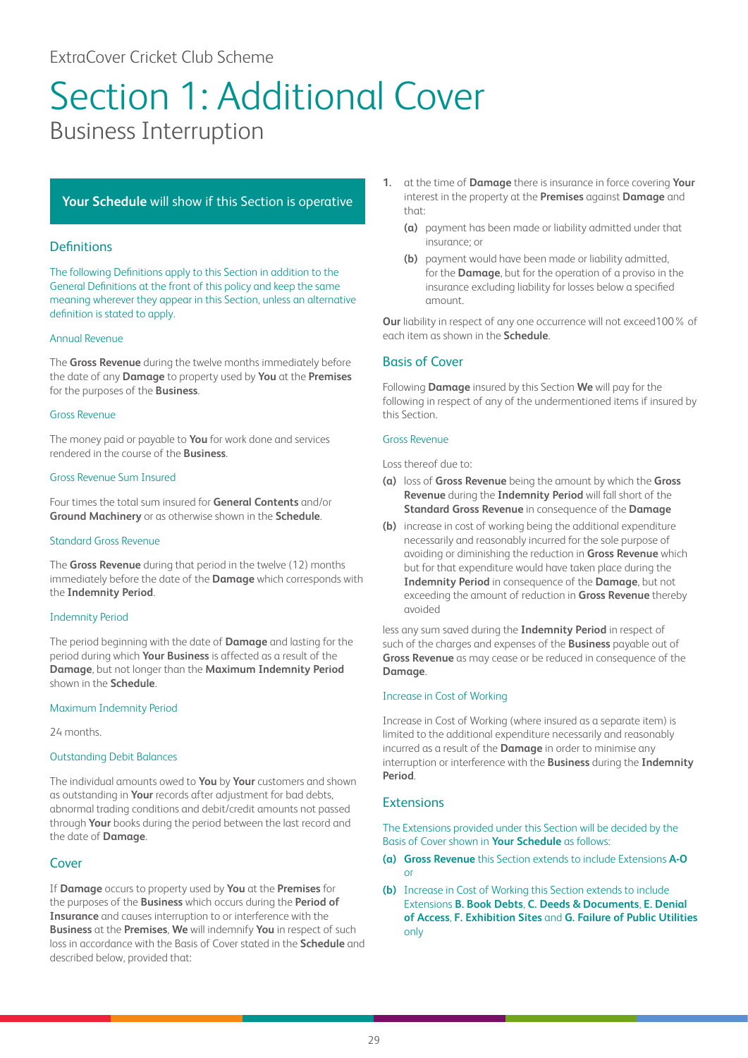ExtraCover Cricket Club Scheme

# Section 1: Additional Cover

## Business Interruption

**Your Schedule** will show if this Section is operative

### Definitions

The following Definitions apply to this Section in addition to the General Definitions at the front of this policy and keep the same meaning wherever they appear in this Section, unless an alternative definition is stated to apply.

#### Annual Revenue

The **Gross Revenue** during the twelve months immediately before the date of any **Damage** to property used by **You** at the **Premises** for the purposes of the **Business**.

#### Gross Revenue

The money paid or payable to **You** for work done and services rendered in the course of the **Business**.

#### Gross Revenue Sum Insured

Four times the total sum insured for **General Contents** and/or **Ground Machinery** or as otherwise shown in the **Schedule**.

#### Standard Gross Revenue

The **Gross Revenue** during that period in the twelve (12) months immediately before the date of the **Damage** which corresponds with the **Indemnity Period**.

#### Indemnity Period

The period beginning with the date of **Damage** and lasting for the period during which **Your Business** is affected as a result of the **Damage**, but not longer than the **Maximum Indemnity Period** shown in the **Schedule**.

#### Maximum Indemnity Period

24 months.

#### Outstanding Debit Balances

The individual amounts owed to **You** by **Your** customers and shown as outstanding in **Your** records after adjustment for bad debts, abnormal trading conditions and debit/credit amounts not passed through **Your** books during the period between the last record and the date of **Damage**.

### Cover

If **Damage** occurs to property used by **You** at the **Premises** for the purposes of the **Business** which occurs during the **Period of Insurance** and causes interruption to or interference with the **Business** at the **Premises**, **We** will indemnify **You** in respect of such loss in accordance with the Basis of Cover stated in the **Schedule** and described below, provided that:

1. at the time of **Damage** there is insurance in force covering **Your** interest in the property at the **Premises** against **Damage** and that:
   - **(a)** payment has been made or liability admitted under that insurance; or
   - **(b)** payment would have been made or liability admitted, for the **Damage**, but for the operation of a proviso in the insurance excluding liability for losses below a specified amount.

**Our** liability in respect of any one occurrence will not exceed100% of each item as shown in the **Schedule**.

### Basis of Cover

Following **Damage** insured by this Section **We** will pay for the following in respect of any of the undermentioned items if insured by this Section.

#### Gross Revenue

Loss thereof due to:

- **(a)** loss of **Gross Revenue** being the amount by which the **Gross Revenue** during the **Indemnity Period** will fall short of the **Standard Gross Revenue** in consequence of the **Damage**
- **(b)** increase in cost of working being the additional expenditure necessarily and reasonably incurred for the sole purpose of avoiding or diminishing the reduction in **Gross Revenue** which but for that expenditure would have taken place during the **Indemnity Period** in consequence of the **Damage**, but not exceeding the amount of reduction in **Gross Revenue** thereby avoided

less any sum saved during the **Indemnity Period** in respect of such of the charges and expenses of the **Business** payable out of **Gross Revenue** as may cease or be reduced in consequence of the **Damage**.

#### Increase in Cost of Working

Increase in Cost of Working (where insured as a separate item) is limited to the additional expenditure necessarily and reasonably incurred as a result of the **Damage** in order to minimise any interruption or interference with the **Business** during the **Indemnity Period**.

### Extensions

The Extensions provided under this Section will be decided by the Basis of Cover shown in **Your Schedule** as follows:

- **(a)** **Gross Revenue** this Section extends to include Extensions **A-O** or
- **(b)** Increase in Cost of Working this Section extends to include Extensions **B. Book Debts**, **C. Deeds & Documents**, **E. Denial of Access**, **F. Exhibition Sites** and **G. Failure of Public Utilities** only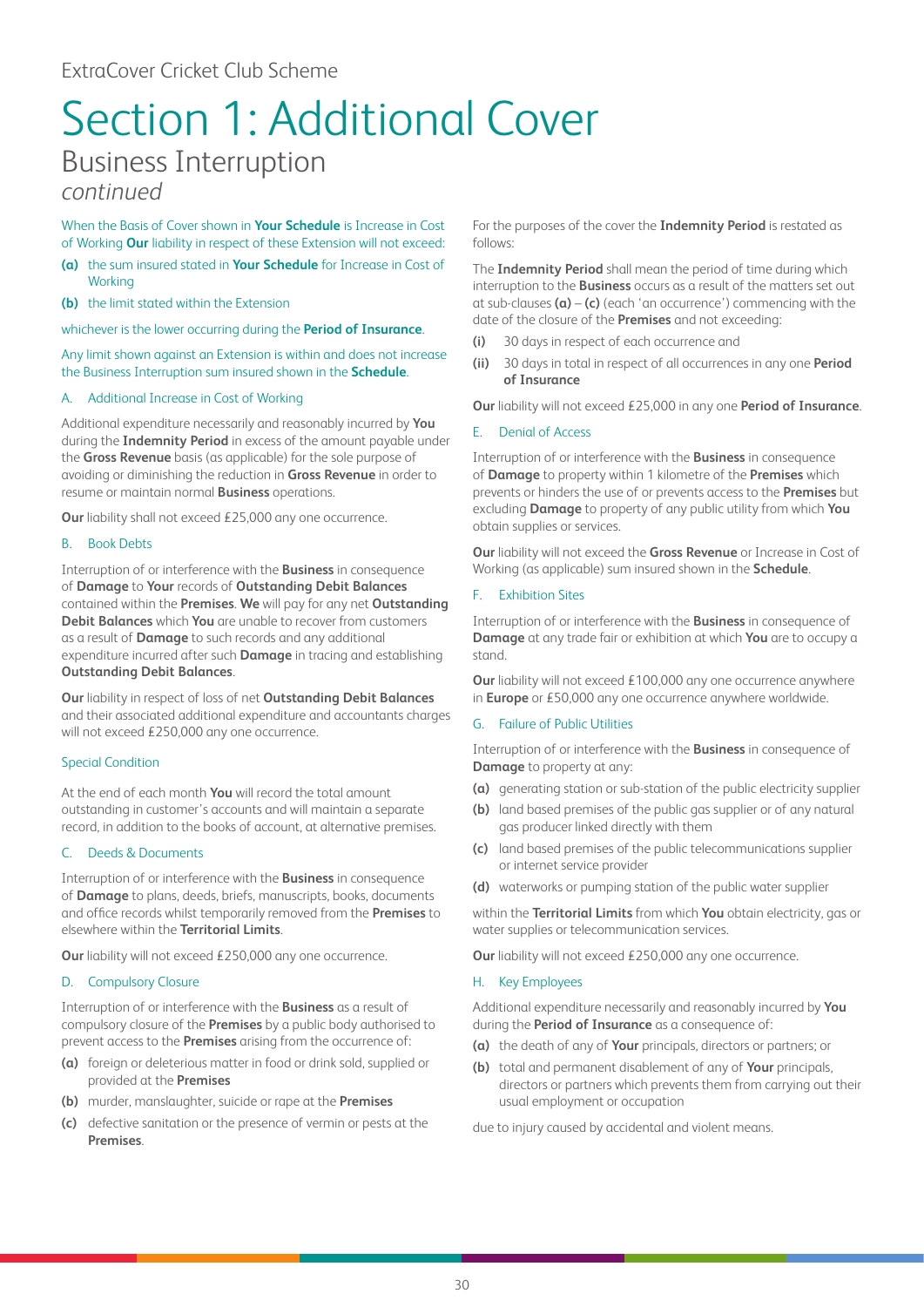ExtraCover Cricket Club Scheme

# Section 1: Additional Cover

## Business Interruption

*continued*

When the Basis of Cover shown in **Your Schedule** is Increase in Cost of Working **Our** liability in respect of these Extension will not exceed:

**(a)** the sum insured stated in **Your Schedule** for Increase in Cost of Working

**(b)** the limit stated within the Extension

whichever is the lower occurring during the **Period of Insurance**.

Any limit shown against an Extension is within and does not increase the Business Interruption sum insured shown in the **Schedule**.

### A. Additional Increase in Cost of Working

Additional expenditure necessarily and reasonably incurred by **You** during the **Indemnity Period** in excess of the amount payable under the **Gross Revenue** basis (as applicable) for the sole purpose of avoiding or diminishing the reduction in **Gross Revenue** in order to resume or maintain normal **Business** operations.

**Our** liability shall not exceed £25,000 any one occurrence.

### B. Book Debts

Interruption of or interference with the **Business** in consequence of **Damage** to **Your** records of **Outstanding Debit Balances** contained within the **Premises**. **We** will pay for any net **Outstanding Debit Balances** which **You** are unable to recover from customers as a result of **Damage** to such records and any additional expenditure incurred after such **Damage** in tracing and establishing **Outstanding Debit Balances**.

**Our** liability in respect of loss of net **Outstanding Debit Balances** and their associated additional expenditure and accountants charges will not exceed £250,000 any one occurrence.

#### Special Condition

At the end of each month **You** will record the total amount outstanding in customer's accounts and will maintain a separate record, in addition to the books of account, at alternative premises.

### C. Deeds & Documents

Interruption of or interference with the **Business** in consequence of **Damage** to plans, deeds, briefs, manuscripts, books, documents and office records whilst temporarily removed from the **Premises** to elsewhere within the **Territorial Limits**.

**Our** liability will not exceed £250,000 any one occurrence.

### D. Compulsory Closure

Interruption of or interference with the **Business** as a result of compulsory closure of the **Premises** by a public body authorised to prevent access to the **Premises** arising from the occurrence of:

**(a)** foreign or deleterious matter in food or drink sold, supplied or provided at the **Premises**

**(b)** murder, manslaughter, suicide or rape at the **Premises**

**(c)** defective sanitation or the presence of vermin or pests at the **Premises**.

For the purposes of the cover the **Indemnity Period** is restated as follows:

The **Indemnity Period** shall mean the period of time during which interruption to the **Business** occurs as a result of the matters set out at sub-clauses **(a)** – **(c)** (each 'an occurrence') commencing with the date of the closure of the **Premises** and not exceeding:

**(i)** 30 days in respect of each occurrence and

**(ii)** 30 days in total in respect of all occurrences in any one **Period of Insurance**

**Our** liability will not exceed £25,000 in any one **Period of Insurance**.

### E. Denial of Access

Interruption of or interference with the **Business** in consequence of **Damage** to property within 1 kilometre of the **Premises** which prevents or hinders the use of or prevents access to the **Premises** but excluding **Damage** to property of any public utility from which **You** obtain supplies or services.

**Our** liability will not exceed the **Gross Revenue** or Increase in Cost of Working (as applicable) sum insured shown in the **Schedule**.

### F. Exhibition Sites

Interruption of or interference with the **Business** in consequence of **Damage** at any trade fair or exhibition at which **You** are to occupy a stand.

**Our** liability will not exceed £100,000 any one occurrence anywhere in **Europe** or £50,000 any one occurrence anywhere worldwide.

### G. Failure of Public Utilities

Interruption of or interference with the **Business** in consequence of **Damage** to property at any:

**(a)** generating station or sub-station of the public electricity supplier

**(b)** land based premises of the public gas supplier or of any natural gas producer linked directly with them

**(c)** land based premises of the public telecommunications supplier or internet service provider

**(d)** waterworks or pumping station of the public water supplier

within the **Territorial Limits** from which **You** obtain electricity, gas or water supplies or telecommunication services.

**Our** liability will not exceed £250,000 any one occurrence.

### H. Key Employees

Additional expenditure necessarily and reasonably incurred by **You** during the **Period of Insurance** as a consequence of:

**(a)** the death of any of **Your** principals, directors or partners; or

**(b)** total and permanent disablement of any of **Your** principals, directors or partners which prevents them from carrying out their usual employment or occupation

due to injury caused by accidental and violent means.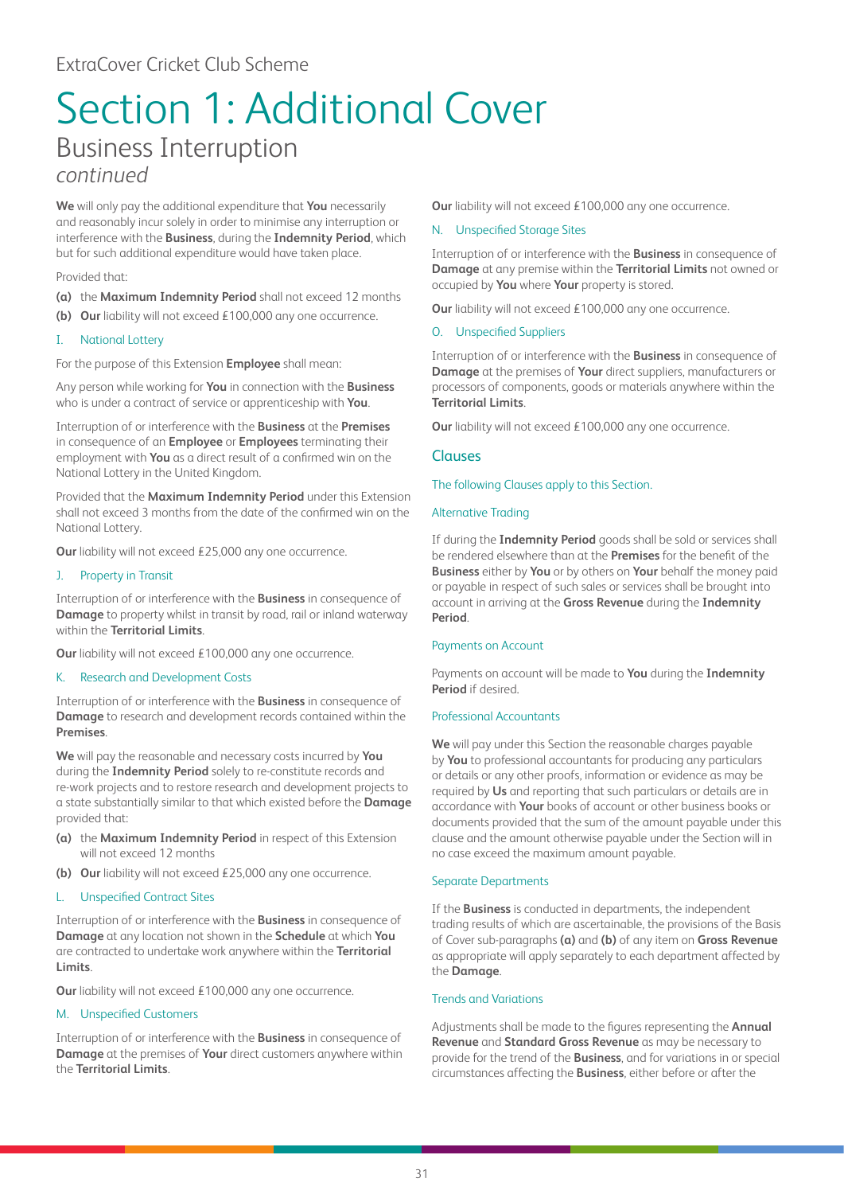ExtraCover Cricket Club Scheme

# Section 1: Additional Cover

## Business Interruption

*continued*

**We** will only pay the additional expenditure that **You** necessarily and reasonably incur solely in order to minimise any interruption or interference with the **Business**, during the **Indemnity Period**, which but for such additional expenditure would have taken place.

Provided that:

**(a)** the **Maximum Indemnity Period** shall not exceed 12 months

**(b)** **Our** liability will not exceed £100,000 any one occurrence.

### I. National Lottery

For the purpose of this Extension **Employee** shall mean:

Any person while working for **You** in connection with the **Business** who is under a contract of service or apprenticeship with **You**.

Interruption of or interference with the **Business** at the **Premises** in consequence of an **Employee** or **Employees** terminating their employment with **You** as a direct result of a confirmed win on the National Lottery in the United Kingdom.

Provided that the **Maximum Indemnity Period** under this Extension shall not exceed 3 months from the date of the confirmed win on the National Lottery.

**Our** liability will not exceed £25,000 any one occurrence.

### J. Property in Transit

Interruption of or interference with the **Business** in consequence of **Damage** to property whilst in transit by road, rail or inland waterway within the **Territorial Limits**.

**Our** liability will not exceed £100,000 any one occurrence.

### K. Research and Development Costs

Interruption of or interference with the **Business** in consequence of **Damage** to research and development records contained within the **Premises**.

**We** will pay the reasonable and necessary costs incurred by **You** during the **Indemnity Period** solely to re-constitute records and re-work projects and to restore research and development projects to a state substantially similar to that which existed before the **Damage** provided that:

**(a)** the **Maximum Indemnity Period** in respect of this Extension will not exceed 12 months

**(b)** **Our** liability will not exceed £25,000 any one occurrence.

### L. Unspecified Contract Sites

Interruption of or interference with the **Business** in consequence of **Damage** at any location not shown in the **Schedule** at which **You** are contracted to undertake work anywhere within the **Territorial Limits**.

**Our** liability will not exceed £100,000 any one occurrence.

### M. Unspecified Customers

Interruption of or interference with the **Business** in consequence of **Damage** at the premises of **Your** direct customers anywhere within the **Territorial Limits**.

**Our** liability will not exceed £100,000 any one occurrence.

### N. Unspecified Storage Sites

Interruption of or interference with the **Business** in consequence of **Damage** at any premise within the **Territorial Limits** not owned or occupied by **You** where **Your** property is stored.

**Our** liability will not exceed £100,000 any one occurrence.

### O. Unspecified Suppliers

Interruption of or interference with the **Business** in consequence of **Damage** at the premises of **Your** direct suppliers, manufacturers or processors of components, goods or materials anywhere within the **Territorial Limits**.

**Our** liability will not exceed £100,000 any one occurrence.

## Clauses

The following Clauses apply to this Section.

### Alternative Trading

If during the **Indemnity Period** goods shall be sold or services shall be rendered elsewhere than at the **Premises** for the benefit of the **Business** either by **You** or by others on **Your** behalf the money paid or payable in respect of such sales or services shall be brought into account in arriving at the **Gross Revenue** during the **Indemnity Period**.

### Payments on Account

Payments on account will be made to **You** during the **Indemnity Period** if desired.

### Professional Accountants

**We** will pay under this Section the reasonable charges payable by **You** to professional accountants for producing any particulars or details or any other proofs, information or evidence as may be required by **Us** and reporting that such particulars or details are in accordance with **Your** books of account or other business books or documents provided that the sum of the amount payable under this clause and the amount otherwise payable under the Section will in no case exceed the maximum amount payable.

### Separate Departments

If the **Business** is conducted in departments, the independent trading results of which are ascertainable, the provisions of the Basis of Cover sub-paragraphs **(a)** and **(b)** of any item on **Gross Revenue** as appropriate will apply separately to each department affected by the **Damage**.

### Trends and Variations

Adjustments shall be made to the figures representing the **Annual Revenue** and **Standard Gross Revenue** as may be necessary to provide for the trend of the **Business**, and for variations in or special circumstances affecting the **Business**, either before or after the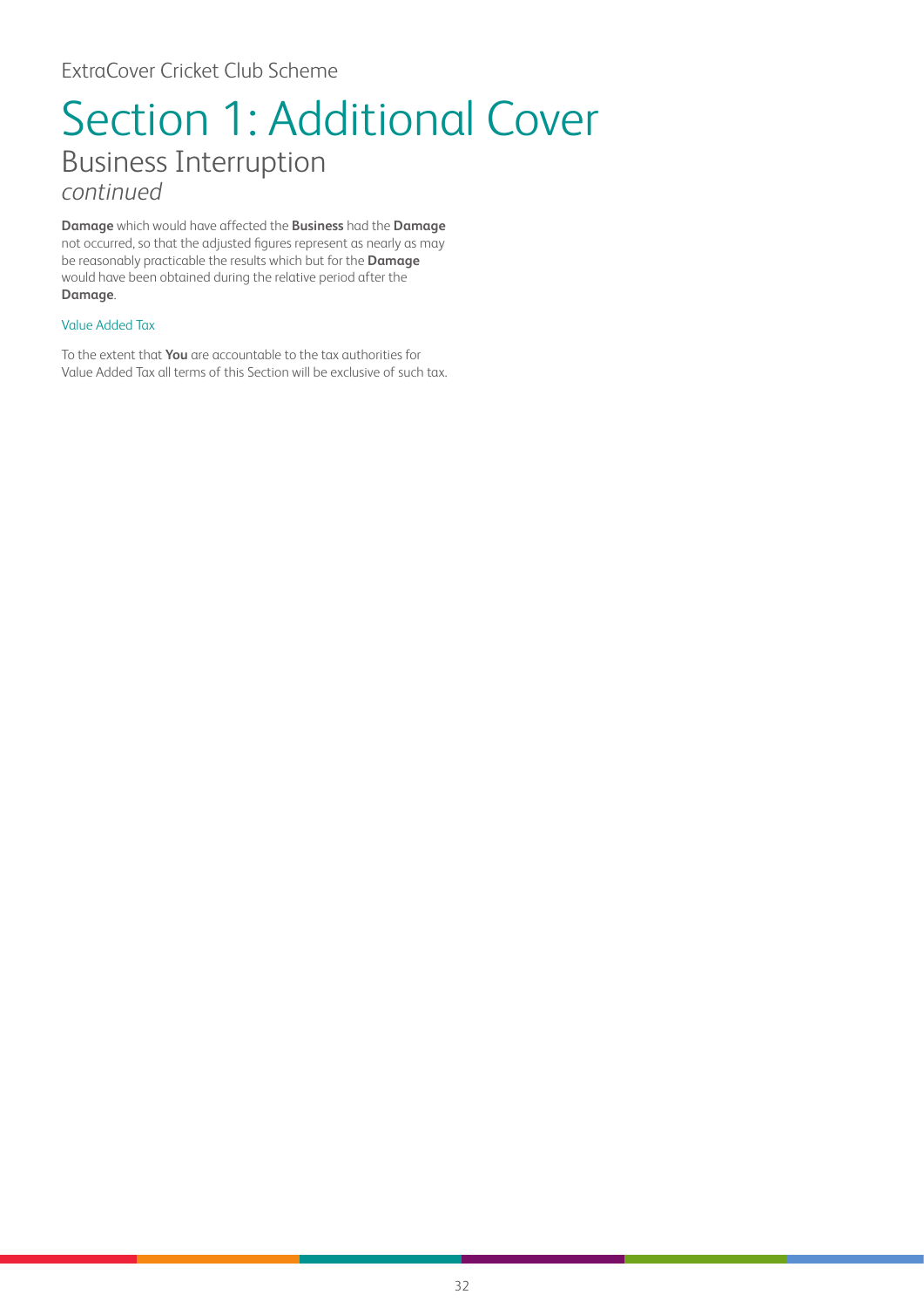# Section 1: Additional Cover

## Business Interruption

*continued*

**Damage** which would have affected the **Business** had the **Damage** not occurred, so that the adjusted figures represent as nearly as may be reasonably practicable the results which but for the **Damage** would have been obtained during the relative period after the **Damage**.

### Value Added Tax

To the extent that **You** are accountable to the tax authorities for Value Added Tax all terms of this Section will be exclusive of such tax.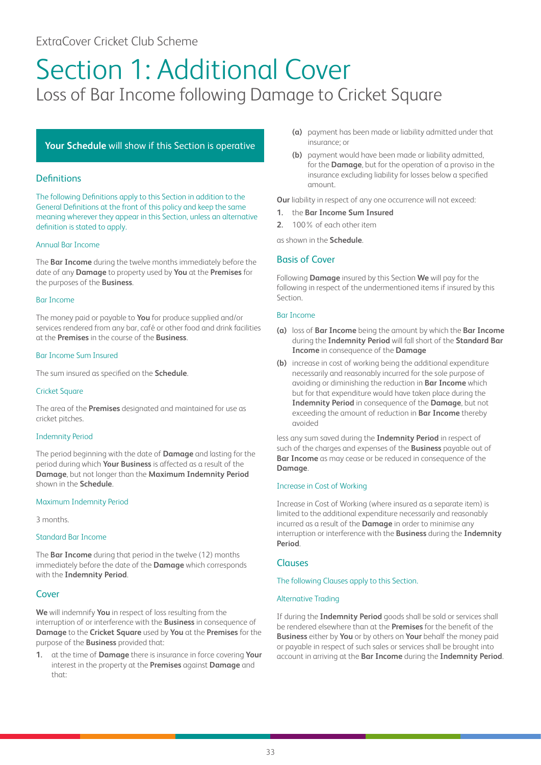ExtraCover Cricket Club Scheme

# Section 1: Additional Cover

## Loss of Bar Income following Damage to Cricket Square

**Your Schedule** will show if this Section is operative

### Definitions

The following Definitions apply to this Section in addition to the General Definitions at the front of this policy and keep the same meaning wherever they appear in this Section, unless an alternative definition is stated to apply.

#### Annual Bar Income

The **Bar Income** during the twelve months immediately before the date of any **Damage** to property used by **You** at the **Premises** for the purposes of the **Business**.

#### Bar Income

The money paid or payable to **You** for produce supplied and/or services rendered from any bar, café or other food and drink facilities at the **Premises** in the course of the **Business**.

#### Bar Income Sum Insured

The sum insured as specified on the **Schedule**.

#### Cricket Square

The area of the **Premises** designated and maintained for use as cricket pitches.

#### Indemnity Period

The period beginning with the date of **Damage** and lasting for the period during which **Your Business** is affected as a result of the **Damage**, but not longer than the **Maximum Indemnity Period** shown in the **Schedule**.

#### Maximum Indemnity Period

3 months.

#### Standard Bar Income

The **Bar Income** during that period in the twelve (12) months immediately before the date of the **Damage** which corresponds with the **Indemnity Period**.

### Cover

**We** will indemnify **You** in respect of loss resulting from the interruption of or interference with the **Business** in consequence of **Damage** to the **Cricket Square** used by **You** at the **Premises** for the purpose of the **Business** provided that:

1. at the time of **Damage** there is insurance in force covering **Your** interest in the property at the **Premises** against **Damage** and that:
   - **(a)** payment has been made or liability admitted under that insurance; or
   - **(b)** payment would have been made or liability admitted, for the **Damage**, but for the operation of a proviso in the insurance excluding liability for losses below a specified amount.

**Our** liability in respect of any one occurrence will not exceed:

1. the **Bar Income Sum Insured**
2. 100% of each other item

as shown in the **Schedule**.

### Basis of Cover

Following **Damage** insured by this Section **We** will pay for the following in respect of the undermentioned items if insured by this Section.

#### Bar Income

- **(a)** loss of **Bar Income** being the amount by which the **Bar Income** during the **Indemnity Period** will fall short of the **Standard Bar Income** in consequence of the **Damage**
- **(b)** increase in cost of working being the additional expenditure necessarily and reasonably incurred for the sole purpose of avoiding or diminishing the reduction in **Bar Income** which but for that expenditure would have taken place during the **Indemnity Period** in consequence of the **Damage**, but not exceeding the amount of reduction in **Bar Income** thereby avoided

less any sum saved during the **Indemnity Period** in respect of such of the charges and expenses of the **Business** payable out of **Bar Income** as may cease or be reduced in consequence of the **Damage**.

#### Increase in Cost of Working

Increase in Cost of Working (where insured as a separate item) is limited to the additional expenditure necessarily and reasonably incurred as a result of the **Damage** in order to minimise any interruption or interference with the **Business** during the **Indemnity Period**.

### Clauses

The following Clauses apply to this Section.

#### Alternative Trading

If during the **Indemnity Period** goods shall be sold or services shall be rendered elsewhere than at the **Premises** for the benefit of the **Business** either by **You** or by others on **Your** behalf the money paid or payable in respect of such sales or services shall be brought into account in arriving at the **Bar Income** during the **Indemnity Period**.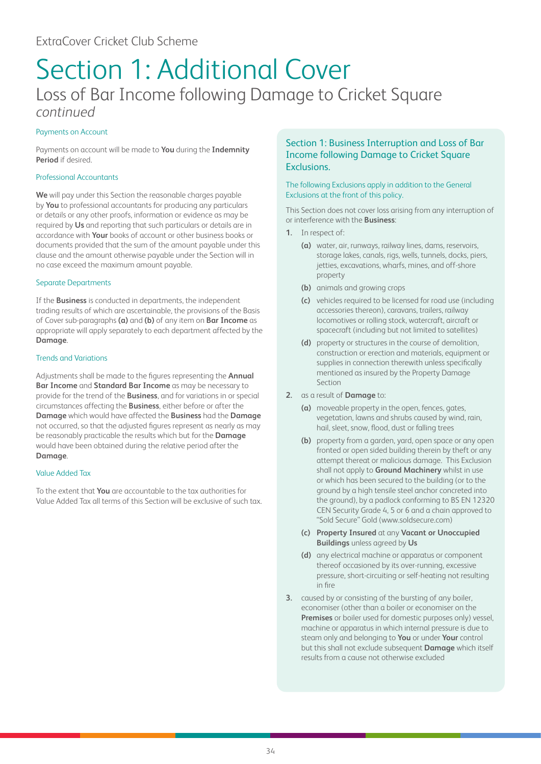ExtraCover Cricket Club Scheme

# Section 1: Additional Cover

## Loss of Bar Income following Damage to Cricket Square

*continued*

### Payments on Account

Payments on account will be made to **You** during the **Indemnity Period** if desired.

### Professional Accountants

**We** will pay under this Section the reasonable charges payable by **You** to professional accountants for producing any particulars or details or any other proofs, information or evidence as may be required by **Us** and reporting that such particulars or details are in accordance with **Your** books of account or other business books or documents provided that the sum of the amount payable under this clause and the amount otherwise payable under the Section will in no case exceed the maximum amount payable.

### Separate Departments

If the **Business** is conducted in departments, the independent trading results of which are ascertainable, the provisions of the Basis of Cover sub-paragraphs **(a)** and **(b)** of any item on **Bar Income** as appropriate will apply separately to each department affected by the **Damage**.

### Trends and Variations

Adjustments shall be made to the figures representing the **Annual Bar Income** and **Standard Bar Income** as may be necessary to provide for the trend of the **Business**, and for variations in or special circumstances affecting the **Business**, either before or after the **Damage** which would have affected the **Business** had the **Damage** not occurred, so that the adjusted figures represent as nearly as may be reasonably practicable the results which but for the **Damage** would have been obtained during the relative period after the **Damage**.

### Value Added Tax

To the extent that **You** are accountable to the tax authorities for Value Added Tax all terms of this Section will be exclusive of such tax.

### Section 1: Business Interruption and Loss of Bar Income following Damage to Cricket Square Exclusions.

The following Exclusions apply in addition to the General Exclusions at the front of this policy.

This Section does not cover loss arising from any interruption of or interference with the **Business**:

1. In respect of:
   - **(a)** water, air, runways, railway lines, dams, reservoirs, storage lakes, canals, rigs, wells, tunnels, docks, piers, jetties, excavations, wharfs, mines, and off-shore property
   - **(b)** animals and growing crops
   - **(c)** vehicles required to be licensed for road use (including accessories thereon), caravans, trailers, railway locomotives or rolling stock, watercraft, aircraft or spacecraft (including but not limited to satellites)
   - **(d)** property or structures in the course of demolition, construction or erection and materials, equipment or supplies in connection therewith unless specifically mentioned as insured by the Property Damage Section
2. as a result of **Damage** to:
   - **(a)** moveable property in the open, fences, gates, vegetation, lawns and shrubs caused by wind, rain, hail, sleet, snow, flood, dust or falling trees
   - **(b)** property from a garden, yard, open space or any open fronted or open sided building therein by theft or any attempt thereat or malicious damage. This Exclusion shall not apply to **Ground Machinery** whilst in use or which has been secured to the building (or to the ground by a high tensile steel anchor concreted into the ground), by a padlock conforming to BS EN 12320 CEN Security Grade 4, 5 or 6 and a chain approved to "Sold Secure" Gold (www.soldsecure.com)
   - **(c)** **Property Insured** at any **Vacant or Unoccupied Buildings** unless agreed by **Us**
   - **(d)** any electrical machine or apparatus or component thereof occasioned by its over-running, excessive pressure, short-circuiting or self-heating not resulting in fire
3. caused by or consisting of the bursting of any boiler, economiser (other than a boiler or economiser on the **Premises** or boiler used for domestic purposes only) vessel, machine or apparatus in which internal pressure is due to steam only and belonging to **You** or under **Your** control but this shall not exclude subsequent **Damage** which itself results from a cause not otherwise excluded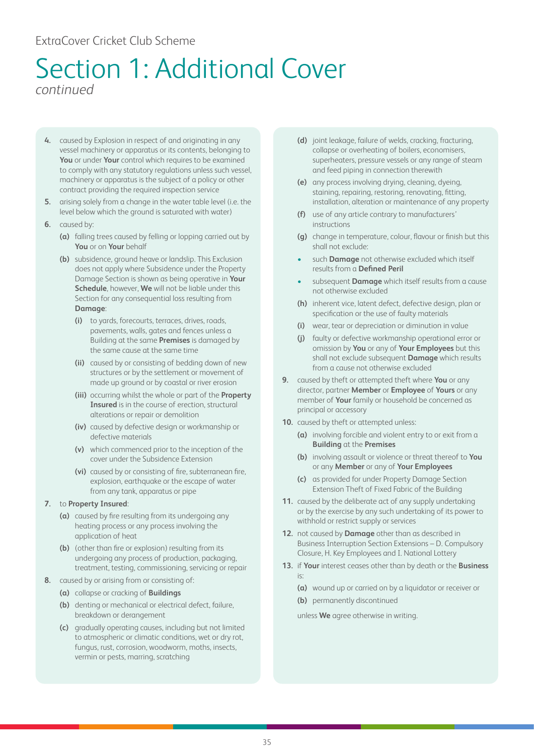# Section 1: Additional Cover

*continued*

4. caused by Explosion in respect of and originating in any vessel machinery or apparatus or its contents, belonging to **You** or under **Your** control which requires to be examined to comply with any statutory regulations unless such vessel, machinery or apparatus is the subject of a policy or other contract providing the required inspection service
5. arising solely from a change in the water table level (i.e. the level below which the ground is saturated with water)
6. caused by:
   - **(a)** falling trees caused by felling or lopping carried out by **You** or on **Your** behalf
   - **(b)** subsidence, ground heave or landslip. This Exclusion does not apply where Subsidence under the Property Damage Section is shown as being operative in **Your Schedule**, however, **We** will not be liable under this Section for any consequential loss resulting from **Damage**:
     - **(i)** to yards, forecourts, terraces, drives, roads, pavements, walls, gates and fences unless a Building at the same **Premises** is damaged by the same cause at the same time
     - **(ii)** caused by or consisting of bedding down of new structures or by the settlement or movement of made up ground or by coastal or river erosion
     - **(iii)** occurring whilst the whole or part of the **Property Insured** is in the course of erection, structural alterations or repair or demolition
     - **(iv)** caused by defective design or workmanship or defective materials
     - **(v)** which commenced prior to the inception of the cover under the Subsidence Extension
     - **(vi)** caused by or consisting of fire, subterranean fire, explosion, earthquake or the escape of water from any tank, apparatus or pipe
7. to **Property Insured**:
   - **(a)** caused by fire resulting from its undergoing any heating process or any process involving the application of heat
   - **(b)** (other than fire or explosion) resulting from its undergoing any process of production, packaging, treatment, testing, commissioning, servicing or repair
8. caused by or arising from or consisting of:
   - **(a)** collapse or cracking of **Buildings**
   - **(b)** denting or mechanical or electrical defect, failure, breakdown or derangement
   - **(c)** gradually operating causes, including but not limited to atmospheric or climatic conditions, wet or dry rot, fungus, rust, corrosion, woodworm, moths, insects, vermin or pests, marring, scratching
   - **(d)** joint leakage, failure of welds, cracking, fracturing, collapse or overheating of boilers, economisers, superheaters, pressure vessels or any range of steam and feed piping in connection therewith
   - **(e)** any process involving drying, cleaning, dyeing, staining, repairing, restoring, renovating, fitting, installation, alteration or maintenance of any property
   - **(f)** use of any article contrary to manufacturers' instructions
   - **(g)** change in temperature, colour, flavour or finish but this shall not exclude:
     - such **Damage** not otherwise excluded which itself results from a **Defined Peril**
     - subsequent **Damage** which itself results from a cause not otherwise excluded
   - **(h)** inherent vice, latent defect, defective design, plan or specification or the use of faulty materials
   - **(i)** wear, tear or depreciation or diminution in value
   - **(j)** faulty or defective workmanship operational error or omission by **You** or any of **Your Employees** but this shall not exclude subsequent **Damage** which results from a cause not otherwise excluded
9. caused by theft or attempted theft where **You** or any director, partner **Member** or **Employee** of **Yours** or any member of **Your** family or household be concerned as principal or accessory
10. caused by theft or attempted unless:
    - **(a)** involving forcible and violent entry to or exit from a **Building** at the **Premises**
    - **(b)** involving assault or violence or threat thereof to **You** or any **Member** or any of **Your Employees**
    - **(c)** as provided for under Property Damage Section Extension Theft of Fixed Fabric of the Building
11. caused by the deliberate act of any supply undertaking or by the exercise by any such undertaking of its power to withhold or restrict supply or services
12. not caused by **Damage** other than as described in Business Interruption Section Extensions – D. Compulsory Closure, H. Key Employees and I. National Lottery
13. if **Your** interest ceases other than by death or the **Business** is:
    - **(a)** wound up or carried on by a liquidator or receiver or
    - **(b)** permanently discontinued

    unless **We** agree otherwise in writing.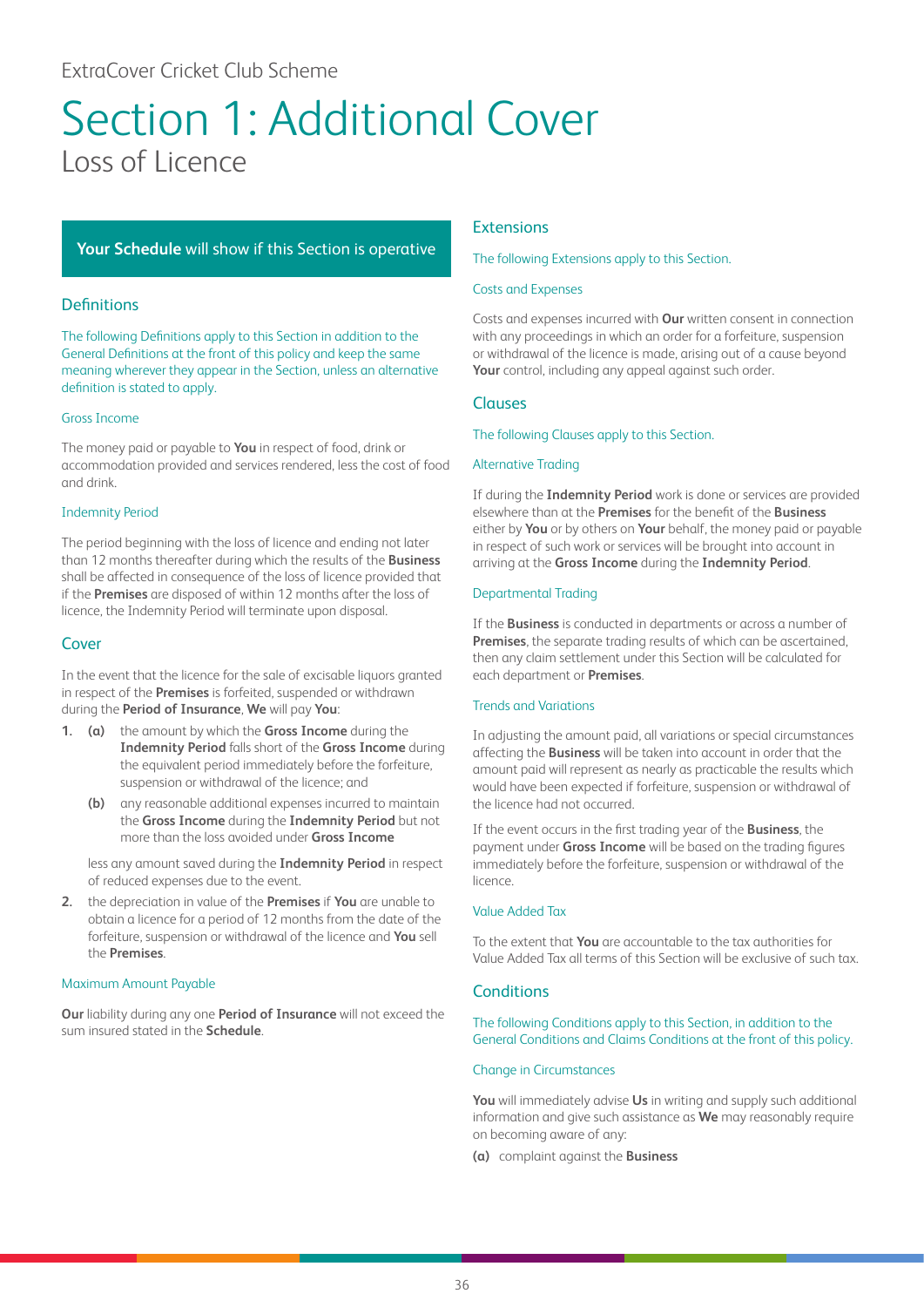ExtraCover Cricket Club Scheme

# Section 1: Additional Cover

## Loss of Licence

**Your Schedule** will show if this Section is operative

### Definitions

The following Definitions apply to this Section in addition to the General Definitions at the front of this policy and keep the same meaning wherever they appear in the Section, unless an alternative definition is stated to apply.

#### Gross Income

The money paid or payable to **You** in respect of food, drink or accommodation provided and services rendered, less the cost of food and drink.

#### Indemnity Period

The period beginning with the loss of licence and ending not later than 12 months thereafter during which the results of the **Business** shall be affected in consequence of the loss of licence provided that if the **Premises** are disposed of within 12 months after the loss of licence, the Indemnity Period will terminate upon disposal.

### Cover

In the event that the licence for the sale of excisable liquors granted in respect of the **Premises** is forfeited, suspended or withdrawn during the **Period of Insurance**, **We** will pay **You**:

1. (a) the amount by which the **Gross Income** during the **Indemnity Period** falls short of the **Gross Income** during the equivalent period immediately before the forfeiture, suspension or withdrawal of the licence; and

   (b) any reasonable additional expenses incurred to maintain the **Gross Income** during the **Indemnity Period** but not more than the loss avoided under **Gross Income**

   less any amount saved during the **Indemnity Period** in respect of reduced expenses due to the event.

2. the depreciation in value of the **Premises** if **You** are unable to obtain a licence for a period of 12 months from the date of the forfeiture, suspension or withdrawal of the licence and **You** sell the **Premises**.

#### Maximum Amount Payable

**Our** liability during any one **Period of Insurance** will not exceed the sum insured stated in the **Schedule**.

### Extensions

The following Extensions apply to this Section.

#### Costs and Expenses

Costs and expenses incurred with **Our** written consent in connection with any proceedings in which an order for a forfeiture, suspension or withdrawal of the licence is made, arising out of a cause beyond **Your** control, including any appeal against such order.

### Clauses

The following Clauses apply to this Section.

#### Alternative Trading

If during the **Indemnity Period** work is done or services are provided elsewhere than at the **Premises** for the benefit of the **Business** either by **You** or by others on **Your** behalf, the money paid or payable in respect of such work or services will be brought into account in arriving at the **Gross Income** during the **Indemnity Period**.

#### Departmental Trading

If the **Business** is conducted in departments or across a number of **Premises**, the separate trading results of which can be ascertained, then any claim settlement under this Section will be calculated for each department or **Premises**.

#### Trends and Variations

In adjusting the amount paid, all variations or special circumstances affecting the **Business** will be taken into account in order that the amount paid will represent as nearly as practicable the results which would have been expected if forfeiture, suspension or withdrawal of the licence had not occurred.

If the event occurs in the first trading year of the **Business**, the payment under **Gross Income** will be based on the trading figures immediately before the forfeiture, suspension or withdrawal of the licence.

#### Value Added Tax

To the extent that **You** are accountable to the tax authorities for Value Added Tax all terms of this Section will be exclusive of such tax.

### Conditions

The following Conditions apply to this Section, in addition to the General Conditions and Claims Conditions at the front of this policy.

#### Change in Circumstances

**You** will immediately advise **Us** in writing and supply such additional information and give such assistance as **We** may reasonably require on becoming aware of any:

(a) complaint against the **Business**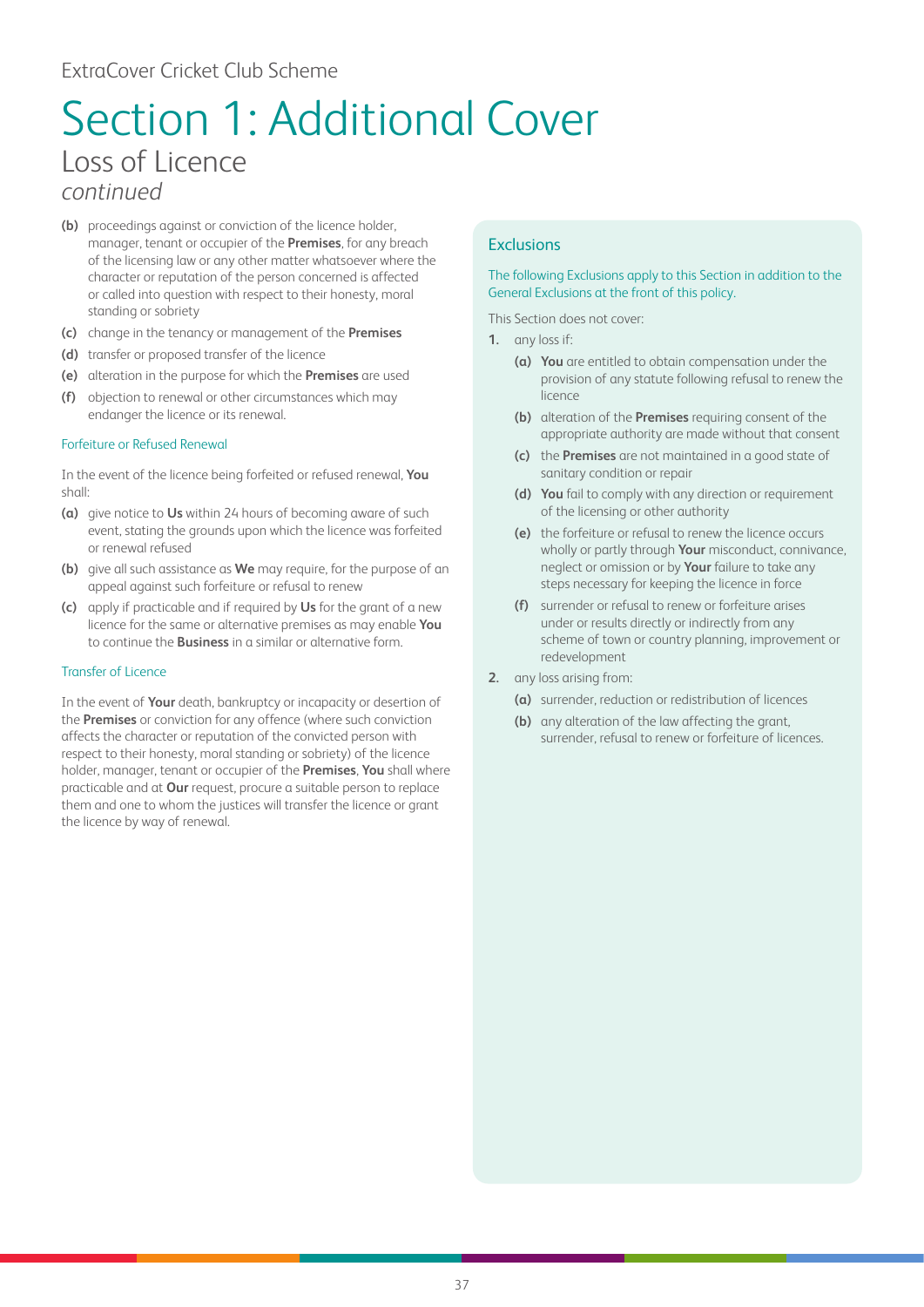ExtraCover Cricket Club Scheme

# Section 1: Additional Cover

## Loss of Licence

*continued*

**(b)** proceedings against or conviction of the licence holder, manager, tenant or occupier of the **Premises**, for any breach of the licensing law or any other matter whatsoever where the character or reputation of the person concerned is affected or called into question with respect to their honesty, moral standing or sobriety

**(c)** change in the tenancy or management of the **Premises**

**(d)** transfer or proposed transfer of the licence

**(e)** alteration in the purpose for which the **Premises** are used

**(f)** objection to renewal or other circumstances which may endanger the licence or its renewal.

### Forfeiture or Refused Renewal

In the event of the licence being forfeited or refused renewal, **You** shall:

**(a)** give notice to **Us** within 24 hours of becoming aware of such event, stating the grounds upon which the licence was forfeited or renewal refused

**(b)** give all such assistance as **We** may require, for the purpose of an appeal against such forfeiture or refusal to renew

**(c)** apply if practicable and if required by **Us** for the grant of a new licence for the same or alternative premises as may enable **You** to continue the **Business** in a similar or alternative form.

### Transfer of Licence

In the event of **Your** death, bankruptcy or incapacity or desertion of the **Premises** or conviction for any offence (where such conviction affects the character or reputation of the convicted person with respect to their honesty, moral standing or sobriety) of the licence holder, manager, tenant or occupier of the **Premises**, **You** shall where practicable and at **Our** request, procure a suitable person to replace them and one to whom the justices will transfer the licence or grant the licence by way of renewal.

### Exclusions

The following Exclusions apply to this Section in addition to the General Exclusions at the front of this policy.

This Section does not cover:

**1.** any loss if:

- **(a)** **You** are entitled to obtain compensation under the provision of any statute following refusal to renew the licence
- **(b)** alteration of the **Premises** requiring consent of the appropriate authority are made without that consent
- **(c)** the **Premises** are not maintained in a good state of sanitary condition or repair
- **(d)** **You** fail to comply with any direction or requirement of the licensing or other authority
- **(e)** the forfeiture or refusal to renew the licence occurs wholly or partly through **Your** misconduct, connivance, neglect or omission or by **Your** failure to take any steps necessary for keeping the licence in force
- **(f)** surrender or refusal to renew or forfeiture arises under or results directly or indirectly from any scheme of town or country planning, improvement or redevelopment

**2.** any loss arising from:

- **(a)** surrender, reduction or redistribution of licences
- **(b)** any alteration of the law affecting the grant, surrender, refusal to renew or forfeiture of licences.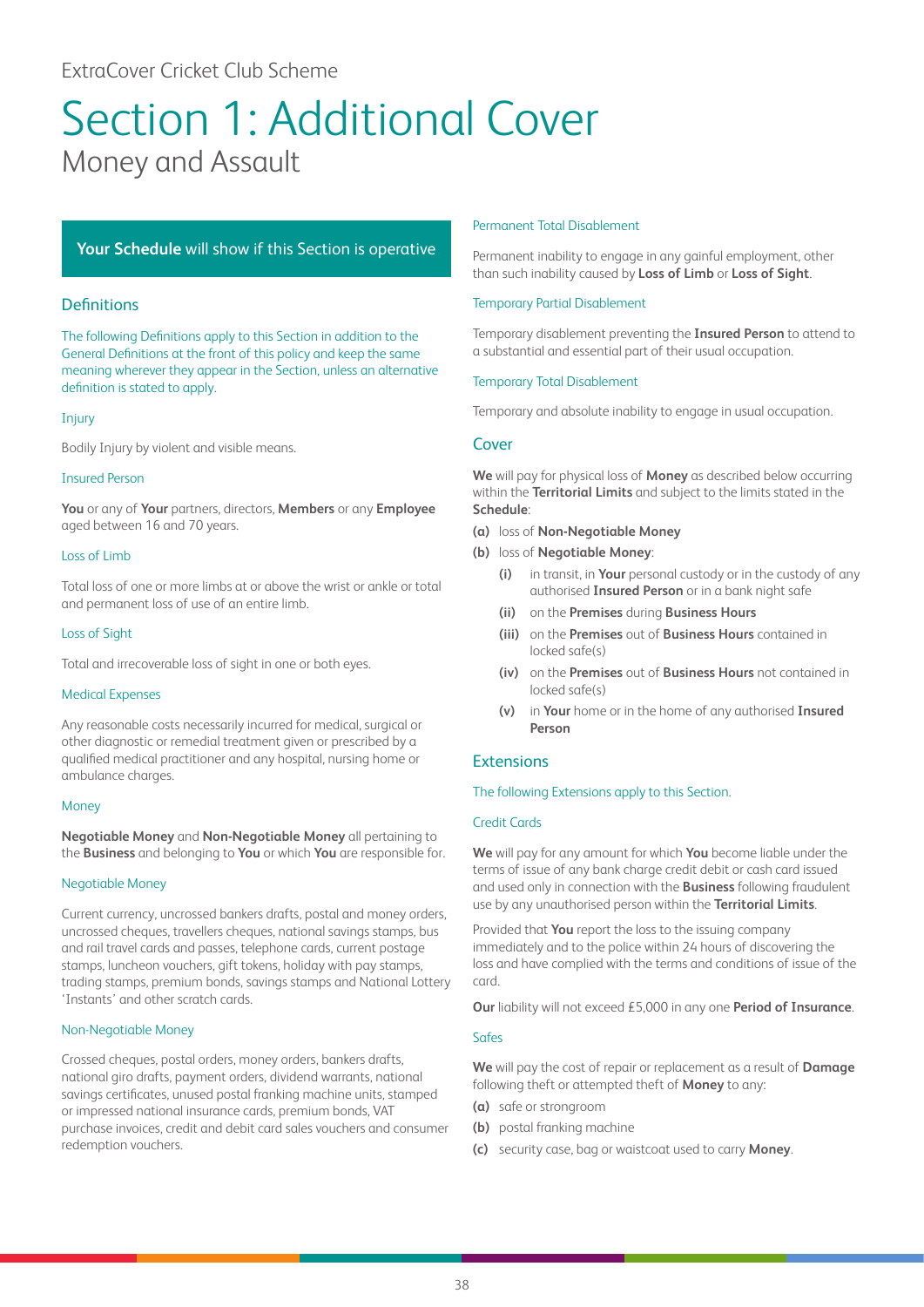ExtraCover Cricket Club Scheme

# Section 1: Additional Cover

## Money and Assault

**Your Schedule** will show if this Section is operative

### Definitions

The following Definitions apply to this Section in addition to the General Definitions at the front of this policy and keep the same meaning wherever they appear in the Section, unless an alternative definition is stated to apply.

#### Injury

Bodily Injury by violent and visible means.

#### Insured Person

**You** or any of **Your** partners, directors, **Members** or any **Employee** aged between 16 and 70 years.

#### Loss of Limb

Total loss of one or more limbs at or above the wrist or ankle or total and permanent loss of use of an entire limb.

#### Loss of Sight

Total and irrecoverable loss of sight in one or both eyes.

#### Medical Expenses

Any reasonable costs necessarily incurred for medical, surgical or other diagnostic or remedial treatment given or prescribed by a qualified medical practitioner and any hospital, nursing home or ambulance charges.

#### Money

**Negotiable Money** and **Non-Negotiable Money** all pertaining to the **Business** and belonging to **You** or which **You** are responsible for.

#### Negotiable Money

Current currency, uncrossed bankers drafts, postal and money orders, uncrossed cheques, travellers cheques, national savings stamps, bus and rail travel cards and passes, telephone cards, current postage stamps, luncheon vouchers, gift tokens, holiday with pay stamps, trading stamps, premium bonds, savings stamps and National Lottery 'Instants' and other scratch cards.

#### Non-Negotiable Money

Crossed cheques, postal orders, money orders, bankers drafts, national giro drafts, payment orders, dividend warrants, national savings certificates, unused postal franking machine units, stamped or impressed national insurance cards, premium bonds, VAT purchase invoices, credit and debit card sales vouchers and consumer redemption vouchers.

#### Permanent Total Disablement

Permanent inability to engage in any gainful employment, other than such inability caused by **Loss of Limb** or **Loss of Sight**.

#### Temporary Partial Disablement

Temporary disablement preventing the **Insured Person** to attend to a substantial and essential part of their usual occupation.

#### Temporary Total Disablement

Temporary and absolute inability to engage in usual occupation.

### Cover

**We** will pay for physical loss of **Money** as described below occurring within the **Territorial Limits** and subject to the limits stated in the **Schedule**:

**(a)** loss of **Non-Negotiable Money**

**(b)** loss of **Negotiable Money**:

- **(i)** in transit, in **Your** personal custody or in the custody of any authorised **Insured Person** or in a bank night safe
- **(ii)** on the **Premises** during **Business Hours**
- **(iii)** on the **Premises** out of **Business Hours** contained in locked safe(s)
- **(iv)** on the **Premises** out of **Business Hours** not contained in locked safe(s)
- **(v)** in **Your** home or in the home of any authorised **Insured Person**

### Extensions

The following Extensions apply to this Section.

#### Credit Cards

**We** will pay for any amount for which **You** become liable under the terms of issue of any bank charge credit debit or cash card issued and used only in connection with the **Business** following fraudulent use by any unauthorised person within the **Territorial Limits**.

Provided that **You** report the loss to the issuing company immediately and to the police within 24 hours of discovering the loss and have complied with the terms and conditions of issue of the card.

**Our** liability will not exceed £5,000 in any one **Period of Insurance**.

#### Safes

**We** will pay the cost of repair or replacement as a result of **Damage** following theft or attempted theft of **Money** to any:

**(a)** safe or strongroom

**(b)** postal franking machine

**(c)** security case, bag or waistcoat used to carry **Money**.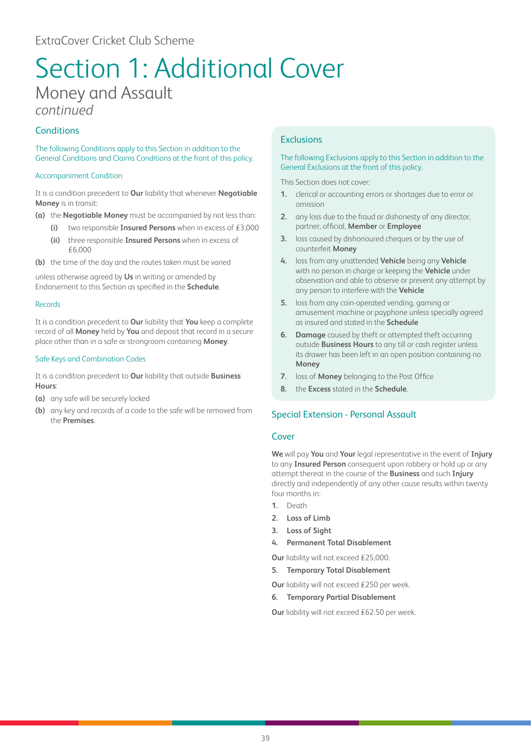ExtraCover Cricket Club Scheme

# Section 1: Additional Cover

## Money and Assault

*continued*

### Conditions

The following Conditions apply to this Section in addition to the General Conditions and Claims Conditions at the front of this policy.

#### Accompaniment Condition

It is a condition precedent to **Our** liability that whenever **Negotiable Money** is in transit:

**(a)** the **Negotiable Money** must be accompanied by not less than:

- **(i)** two responsible **Insured Persons** when in excess of £3,000
- **(ii)** three responsible **Insured Persons** when in excess of £6,000

**(b)** the time of the day and the routes taken must be varied

unless otherwise agreed by **Us** in writing or amended by Endorsement to this Section as specified in the **Schedule**.

#### Records

It is a condition precedent to **Our** liability that **You** keep a complete record of all **Money** held by **You** and deposit that record in a secure place other than in a safe or strongroom containing **Money**.

#### Safe Keys and Combination Codes

It is a condition precedent to **Our** liability that outside **Business Hours**:

**(a)** any safe will be securely locked

**(b)** any key and records of a code to the safe will be removed from the **Premises**.

### Exclusions

The following Exclusions apply to this Section in addition to the General Exclusions at the front of this policy.

This Section does not cover:

1. clerical or accounting errors or shortages due to error or omission
2. any loss due to the fraud or dishonesty of any director, partner, official, **Member** or **Employee**
3. loss caused by dishonoured cheques or by the use of counterfeit **Money**
4. loss from any unattended **Vehicle** being any **Vehicle** with no person in charge or keeping the **Vehicle** under observation and able to observe or prevent any attempt by any person to interfere with the **Vehicle**
5. loss from any coin-operated vending, gaming or amusement machine or payphone unless specially agreed as insured and stated in the **Schedule**
6. **Damage** caused by theft or attempted theft occurring outside **Business Hours** to any till or cash register unless its drawer has been left in an open position containing no **Money**
7. loss of **Money** belonging to the Post Office
8. the **Excess** stated in the **Schedule**.

### Special Extension - Personal Assault

#### Cover

**We** will pay **You** and **Your** legal representative in the event of **Injury** to any **Insured Person** consequent upon robbery or hold up or any attempt thereat in the course of the **Business** and such **Injury** directly and independently of any other cause results within twenty four months in:

1. Death
2. **Loss of Limb**
3. **Loss of Sight**
4. **Permanent Total Disablement**

**Our** liability will not exceed £25,000.

5. **Temporary Total Disablement**

**Our** liability will not exceed £250 per week.

6. **Temporary Partial Disablement**

**Our** liability will not exceed £62.50 per week.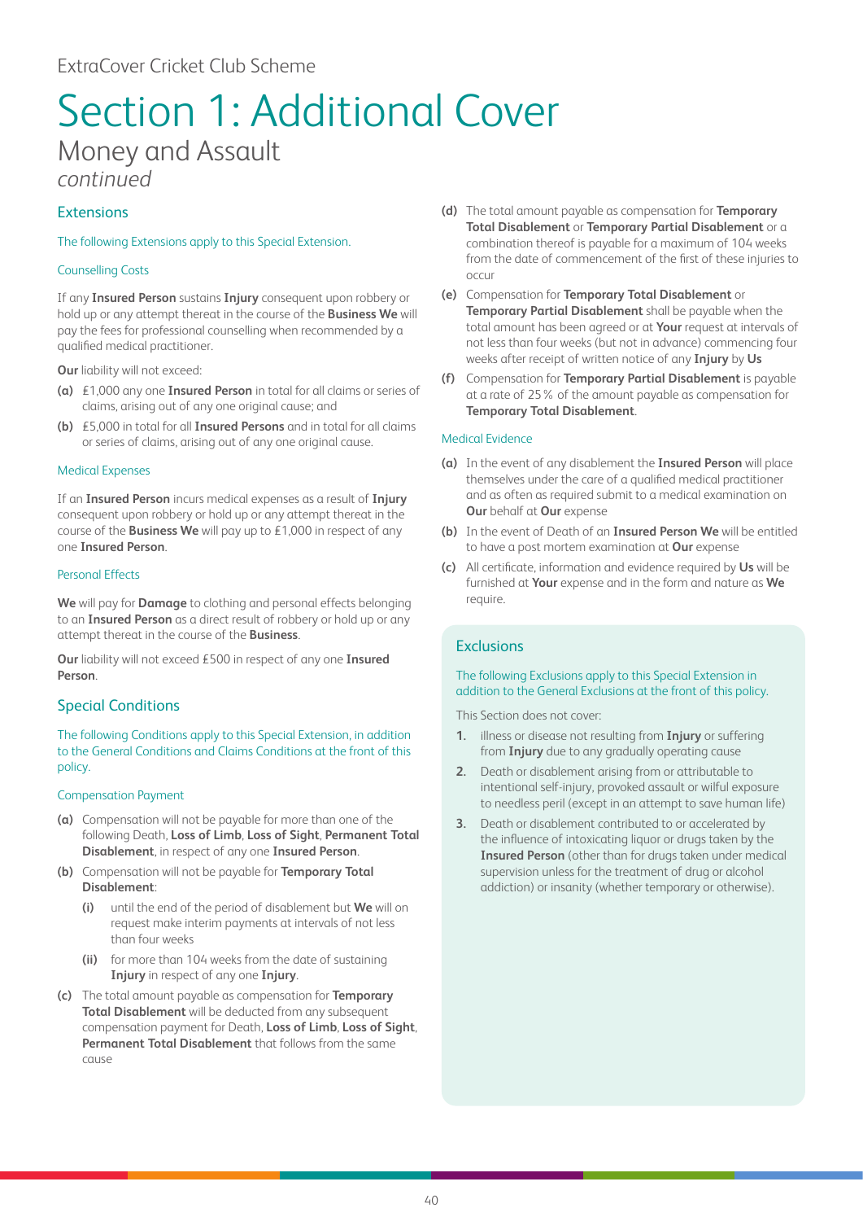ExtraCover Cricket Club Scheme

# Section 1: Additional Cover

## Money and Assault

*continued*

### Extensions

The following Extensions apply to this Special Extension.

#### Counselling Costs

If any **Insured Person** sustains **Injury** consequent upon robbery or hold up or any attempt thereat in the course of the **Business We** will pay the fees for professional counselling when recommended by a qualified medical practitioner.

**Our** liability will not exceed:

**(a)** £1,000 any one **Insured Person** in total for all claims or series of claims, arising out of any one original cause; and

**(b)** £5,000 in total for all **Insured Persons** and in total for all claims or series of claims, arising out of any one original cause.

#### Medical Expenses

If an **Insured Person** incurs medical expenses as a result of **Injury** consequent upon robbery or hold up or any attempt thereat in the course of the **Business We** will pay up to £1,000 in respect of any one **Insured Person**.

#### Personal Effects

**We** will pay for **Damage** to clothing and personal effects belonging to an **Insured Person** as a direct result of robbery or hold up or any attempt thereat in the course of the **Business**.

**Our** liability will not exceed £500 in respect of any one **Insured Person**.

### Special Conditions

The following Conditions apply to this Special Extension, in addition to the General Conditions and Claims Conditions at the front of this policy.

#### Compensation Payment

**(a)** Compensation will not be payable for more than one of the following Death, **Loss of Limb**, **Loss of Sight**, **Permanent Total Disablement**, in respect of any one **Insured Person**.

**(b)** Compensation will not be payable for **Temporary Total Disablement**:

- **(i)** until the end of the period of disablement but **We** will on request make interim payments at intervals of not less than four weeks
- **(ii)** for more than 104 weeks from the date of sustaining **Injury** in respect of any one **Injury**.

**(c)** The total amount payable as compensation for **Temporary Total Disablement** will be deducted from any subsequent compensation payment for Death, **Loss of Limb**, **Loss of Sight**, **Permanent Total Disablement** that follows from the same cause

**(d)** The total amount payable as compensation for **Temporary Total Disablement** or **Temporary Partial Disablement** or a combination thereof is payable for a maximum of 104 weeks from the date of commencement of the first of these injuries to occur

**(e)** Compensation for **Temporary Total Disablement** or **Temporary Partial Disablement** shall be payable when the total amount has been agreed or at **Your** request at intervals of not less than four weeks (but not in advance) commencing four weeks after receipt of written notice of any **Injury** by **Us**

**(f)** Compensation for **Temporary Partial Disablement** is payable at a rate of 25% of the amount payable as compensation for **Temporary Total Disablement**.

#### Medical Evidence

**(a)** In the event of any disablement the **Insured Person** will place themselves under the care of a qualified medical practitioner and as often as required submit to a medical examination on **Our** behalf at **Our** expense

**(b)** In the event of Death of an **Insured Person We** will be entitled to have a post mortem examination at **Our** expense

**(c)** All certificate, information and evidence required by **Us** will be furnished at **Your** expense and in the form and nature as **We** require.

### Exclusions

The following Exclusions apply to this Special Extension in addition to the General Exclusions at the front of this policy.

This Section does not cover:

1. illness or disease not resulting from **Injury** or suffering from **Injury** due to any gradually operating cause
2. Death or disablement arising from or attributable to intentional self-injury, provoked assault or wilful exposure to needless peril (except in an attempt to save human life)
3. Death or disablement contributed to or accelerated by the influence of intoxicating liquor or drugs taken by the **Insured Person** (other than for drugs taken under medical supervision unless for the treatment of drug or alcohol addiction) or insanity (whether temporary or otherwise).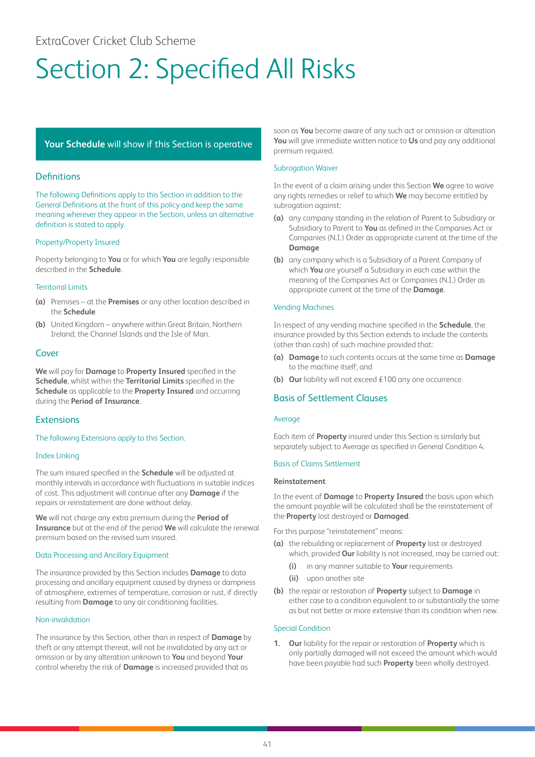ExtraCover Cricket Club Scheme

# Section 2: Specified All Risks

**Your Schedule** will show if this Section is operative

## Definitions

The following Definitions apply to this Section in addition to the General Definitions at the front of this policy and keep the same meaning wherever they appear in the Section, unless an alternative definition is stated to apply.

### Property/Property Insured

Property belonging to **You** or for which **You** are legally responsible described in the **Schedule**.

### Territorial Limits

**(a)** Premises – at the **Premises** or any other location described in the **Schedule**

**(b)** United Kingdom – anywhere within Great Britain, Northern Ireland, the Channel Islands and the Isle of Man.

## Cover

**We** will pay for **Damage** to **Property Insured** specified in the **Schedule**, whilst within the **Territorial Limits** specified in the **Schedule** as applicable to the **Property Insured** and occurring during the **Period of Insurance**.

## Extensions

The following Extensions apply to this Section.

### Index Linking

The sum insured specified in the **Schedule** will be adjusted at monthly intervals in accordance with fluctuations in suitable indices of cost. This adjustment will continue after any **Damage** if the repairs or reinstatement are done without delay.

**We** will not charge any extra premium during the **Period of Insurance** but at the end of the period **We** will calculate the renewal premium based on the revised sum insured.

### Data Processing and Ancillary Equipment

The insurance provided by this Section includes **Damage** to data processing and ancillary equipment caused by dryness or dampness of atmosphere, extremes of temperature, corrosion or rust, if directly resulting from **Damage** to any air conditioning facilities.

### Non-invalidation

The insurance by this Section, other than in respect of **Damage** by theft or any attempt thereat, will not be invalidated by any act or omission or by any alteration unknown to **You** and beyond **Your** control whereby the risk of **Damage** is increased provided that as soon as **You** become aware of any such act or omission or alteration **You** will give immediate written notice to **Us** and pay any additional premium required.

### Subrogation Waiver

In the event of a claim arising under this Section **We** agree to waive any rights remedies or relief to which **We** may become entitled by subrogation against:

**(a)** any company standing in the relation of Parent to Subsidiary or Subsidiary to Parent to **You** as defined in the Companies Act or Companies (N.I.) Order as appropriate current at the time of the **Damage**

**(b)** any company which is a Subsidiary of a Parent Company of which **You** are yourself a Subsidiary in each case within the meaning of the Companies Act or Companies (N.I.) Order as appropriate current at the time of the **Damage**.

### Vending Machines

In respect of any vending machine specified in the **Schedule**, the insurance provided by this Section extends to include the contents (other than cash) of such machine provided that:

**(a)** **Damage** to such contents occurs at the same time as **Damage** to the machine itself; and

**(b)** **Our** liability will not exceed £100 any one occurrence.

## Basis of Settlement Clauses

### Average

Each item of **Property** insured under this Section is similarly but separately subject to Average as specified in General Condition 4.

### Basis of Claims Settlement

**Reinstatement**

In the event of **Damage** to **Property Insured** the basis upon which the amount payable will be calculated shall be the reinstatement of the **Property** lost destroyed or **Damaged**.

For this purpose "reinstatement" means:

**(a)** the rebuilding or replacement of **Property** lost or destroyed which, provided **Our** liability is not increased, may be carried out:

- **(i)** in any manner suitable to **Your** requirements
- **(ii)** upon another site

**(b)** the repair or restoration of **Property** subject to **Damage** in either case to a condition equivalent to or substantially the same as but not better or more extensive than its condition when new.

### Special Condition

1. **Our** liability for the repair or restoration of **Property** which is only partially damaged will not exceed the amount which would have been payable had such **Property** been wholly destroyed.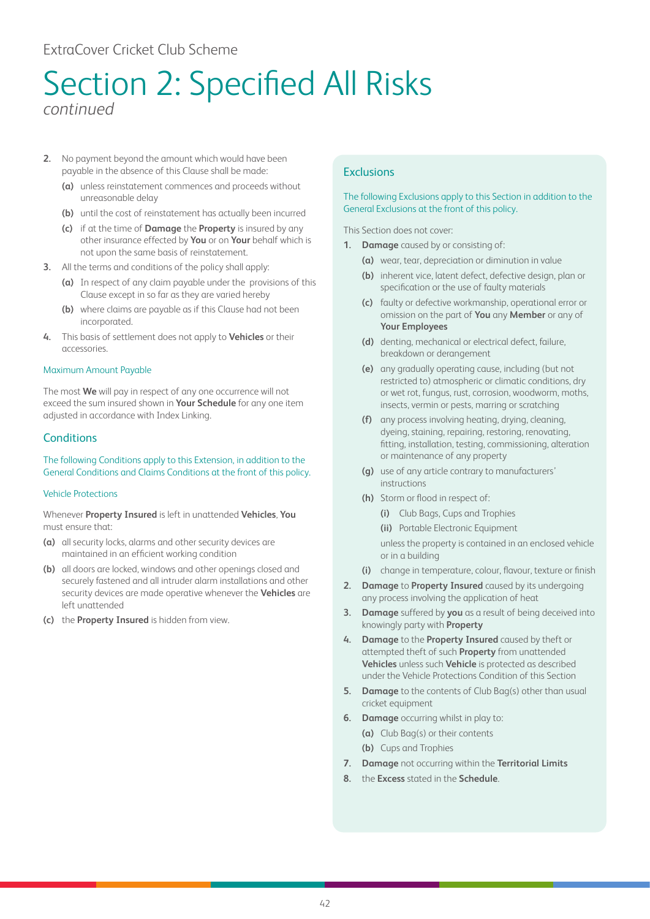ExtraCover Cricket Club Scheme

# Section 2: Specified All Risks

*continued*

2. No payment beyond the amount which would have been payable in the absence of this Clause shall be made:
   - **(a)** unless reinstatement commences and proceeds without unreasonable delay
   - **(b)** until the cost of reinstatement has actually been incurred
   - **(c)** if at the time of **Damage** the **Property** is insured by any other insurance effected by **You** or on **Your** behalf which is not upon the same basis of reinstatement.
3. All the terms and conditions of the policy shall apply:
   - **(a)** In respect of any claim payable under the provisions of this Clause except in so far as they are varied hereby
   - **(b)** where claims are payable as if this Clause had not been incorporated.
4. This basis of settlement does not apply to **Vehicles** or their accessories.

### Maximum Amount Payable

The most **We** will pay in respect of any one occurrence will not exceed the sum insured shown in **Your Schedule** for any one item adjusted in accordance with Index Linking.

## Conditions

The following Conditions apply to this Extension, in addition to the General Conditions and Claims Conditions at the front of this policy.

### Vehicle Protections

Whenever **Property Insured** is left in unattended **Vehicles**, **You** must ensure that:

- **(a)** all security locks, alarms and other security devices are maintained in an efficient working condition
- **(b)** all doors are locked, windows and other openings closed and securely fastened and all intruder alarm installations and other security devices are made operative whenever the **Vehicles** are left unattended
- **(c)** the **Property Insured** is hidden from view.

## Exclusions

The following Exclusions apply to this Section in addition to the General Exclusions at the front of this policy.

This Section does not cover:

1. **Damage** caused by or consisting of:
   - **(a)** wear, tear, depreciation or diminution in value
   - **(b)** inherent vice, latent defect, defective design, plan or specification or the use of faulty materials
   - **(c)** faulty or defective workmanship, operational error or omission on the part of **You** any **Member** or any of **Your Employees**
   - **(d)** denting, mechanical or electrical defect, failure, breakdown or derangement
   - **(e)** any gradually operating cause, including (but not restricted to) atmospheric or climatic conditions, dry or wet rot, fungus, rust, corrosion, woodworm, moths, insects, vermin or pests, marring or scratching
   - **(f)** any process involving heating, drying, cleaning, dyeing, staining, repairing, restoring, renovating, fitting, installation, testing, commissioning, alteration or maintenance of any property
   - **(g)** use of any article contrary to manufacturers' instructions
   - **(h)** Storm or flood in respect of:
     - **(i)** Club Bags, Cups and Trophies
     - **(ii)** Portable Electronic Equipment

     unless the property is contained in an enclosed vehicle or in a building
   - **(i)** change in temperature, colour, flavour, texture or finish
2. **Damage** to **Property Insured** caused by its undergoing any process involving the application of heat
3. **Damage** suffered by **you** as a result of being deceived into knowingly party with **Property**
4. **Damage** to the **Property Insured** caused by theft or attempted theft of such **Property** from unattended **Vehicles** unless such **Vehicle** is protected as described under the Vehicle Protections Condition of this Section
5. **Damage** to the contents of Club Bag(s) other than usual cricket equipment
6. **Damage** occurring whilst in play to:
   - **(a)** Club Bag(s) or their contents
   - **(b)** Cups and Trophies
7. **Damage** not occurring within the **Territorial Limits**
8. the **Excess** stated in the **Schedule**.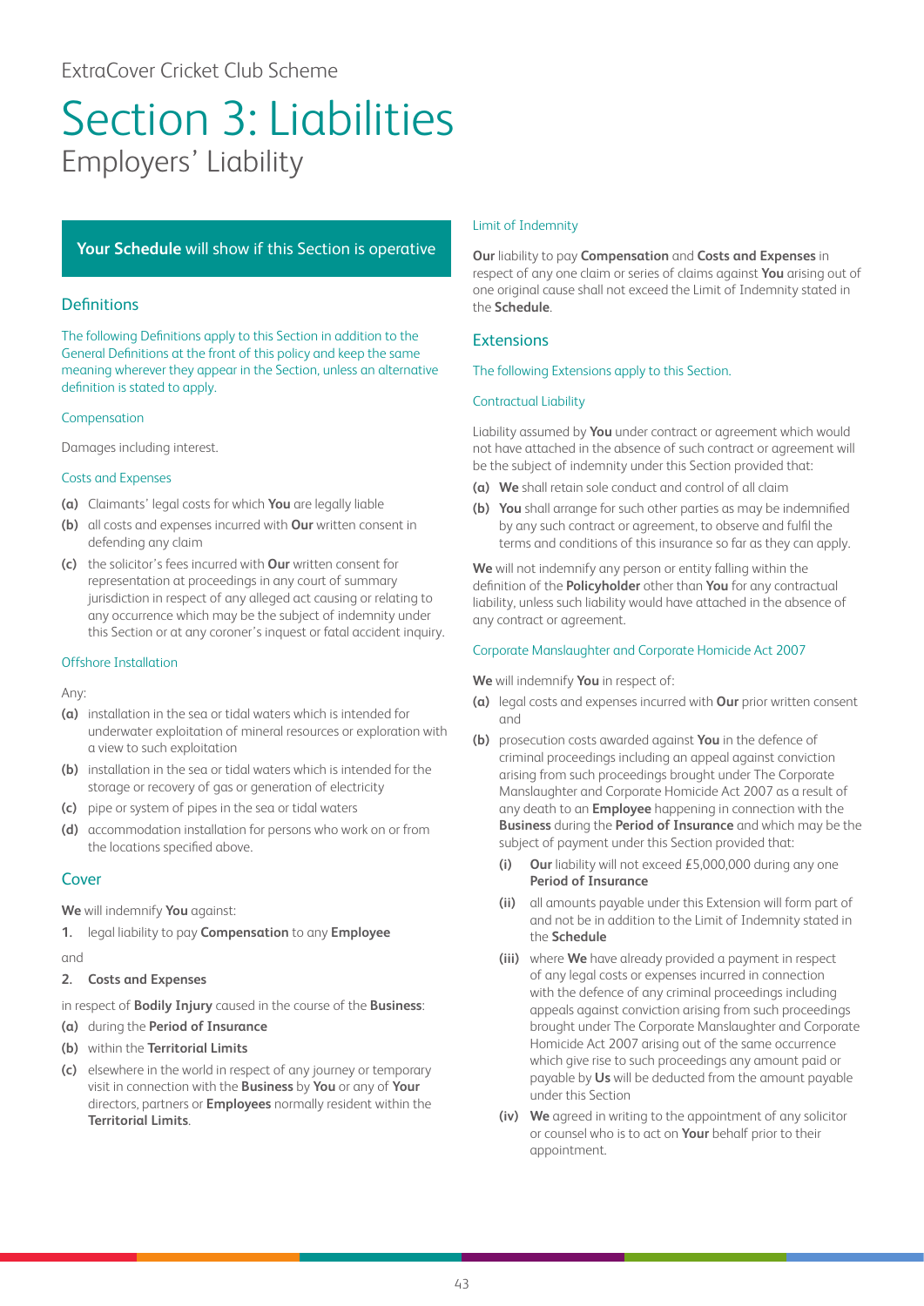ExtraCover Cricket Club Scheme

# Section 3: Liabilities

## Employers' Liability

**Your Schedule** will show if this Section is operative

### Definitions

The following Definitions apply to this Section in addition to the General Definitions at the front of this policy and keep the same meaning wherever they appear in the Section, unless an alternative definition is stated to apply.

#### Compensation

Damages including interest.

#### Costs and Expenses

**(a)** Claimants' legal costs for which **You** are legally liable

**(b)** all costs and expenses incurred with **Our** written consent in defending any claim

**(c)** the solicitor's fees incurred with **Our** written consent for representation at proceedings in any court of summary jurisdiction in respect of any alleged act causing or relating to any occurrence which may be the subject of indemnity under this Section or at any coroner's inquest or fatal accident inquiry.

#### Offshore Installation

Any:

**(a)** installation in the sea or tidal waters which is intended for underwater exploitation of mineral resources or exploration with a view to such exploitation

**(b)** installation in the sea or tidal waters which is intended for the storage or recovery of gas or generation of electricity

**(c)** pipe or system of pipes in the sea or tidal waters

**(d)** accommodation installation for persons who work on or from the locations specified above.

### Cover

**We** will indemnify **You** against:

1. legal liability to pay **Compensation** to any **Employee**

and

2. **Costs and Expenses**

in respect of **Bodily Injury** caused in the course of the **Business**:

**(a)** during the **Period of Insurance**

**(b)** within the **Territorial Limits**

**(c)** elsewhere in the world in respect of any journey or temporary visit in connection with the **Business** by **You** or any of **Your** directors, partners or **Employees** normally resident within the **Territorial Limits**.

#### Limit of Indemnity

**Our** liability to pay **Compensation** and **Costs and Expenses** in respect of any one claim or series of claims against **You** arising out of one original cause shall not exceed the Limit of Indemnity stated in the **Schedule**.

### Extensions

The following Extensions apply to this Section.

#### Contractual Liability

Liability assumed by **You** under contract or agreement which would not have attached in the absence of such contract or agreement will be the subject of indemnity under this Section provided that:

**(a)** **We** shall retain sole conduct and control of all claim

**(b)** **You** shall arrange for such other parties as may be indemnified by any such contract or agreement, to observe and fulfil the terms and conditions of this insurance so far as they can apply.

**We** will not indemnify any person or entity falling within the definition of the **Policyholder** other than **You** for any contractual liability, unless such liability would have attached in the absence of any contract or agreement.

#### Corporate Manslaughter and Corporate Homicide Act 2007

**We** will indemnify **You** in respect of:

**(a)** legal costs and expenses incurred with **Our** prior written consent and

**(b)** prosecution costs awarded against **You** in the defence of criminal proceedings including an appeal against conviction arising from such proceedings brought under The Corporate Manslaughter and Corporate Homicide Act 2007 as a result of any death to an **Employee** happening in connection with the **Business** during the **Period of Insurance** and which may be the subject of payment under this Section provided that:

- **(i)** **Our** liability will not exceed £5,000,000 during any one **Period of Insurance**
- **(ii)** all amounts payable under this Extension will form part of and not be in addition to the Limit of Indemnity stated in the **Schedule**
- **(iii)** where **We** have already provided a payment in respect of any legal costs or expenses incurred in connection with the defence of any criminal proceedings including appeals against conviction arising from such proceedings brought under The Corporate Manslaughter and Corporate Homicide Act 2007 arising out of the same occurrence which give rise to such proceedings any amount paid or payable by **Us** will be deducted from the amount payable under this Section
- **(iv)** **We** agreed in writing to the appointment of any solicitor or counsel who is to act on **Your** behalf prior to their appointment.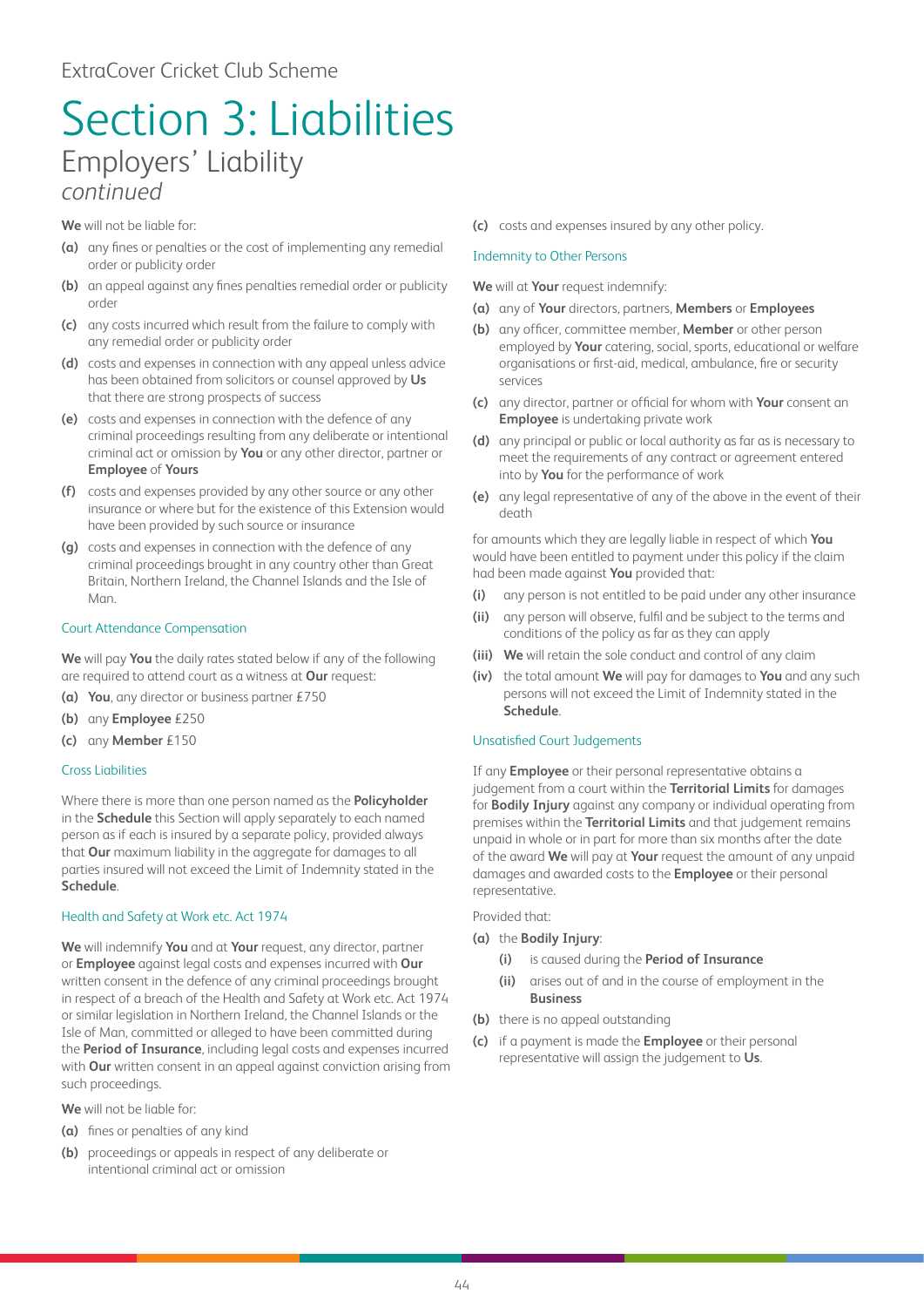# Section 3: Liabilities

## Employers' Liability

*continued*

**We** will not be liable for:

**(a)** any fines or penalties or the cost of implementing any remedial order or publicity order

**(b)** an appeal against any fines penalties remedial order or publicity order

**(c)** any costs incurred which result from the failure to comply with any remedial order or publicity order

**(d)** costs and expenses in connection with any appeal unless advice has been obtained from solicitors or counsel approved by **Us** that there are strong prospects of success

**(e)** costs and expenses in connection with the defence of any criminal proceedings resulting from any deliberate or intentional criminal act or omission by **You** or any other director, partner or **Employee** of **Yours**

**(f)** costs and expenses provided by any other source or any other insurance or where but for the existence of this Extension would have been provided by such source or insurance

**(g)** costs and expenses in connection with the defence of any criminal proceedings brought in any country other than Great Britain, Northern Ireland, the Channel Islands and the Isle of Man.

### Court Attendance Compensation

**We** will pay **You** the daily rates stated below if any of the following are required to attend court as a witness at **Our** request:

**(a)** **You**, any director or business partner £750

**(b)** any **Employee** £250

**(c)** any **Member** £150

### Cross Liabilities

Where there is more than one person named as the **Policyholder** in the **Schedule** this Section will apply separately to each named person as if each is insured by a separate policy, provided always that **Our** maximum liability in the aggregate for damages to all parties insured will not exceed the Limit of Indemnity stated in the **Schedule**.

### Health and Safety at Work etc. Act 1974

**We** will indemnify **You** and at **Your** request, any director, partner or **Employee** against legal costs and expenses incurred with **Our** written consent in the defence of any criminal proceedings brought in respect of a breach of the Health and Safety at Work etc. Act 1974 or similar legislation in Northern Ireland, the Channel Islands or the Isle of Man, committed or alleged to have been committed during the **Period of Insurance**, including legal costs and expenses incurred with **Our** written consent in an appeal against conviction arising from such proceedings.

**We** will not be liable for:

**(a)** fines or penalties of any kind

**(b)** proceedings or appeals in respect of any deliberate or intentional criminal act or omission

**(c)** costs and expenses insured by any other policy.

### Indemnity to Other Persons

**We** will at **Your** request indemnify:

**(a)** any of **Your** directors, partners, **Members** or **Employees**

**(b)** any officer, committee member, **Member** or other person employed by **Your** catering, social, sports, educational or welfare organisations or first-aid, medical, ambulance, fire or security services

**(c)** any director, partner or official for whom with **Your** consent an **Employee** is undertaking private work

**(d)** any principal or public or local authority as far as is necessary to meet the requirements of any contract or agreement entered into by **You** for the performance of work

**(e)** any legal representative of any of the above in the event of their death

for amounts which they are legally liable in respect of which **You** would have been entitled to payment under this policy if the claim had been made against **You** provided that:

**(i)** any person is not entitled to be paid under any other insurance

**(ii)** any person will observe, fulfil and be subject to the terms and conditions of the policy as far as they can apply

**(iii)** **We** will retain the sole conduct and control of any claim

**(iv)** the total amount **We** will pay for damages to **You** and any such persons will not exceed the Limit of Indemnity stated in the **Schedule**.

### Unsatisfied Court Judgements

If any **Employee** or their personal representative obtains a judgement from a court within the **Territorial Limits** for damages for **Bodily Injury** against any company or individual operating from premises within the **Territorial Limits** and that judgement remains unpaid in whole or in part for more than six months after the date of the award **We** will pay at **Your** request the amount of any unpaid damages and awarded costs to the **Employee** or their personal representative.

Provided that:

**(a)** the **Bodily Injury**:

- **(i)** is caused during the **Period of Insurance**
- **(ii)** arises out of and in the course of employment in the **Business**

**(b)** there is no appeal outstanding

**(c)** if a payment is made the **Employee** or their personal representative will assign the judgement to **Us**.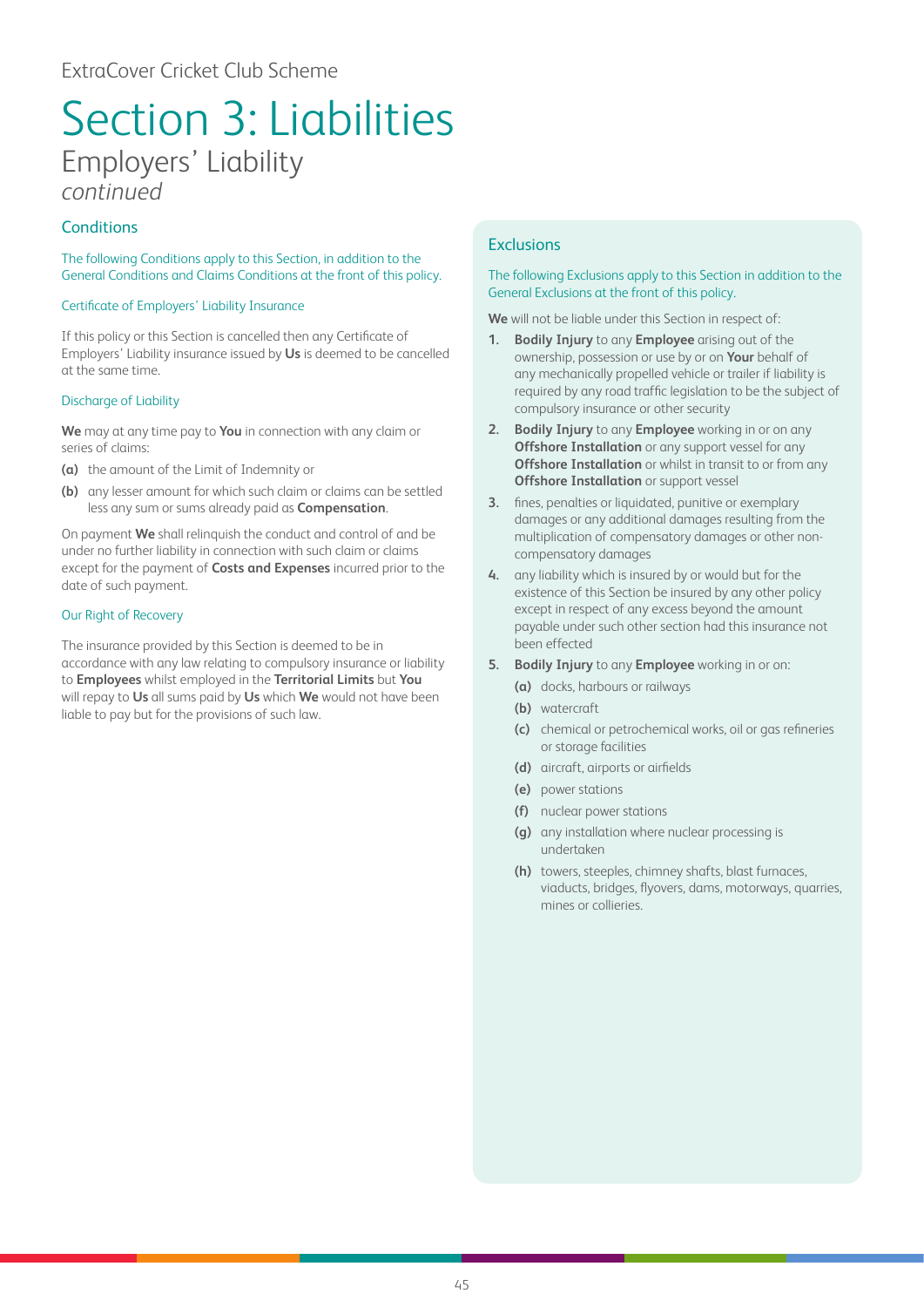ExtraCover Cricket Club Scheme

# Section 3: Liabilities

## Employers' Liability

*continued*

### Conditions

The following Conditions apply to this Section, in addition to the General Conditions and Claims Conditions at the front of this policy.

#### Certificate of Employers' Liability Insurance

If this policy or this Section is cancelled then any Certificate of Employers' Liability insurance issued by **Us** is deemed to be cancelled at the same time.

#### Discharge of Liability

**We** may at any time pay to **You** in connection with any claim or series of claims:

**(a)** the amount of the Limit of Indemnity or

**(b)** any lesser amount for which such claim or claims can be settled less any sum or sums already paid as **Compensation**.

On payment **We** shall relinquish the conduct and control of and be under no further liability in connection with such claim or claims except for the payment of **Costs and Expenses** incurred prior to the date of such payment.

#### Our Right of Recovery

The insurance provided by this Section is deemed to be in accordance with any law relating to compulsory insurance or liability to **Employees** whilst employed in the **Territorial Limits** but **You** will repay to **Us** all sums paid by **Us** which **We** would not have been liable to pay but for the provisions of such law.

### Exclusions

The following Exclusions apply to this Section in addition to the General Exclusions at the front of this policy.

**We** will not be liable under this Section in respect of:

1. **Bodily Injury** to any **Employee** arising out of the ownership, possession or use by or on **Your** behalf of any mechanically propelled vehicle or trailer if liability is required by any road traffic legislation to be the subject of compulsory insurance or other security
2. **Bodily Injury** to any **Employee** working in or on any **Offshore Installation** or any support vessel for any **Offshore Installation** or whilst in transit to or from any **Offshore Installation** or support vessel
3. fines, penalties or liquidated, punitive or exemplary damages or any additional damages resulting from the multiplication of compensatory damages or other non-compensatory damages
4. any liability which is insured by or would but for the existence of this Section be insured by any other policy except in respect of any excess beyond the amount payable under such other section had this insurance not been effected
5. **Bodily Injury** to any **Employee** working in or on:
   - **(a)** docks, harbours or railways
   - **(b)** watercraft
   - **(c)** chemical or petrochemical works, oil or gas refineries or storage facilities
   - **(d)** aircraft, airports or airfields
   - **(e)** power stations
   - **(f)** nuclear power stations
   - **(g)** any installation where nuclear processing is undertaken
   - **(h)** towers, steeples, chimney shafts, blast furnaces, viaducts, bridges, flyovers, dams, motorways, quarries, mines or collieries.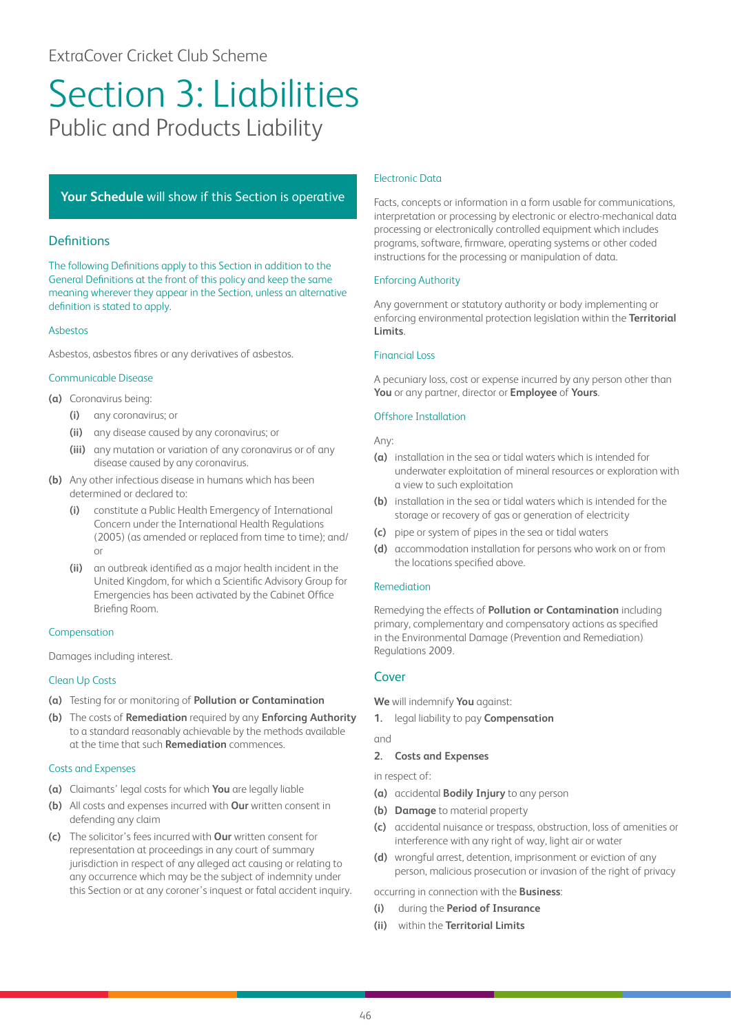ExtraCover Cricket Club Scheme

# Section 3: Liabilities

## Public and Products Liability

**Your Schedule** will show if this Section is operative

### Definitions

The following Definitions apply to this Section in addition to the General Definitions at the front of this policy and keep the same meaning wherever they appear in the Section, unless an alternative definition is stated to apply.

#### Asbestos

Asbestos, asbestos fibres or any derivatives of asbestos.

#### Communicable Disease

**(a)** Coronavirus being:

- **(i)** any coronavirus; or
- **(ii)** any disease caused by any coronavirus; or
- **(iii)** any mutation or variation of any coronavirus or of any disease caused by any coronavirus.

**(b)** Any other infectious disease in humans which has been determined or declared to:

- **(i)** constitute a Public Health Emergency of International Concern under the International Health Regulations (2005) (as amended or replaced from time to time); and/or
- **(ii)** an outbreak identified as a major health incident in the United Kingdom, for which a Scientific Advisory Group for Emergencies has been activated by the Cabinet Office Briefing Room.

#### Compensation

Damages including interest.

#### Clean Up Costs

**(a)** Testing for or monitoring of **Pollution or Contamination**

**(b)** The costs of **Remediation** required by any **Enforcing Authority** to a standard reasonably achievable by the methods available at the time that such **Remediation** commences.

#### Costs and Expenses

**(a)** Claimants' legal costs for which **You** are legally liable

**(b)** All costs and expenses incurred with **Our** written consent in defending any claim

**(c)** The solicitor's fees incurred with **Our** written consent for representation at proceedings in any court of summary jurisdiction in respect of any alleged act causing or relating to any occurrence which may be the subject of indemnity under this Section or at any coroner's inquest or fatal accident inquiry.

#### Electronic Data

Facts, concepts or information in a form usable for communications, interpretation or processing by electronic or electro-mechanical data processing or electronically controlled equipment which includes programs, software, firmware, operating systems or other coded instructions for the processing or manipulation of data.

#### Enforcing Authority

Any government or statutory authority or body implementing or enforcing environmental protection legislation within the **Territorial Limits**.

#### Financial Loss

A pecuniary loss, cost or expense incurred by any person other than **You** or any partner, director or **Employee** of **Yours**.

#### Offshore Installation

Any:

**(a)** installation in the sea or tidal waters which is intended for underwater exploitation of mineral resources or exploration with a view to such exploitation

**(b)** installation in the sea or tidal waters which is intended for the storage or recovery of gas or generation of electricity

**(c)** pipe or system of pipes in the sea or tidal waters

**(d)** accommodation installation for persons who work on or from the locations specified above.

#### Remediation

Remedying the effects of **Pollution or Contamination** including primary, complementary and compensatory actions as specified in the Environmental Damage (Prevention and Remediation) Regulations 2009.

### Cover

**We** will indemnify **You** against:

**1.** legal liability to pay **Compensation**

and

**2.** **Costs and Expenses**

in respect of:

**(a)** accidental **Bodily Injury** to any person

**(b)** **Damage** to material property

**(c)** accidental nuisance or trespass, obstruction, loss of amenities or interference with any right of way, light air or water

**(d)** wrongful arrest, detention, imprisonment or eviction of any person, malicious prosecution or invasion of the right of privacy

occurring in connection with the **Business**:

**(i)** during the **Period of Insurance**

**(ii)** within the **Territorial Limits**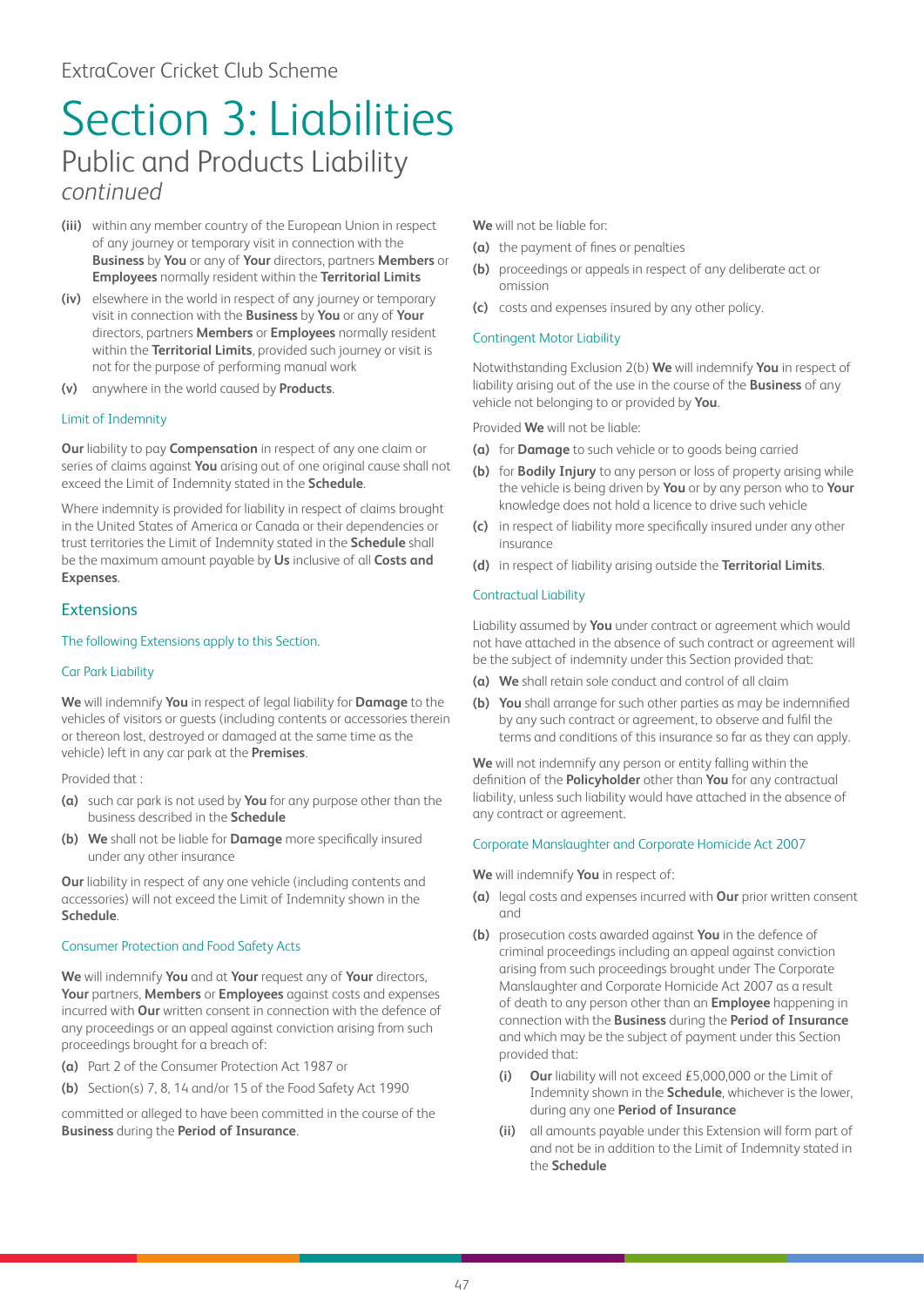ExtraCover Cricket Club Scheme

# Section 3: Liabilities

## Public and Products Liability

*continued*

**(iii)** within any member country of the European Union in respect of any journey or temporary visit in connection with the **Business** by **You** or any of **Your** directors, partners **Members** or **Employees** normally resident within the **Territorial Limits**

**(iv)** elsewhere in the world in respect of any journey or temporary visit in connection with the **Business** by **You** or any of **Your** directors, partners **Members** or **Employees** normally resident within the **Territorial Limits**, provided such journey or visit is not for the purpose of performing manual work

**(v)** anywhere in the world caused by **Products**.

### Limit of Indemnity

**Our** liability to pay **Compensation** in respect of any one claim or series of claims against **You** arising out of one original cause shall not exceed the Limit of Indemnity stated in the **Schedule**.

Where indemnity is provided for liability in respect of claims brought in the United States of America or Canada or their dependencies or trust territories the Limit of Indemnity stated in the **Schedule** shall be the maximum amount payable by **Us** inclusive of all **Costs and Expenses**.

## Extensions

The following Extensions apply to this Section.

### Car Park Liability

**We** will indemnify **You** in respect of legal liability for **Damage** to the vehicles of visitors or guests (including contents or accessories therein or thereon lost, destroyed or damaged at the same time as the vehicle) left in any car park at the **Premises**.

Provided that :

**(a)** such car park is not used by **You** for any purpose other than the business described in the **Schedule**

**(b)** **We** shall not be liable for **Damage** more specifically insured under any other insurance

**Our** liability in respect of any one vehicle (including contents and accessories) will not exceed the Limit of Indemnity shown in the **Schedule**.

### Consumer Protection and Food Safety Acts

**We** will indemnify **You** and at **Your** request any of **Your** directors, **Your** partners, **Members** or **Employees** against costs and expenses incurred with **Our** written consent in connection with the defence of any proceedings or an appeal against conviction arising from such proceedings brought for a breach of:

**(a)** Part 2 of the Consumer Protection Act 1987 or

**(b)** Section(s) 7, 8, 14 and/or 15 of the Food Safety Act 1990

committed or alleged to have been committed in the course of the **Business** during the **Period of Insurance**.

**We** will not be liable for:

**(a)** the payment of fines or penalties

**(b)** proceedings or appeals in respect of any deliberate act or omission

**(c)** costs and expenses insured by any other policy.

### Contingent Motor Liability

Notwithstanding Exclusion 2(b) **We** will indemnify **You** in respect of liability arising out of the use in the course of the **Business** of any vehicle not belonging to or provided by **You**.

Provided **We** will not be liable:

**(a)** for **Damage** to such vehicle or to goods being carried

**(b)** for **Bodily Injury** to any person or loss of property arising while the vehicle is being driven by **You** or by any person who to **Your** knowledge does not hold a licence to drive such vehicle

**(c)** in respect of liability more specifically insured under any other insurance

**(d)** in respect of liability arising outside the **Territorial Limits**.

### Contractual Liability

Liability assumed by **You** under contract or agreement which would not have attached in the absence of such contract or agreement will be the subject of indemnity under this Section provided that:

**(a)** **We** shall retain sole conduct and control of all claim

**(b)** **You** shall arrange for such other parties as may be indemnified by any such contract or agreement, to observe and fulfil the terms and conditions of this insurance so far as they can apply.

**We** will not indemnify any person or entity falling within the definition of the **Policyholder** other than **You** for any contractual liability, unless such liability would have attached in the absence of any contract or agreement.

### Corporate Manslaughter and Corporate Homicide Act 2007

**We** will indemnify **You** in respect of:

**(a)** legal costs and expenses incurred with **Our** prior written consent and

**(b)** prosecution costs awarded against **You** in the defence of criminal proceedings including an appeal against conviction arising from such proceedings brought under The Corporate Manslaughter and Corporate Homicide Act 2007 as a result of death to any person other than an **Employee** happening in connection with the **Business** during the **Period of Insurance** and which may be the subject of payment under this Section provided that:

- **(i)** **Our** liability will not exceed £5,000,000 or the Limit of Indemnity shown in the **Schedule**, whichever is the lower, during any one **Period of Insurance**
- **(ii)** all amounts payable under this Extension will form part of and not be in addition to the Limit of Indemnity stated in the **Schedule**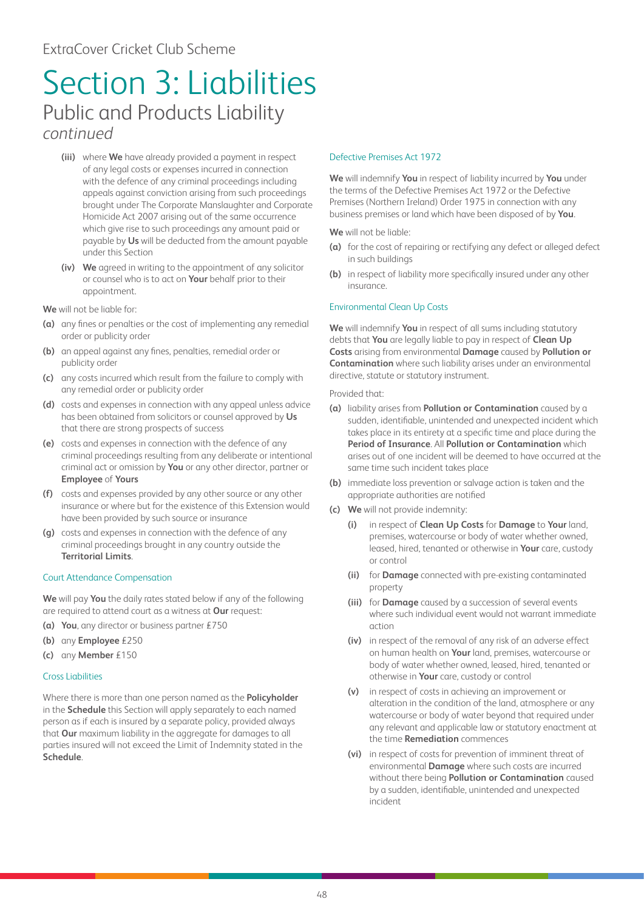ExtraCover Cricket Club Scheme

# Section 3: Liabilities

## Public and Products Liability

*continued*

- **(iii)** where **We** have already provided a payment in respect of any legal costs or expenses incurred in connection with the defence of any criminal proceedings including appeals against conviction arising from such proceedings brought under The Corporate Manslaughter and Corporate Homicide Act 2007 arising out of the same occurrence which give rise to such proceedings any amount paid or payable by **Us** will be deducted from the amount payable under this Section
- **(iv)** **We** agreed in writing to the appointment of any solicitor or counsel who is to act on **Your** behalf prior to their appointment.

**We** will not be liable for:

- **(a)** any fines or penalties or the cost of implementing any remedial order or publicity order
- **(b)** an appeal against any fines, penalties, remedial order or publicity order
- **(c)** any costs incurred which result from the failure to comply with any remedial order or publicity order
- **(d)** costs and expenses in connection with any appeal unless advice has been obtained from solicitors or counsel approved by **Us** that there are strong prospects of success
- **(e)** costs and expenses in connection with the defence of any criminal proceedings resulting from any deliberate or intentional criminal act or omission by **You** or any other director, partner or **Employee** of **Yours**
- **(f)** costs and expenses provided by any other source or any other insurance or where but for the existence of this Extension would have been provided by such source or insurance
- **(g)** costs and expenses in connection with the defence of any criminal proceedings brought in any country outside the **Territorial Limits**.

### Court Attendance Compensation

**We** will pay **You** the daily rates stated below if any of the following are required to attend court as a witness at **Our** request:

- **(a)** **You**, any director or business partner £750
- **(b)** any **Employee** £250
- **(c)** any **Member** £150

### Cross Liabilities

Where there is more than one person named as the **Policyholder** in the **Schedule** this Section will apply separately to each named person as if each is insured by a separate policy, provided always that **Our** maximum liability in the aggregate for damages to all parties insured will not exceed the Limit of Indemnity stated in the **Schedule**.

### Defective Premises Act 1972

**We** will indemnify **You** in respect of liability incurred by **You** under the terms of the Defective Premises Act 1972 or the Defective Premises (Northern Ireland) Order 1975 in connection with any business premises or land which have been disposed of by **You**.

**We** will not be liable:

- **(a)** for the cost of repairing or rectifying any defect or alleged defect in such buildings
- **(b)** in respect of liability more specifically insured under any other insurance.

### Environmental Clean Up Costs

**We** will indemnify **You** in respect of all sums including statutory debts that **You** are legally liable to pay in respect of **Clean Up Costs** arising from environmental **Damage** caused by **Pollution or Contamination** where such liability arises under an environmental directive, statute or statutory instrument.

Provided that:

- **(a)** liability arises from **Pollution or Contamination** caused by a sudden, identifiable, unintended and unexpected incident which takes place in its entirety at a specific time and place during the **Period of Insurance**. All **Pollution or Contamination** which arises out of one incident will be deemed to have occurred at the same time such incident takes place
- **(b)** immediate loss prevention or salvage action is taken and the appropriate authorities are notified
- **(c)** **We** will not provide indemnity:
  - **(i)** in respect of **Clean Up Costs** for **Damage** to **Your** land, premises, watercourse or body of water whether owned, leased, hired, tenanted or otherwise in **Your** care, custody or control
  - **(ii)** for **Damage** connected with pre-existing contaminated property
  - **(iii)** for **Damage** caused by a succession of several events where such individual event would not warrant immediate action
  - **(iv)** in respect of the removal of any risk of an adverse effect on human health on **Your** land, premises, watercourse or body of water whether owned, leased, hired, tenanted or otherwise in **Your** care, custody or control
  - **(v)** in respect of costs in achieving an improvement or alteration in the condition of the land, atmosphere or any watercourse or body of water beyond that required under any relevant and applicable law or statutory enactment at the time **Remediation** commences
  - **(vi)** in respect of costs for prevention of imminent threat of environmental **Damage** where such costs are incurred without there being **Pollution or Contamination** caused by a sudden, identifiable, unintended and unexpected incident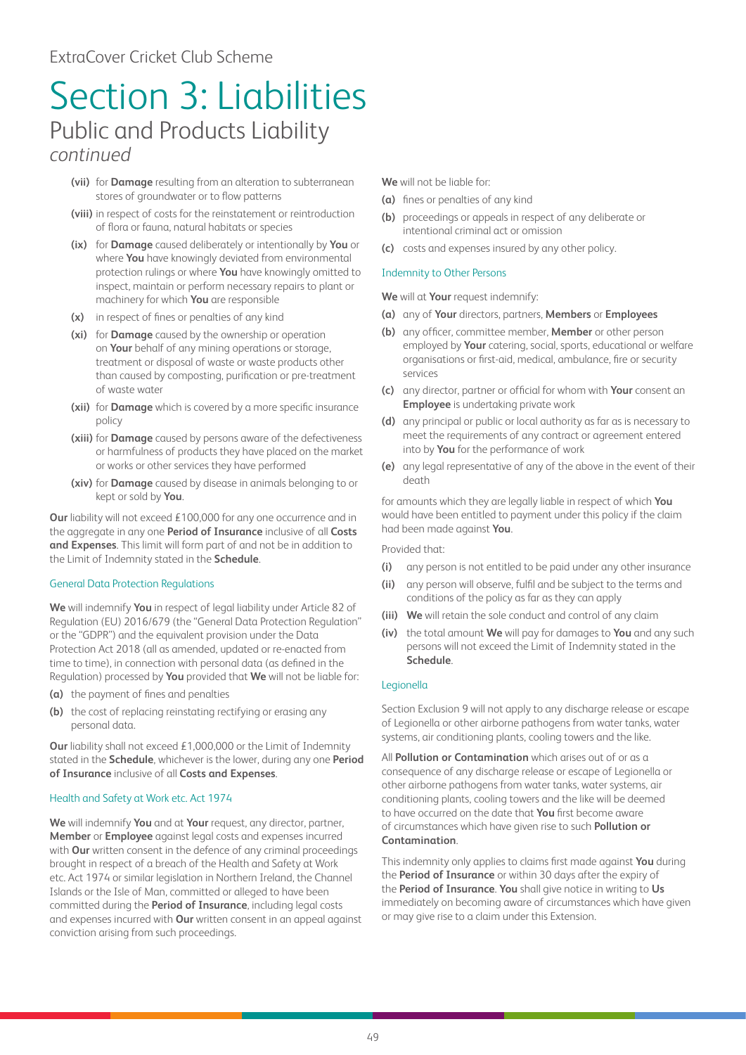ExtraCover Cricket Club Scheme

# Section 3: Liabilities

## Public and Products Liability

*continued*

**(vii)** for **Damage** resulting from an alteration to subterranean stores of groundwater or to flow patterns

**(viii)** in respect of costs for the reinstatement or reintroduction of flora or fauna, natural habitats or species

**(ix)** for **Damage** caused deliberately or intentionally by **You** or where **You** have knowingly deviated from environmental protection rulings or where **You** have knowingly omitted to inspect, maintain or perform necessary repairs to plant or machinery for which **You** are responsible

**(x)** in respect of fines or penalties of any kind

**(xi)** for **Damage** caused by the ownership or operation on **Your** behalf of any mining operations or storage, treatment or disposal of waste or waste products other than caused by composting, purification or pre-treatment of waste water

**(xii)** for **Damage** which is covered by a more specific insurance policy

**(xiii)** for **Damage** caused by persons aware of the defectiveness or harmfulness of products they have placed on the market or works or other services they have performed

**(xiv)** for **Damage** caused by disease in animals belonging to or kept or sold by **You**.

**Our** liability will not exceed £100,000 for any one occurrence and in the aggregate in any one **Period of Insurance** inclusive of all **Costs and Expenses**. This limit will form part of and not be in addition to the Limit of Indemnity stated in the **Schedule**.

### General Data Protection Regulations

**We** will indemnify **You** in respect of legal liability under Article 82 of Regulation (EU) 2016/679 (the "General Data Protection Regulation" or the "GDPR") and the equivalent provision under the Data Protection Act 2018 (all as amended, updated or re-enacted from time to time), in connection with personal data (as defined in the Regulation) processed by **You** provided that **We** will not be liable for:

**(a)** the payment of fines and penalties

**(b)** the cost of replacing reinstating rectifying or erasing any personal data.

**Our** liability shall not exceed £1,000,000 or the Limit of Indemnity stated in the **Schedule**, whichever is the lower, during any one **Period of Insurance** inclusive of all **Costs and Expenses**.

### Health and Safety at Work etc. Act 1974

**We** will indemnify **You** and at **Your** request, any director, partner, **Member** or **Employee** against legal costs and expenses incurred with **Our** written consent in the defence of any criminal proceedings brought in respect of a breach of the Health and Safety at Work etc. Act 1974 or similar legislation in Northern Ireland, the Channel Islands or the Isle of Man, committed or alleged to have been committed during the **Period of Insurance**, including legal costs and expenses incurred with **Our** written consent in an appeal against conviction arising from such proceedings.

**We** will not be liable for:

**(a)** fines or penalties of any kind

**(b)** proceedings or appeals in respect of any deliberate or intentional criminal act or omission

**(c)** costs and expenses insured by any other policy.

### Indemnity to Other Persons

**We** will at **Your** request indemnify:

**(a)** any of **Your** directors, partners, **Members** or **Employees**

**(b)** any officer, committee member, **Member** or other person employed by **Your** catering, social, sports, educational or welfare organisations or first-aid, medical, ambulance, fire or security services

**(c)** any director, partner or official for whom with **Your** consent an **Employee** is undertaking private work

**(d)** any principal or public or local authority as far as is necessary to meet the requirements of any contract or agreement entered into by **You** for the performance of work

**(e)** any legal representative of any of the above in the event of their death

for amounts which they are legally liable in respect of which **You** would have been entitled to payment under this policy if the claim had been made against **You**.

Provided that:

**(i)** any person is not entitled to be paid under any other insurance

**(ii)** any person will observe, fulfil and be subject to the terms and conditions of the policy as far as they can apply

**(iii)** **We** will retain the sole conduct and control of any claim

**(iv)** the total amount **We** will pay for damages to **You** and any such persons will not exceed the Limit of Indemnity stated in the **Schedule**.

### Legionella

Section Exclusion 9 will not apply to any discharge release or escape of Legionella or other airborne pathogens from water tanks, water systems, air conditioning plants, cooling towers and the like.

All **Pollution or Contamination** which arises out of or as a consequence of any discharge release or escape of Legionella or other airborne pathogens from water tanks, water systems, air conditioning plants, cooling towers and the like will be deemed to have occurred on the date that **You** first become aware of circumstances which have given rise to such **Pollution or Contamination**.

This indemnity only applies to claims first made against **You** during the **Period of Insurance** or within 30 days after the expiry of the **Period of Insurance**. **You** shall give notice in writing to **Us** immediately on becoming aware of circumstances which have given or may give rise to a claim under this Extension.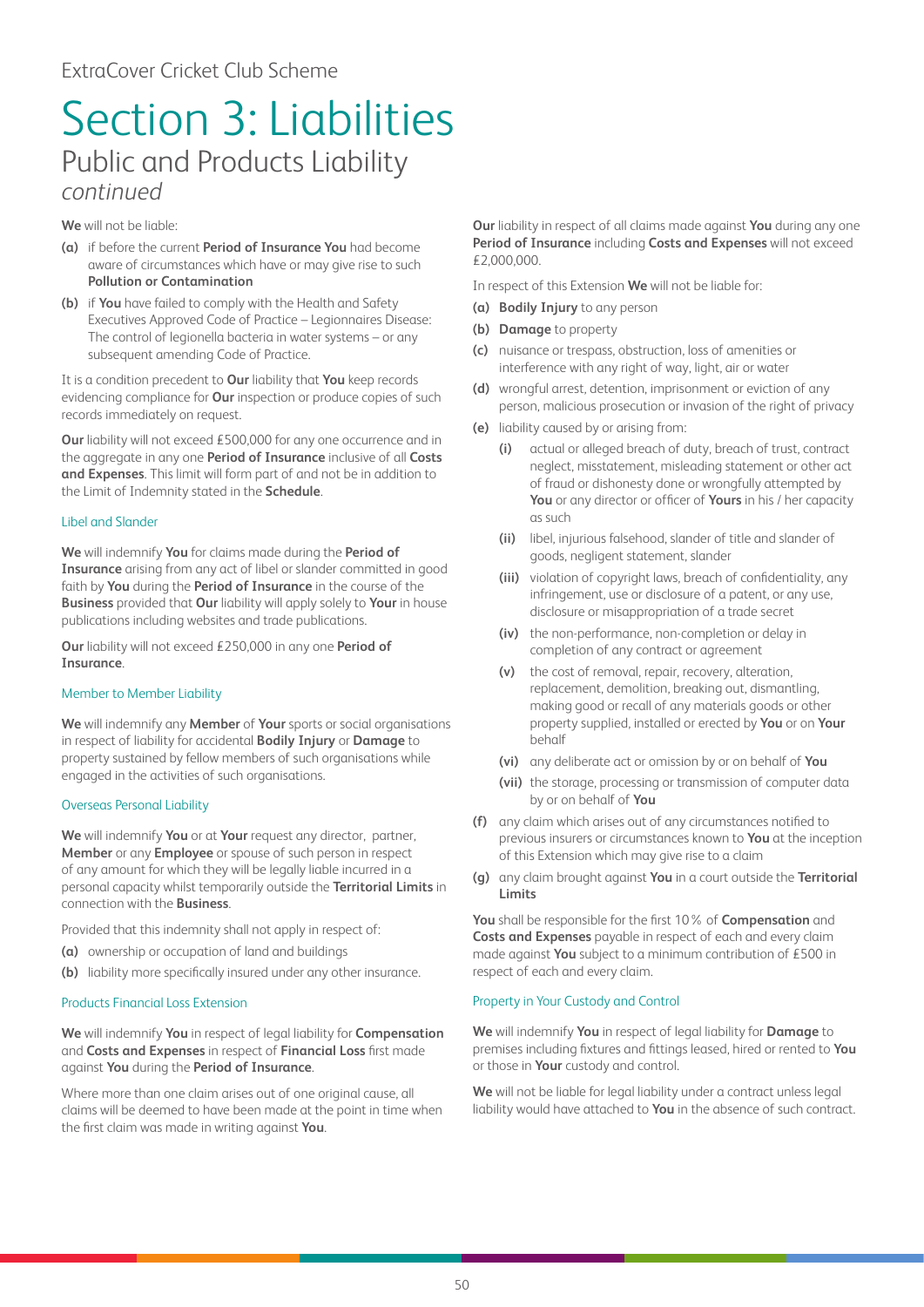ExtraCover Cricket Club Scheme

# Section 3: Liabilities

## Public and Products Liability

*continued*

**We** will not be liable:

**(a)** if before the current **Period of Insurance You** had become aware of circumstances which have or may give rise to such **Pollution or Contamination**

**(b)** if **You** have failed to comply with the Health and Safety Executives Approved Code of Practice – Legionnaires Disease: The control of legionella bacteria in water systems – or any subsequent amending Code of Practice.

It is a condition precedent to **Our** liability that **You** keep records evidencing compliance for **Our** inspection or produce copies of such records immediately on request.

**Our** liability will not exceed £500,000 for any one occurrence and in the aggregate in any one **Period of Insurance** inclusive of all **Costs and Expenses**. This limit will form part of and not be in addition to the Limit of Indemnity stated in the **Schedule**.

### Libel and Slander

**We** will indemnify **You** for claims made during the **Period of Insurance** arising from any act of libel or slander committed in good faith by **You** during the **Period of Insurance** in the course of the **Business** provided that **Our** liability will apply solely to **Your** in house publications including websites and trade publications.

**Our** liability will not exceed £250,000 in any one **Period of Insurance**.

### Member to Member Liability

**We** will indemnify any **Member** of **Your** sports or social organisations in respect of liability for accidental **Bodily Injury** or **Damage** to property sustained by fellow members of such organisations while engaged in the activities of such organisations.

### Overseas Personal Liability

**We** will indemnify **You** or at **Your** request any director, partner, **Member** or any **Employee** or spouse of such person in respect of any amount for which they will be legally liable incurred in a personal capacity whilst temporarily outside the **Territorial Limits** in connection with the **Business**.

Provided that this indemnity shall not apply in respect of:

**(a)** ownership or occupation of land and buildings

**(b)** liability more specifically insured under any other insurance.

### Products Financial Loss Extension

**We** will indemnify **You** in respect of legal liability for **Compensation** and **Costs and Expenses** in respect of **Financial Loss** first made against **You** during the **Period of Insurance**.

Where more than one claim arises out of one original cause, all claims will be deemed to have been made at the point in time when the first claim was made in writing against **You**.

**Our** liability in respect of all claims made against **You** during any one **Period of Insurance** including **Costs and Expenses** will not exceed £2,000,000.

In respect of this Extension **We** will not be liable for:

**(a)** **Bodily Injury** to any person

**(b)** **Damage** to property

**(c)** nuisance or trespass, obstruction, loss of amenities or interference with any right of way, light, air or water

**(d)** wrongful arrest, detention, imprisonment or eviction of any person, malicious prosecution or invasion of the right of privacy

**(e)** liability caused by or arising from:

- **(i)** actual or alleged breach of duty, breach of trust, contract neglect, misstatement, misleading statement or other act of fraud or dishonesty done or wrongfully attempted by **You** or any director or officer of **Yours** in his / her capacity as such
- **(ii)** libel, injurious falsehood, slander of title and slander of goods, negligent statement, slander
- **(iii)** violation of copyright laws, breach of confidentiality, any infringement, use or disclosure of a patent, or any use, disclosure or misappropriation of a trade secret
- **(iv)** the non-performance, non-completion or delay in completion of any contract or agreement
- **(v)** the cost of removal, repair, recovery, alteration, replacement, demolition, breaking out, dismantling, making good or recall of any materials goods or other property supplied, installed or erected by **You** or on **Your** behalf
- **(vi)** any deliberate act or omission by or on behalf of **You**
- **(vii)** the storage, processing or transmission of computer data by or on behalf of **You**

**(f)** any claim which arises out of any circumstances notified to previous insurers or circumstances known to **You** at the inception of this Extension which may give rise to a claim

**(g)** any claim brought against **You** in a court outside the **Territorial Limits**

**You** shall be responsible for the first 10% of **Compensation** and **Costs and Expenses** payable in respect of each and every claim made against **You** subject to a minimum contribution of £500 in respect of each and every claim.

### Property in Your Custody and Control

**We** will indemnify **You** in respect of legal liability for **Damage** to premises including fixtures and fittings leased, hired or rented to **You** or those in **Your** custody and control.

**We** will not be liable for legal liability under a contract unless legal liability would have attached to **You** in the absence of such contract.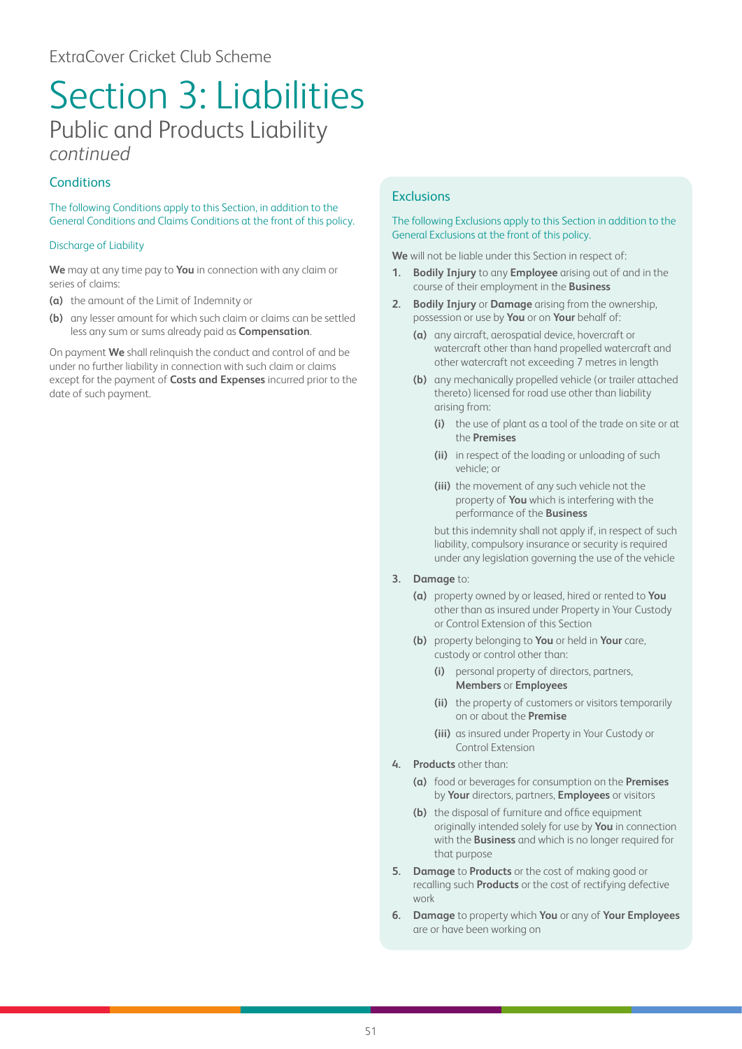ExtraCover Cricket Club Scheme

# Section 3: Liabilities

## Public and Products Liability

*continued*

### Conditions

The following Conditions apply to this Section, in addition to the General Conditions and Claims Conditions at the front of this policy.

#### Discharge of Liability

**We** may at any time pay to **You** in connection with any claim or series of claims:

**(a)** the amount of the Limit of Indemnity or

**(b)** any lesser amount for which such claim or claims can be settled less any sum or sums already paid as **Compensation**.

On payment **We** shall relinquish the conduct and control of and be under no further liability in connection with such claim or claims except for the payment of **Costs and Expenses** incurred prior to the date of such payment.

### Exclusions

The following Exclusions apply to this Section in addition to the General Exclusions at the front of this policy.

**We** will not be liable under this Section in respect of:

1. **Bodily Injury** to any **Employee** arising out of and in the course of their employment in the **Business**
2. **Bodily Injury** or **Damage** arising from the ownership, possession or use by **You** or on **Your** behalf of:
   - **(a)** any aircraft, aerospatial device, hovercraft or watercraft other than hand propelled watercraft and other watercraft not exceeding 7 metres in length
   - **(b)** any mechanically propelled vehicle (or trailer attached thereto) licensed for road use other than liability arising from:
     - **(i)** the use of plant as a tool of the trade on site or at the **Premises**
     - **(ii)** in respect of the loading or unloading of such vehicle; or
     - **(iii)** the movement of any such vehicle not the property of **You** which is interfering with the performance of the **Business**

     but this indemnity shall not apply if, in respect of such liability, compulsory insurance or security is required under any legislation governing the use of the vehicle
3. **Damage** to:
   - **(a)** property owned by or leased, hired or rented to **You** other than as insured under Property in Your Custody or Control Extension of this Section
   - **(b)** property belonging to **You** or held in **Your** care, custody or control other than:
     - **(i)** personal property of directors, partners, **Members** or **Employees**
     - **(ii)** the property of customers or visitors temporarily on or about the **Premise**
     - **(iii)** as insured under Property in Your Custody or Control Extension
4. **Products** other than:
   - **(a)** food or beverages for consumption on the **Premises** by **Your** directors, partners, **Employees** or visitors
   - **(b)** the disposal of furniture and office equipment originally intended solely for use by **You** in connection with the **Business** and which is no longer required for that purpose
5. **Damage** to **Products** or the cost of making good or recalling such **Products** or the cost of rectifying defective work
6. **Damage** to property which **You** or any of **Your Employees** are or have been working on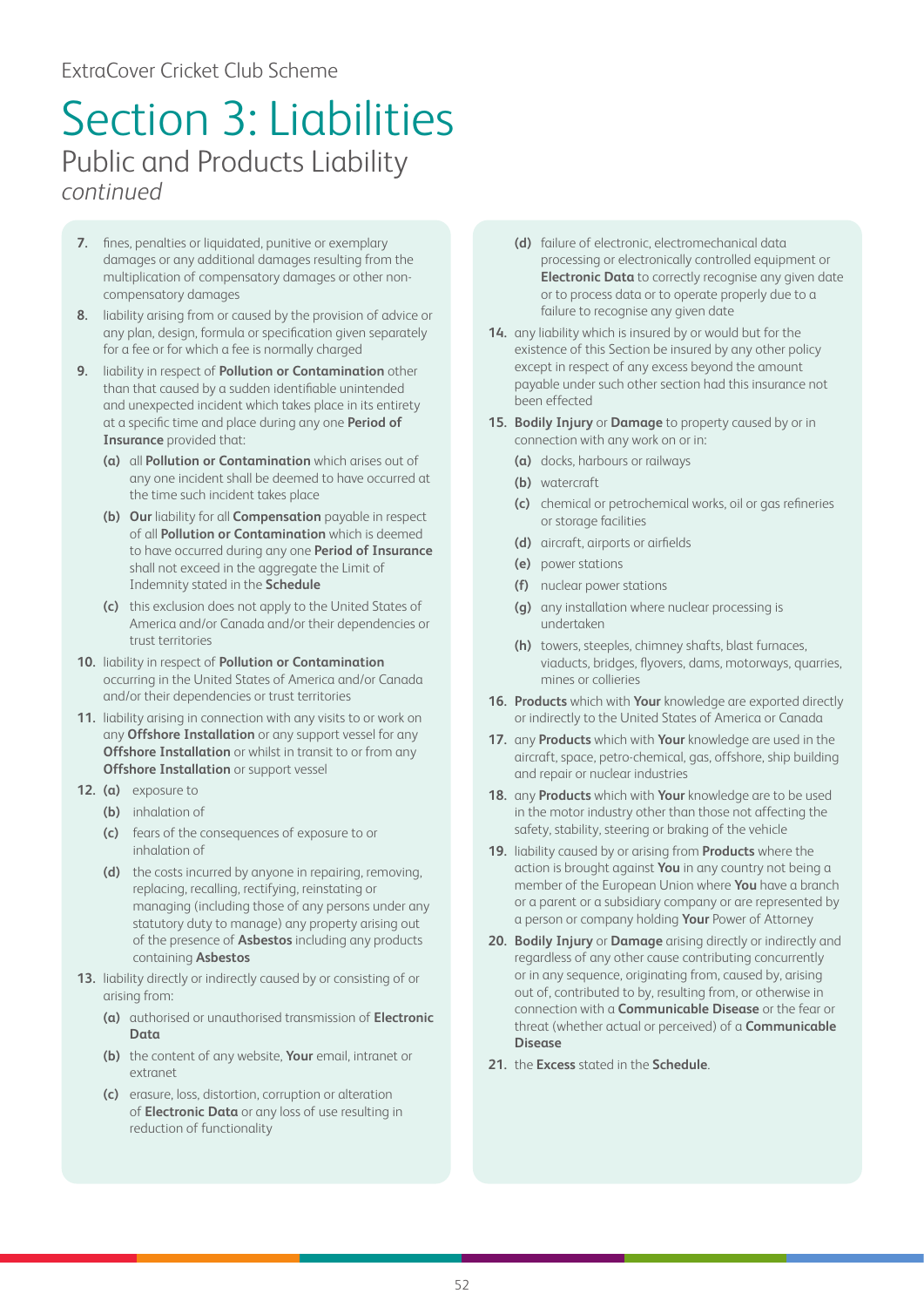ExtraCover Cricket Club Scheme

# Section 3: Liabilities

## Public and Products Liability

*continued*

7. fines, penalties or liquidated, punitive or exemplary damages or any additional damages resulting from the multiplication of compensatory damages or other non-compensatory damages
8. liability arising from or caused by the provision of advice or any plan, design, formula or specification given separately for a fee or for which a fee is normally charged
9. liability in respect of **Pollution or Contamination** other than that caused by a sudden identifiable unintended and unexpected incident which takes place in its entirety at a specific time and place during any one **Period of Insurance** provided that:
   - **(a)** all **Pollution or Contamination** which arises out of any one incident shall be deemed to have occurred at the time such incident takes place
   - **(b)** **Our** liability for all **Compensation** payable in respect of all **Pollution or Contamination** which is deemed to have occurred during any one **Period of Insurance** shall not exceed in the aggregate the Limit of Indemnity stated in the **Schedule**
   - **(c)** this exclusion does not apply to the United States of America and/or Canada and/or their dependencies or trust territories
10. liability in respect of **Pollution or Contamination** occurring in the United States of America and/or Canada and/or their dependencies or trust territories
11. liability arising in connection with any visits to or work on any **Offshore Installation** or any support vessel for any **Offshore Installation** or whilst in transit to or from any **Offshore Installation** or support vessel
12. **(a)** exposure to
    - **(b)** inhalation of
    - **(c)** fears of the consequences of exposure to or inhalation of
    - **(d)** the costs incurred by anyone in repairing, removing, replacing, recalling, rectifying, reinstating or managing (including those of any persons under any statutory duty to manage) any property arising out of the presence of **Asbestos** including any products containing **Asbestos**
13. liability directly or indirectly caused by or consisting of or arising from:
    - **(a)** authorised or unauthorised transmission of **Electronic Data**
    - **(b)** the content of any website, **Your** email, intranet or extranet
    - **(c)** erasure, loss, distortion, corruption or alteration of **Electronic Data** or any loss of use resulting in reduction of functionality
    - **(d)** failure of electronic, electromechanical data processing or electronically controlled equipment or **Electronic Data** to correctly recognise any given date or to process data or to operate properly due to a failure to recognise any given date
14. any liability which is insured by or would but for the existence of this Section be insured by any other policy except in respect of any excess beyond the amount payable under such other section had this insurance not been effected
15. **Bodily Injury** or **Damage** to property caused by or in connection with any work on or in:
    - **(a)** docks, harbours or railways
    - **(b)** watercraft
    - **(c)** chemical or petrochemical works, oil or gas refineries or storage facilities
    - **(d)** aircraft, airports or airfields
    - **(e)** power stations
    - **(f)** nuclear power stations
    - **(g)** any installation where nuclear processing is undertaken
    - **(h)** towers, steeples, chimney shafts, blast furnaces, viaducts, bridges, flyovers, dams, motorways, quarries, mines or collieries
16. **Products** which with **Your** knowledge are exported directly or indirectly to the United States of America or Canada
17. any **Products** which with **Your** knowledge are used in the aircraft, space, petro-chemical, gas, offshore, ship building and repair or nuclear industries
18. any **Products** which with **Your** knowledge are to be used in the motor industry other than those not affecting the safety, stability, steering or braking of the vehicle
19. liability caused by or arising from **Products** where the action is brought against **You** in any country not being a member of the European Union where **You** have a branch or a parent or a subsidiary company or are represented by a person or company holding **Your** Power of Attorney
20. **Bodily Injury** or **Damage** arising directly or indirectly and regardless of any other cause contributing concurrently or in any sequence, originating from, caused by, arising out of, contributed to by, resulting from, or otherwise in connection with a **Communicable Disease** or the fear or threat (whether actual or perceived) of a **Communicable Disease**
21. the **Excess** stated in the **Schedule**.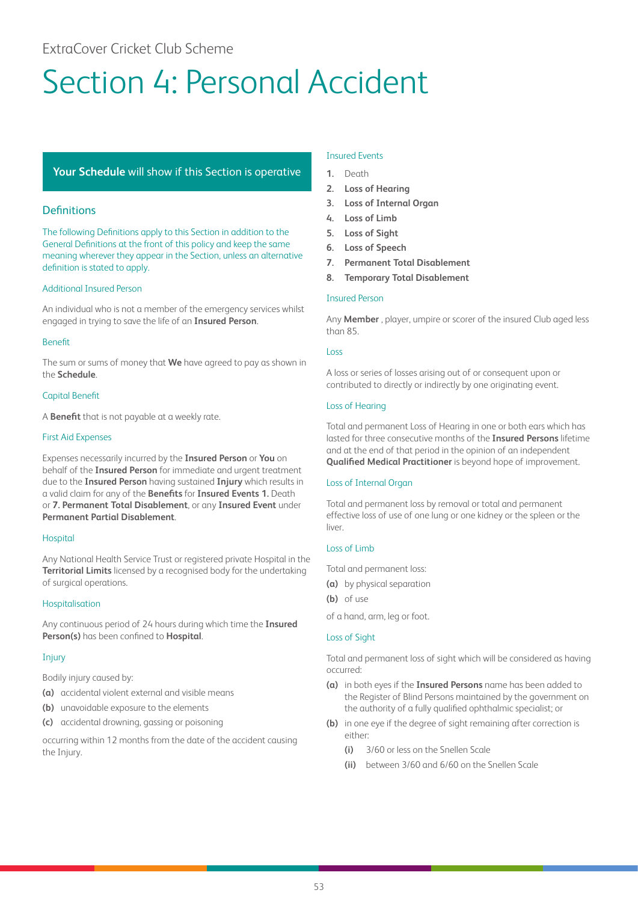ExtraCover Cricket Club Scheme

# Section 4: Personal Accident

**Your Schedule** will show if this Section is operative

## Definitions

The following Definitions apply to this Section in addition to the General Definitions at the front of this policy and keep the same meaning wherever they appear in the Section, unless an alternative definition is stated to apply.

### Additional Insured Person

An individual who is not a member of the emergency services whilst engaged in trying to save the life of an **Insured Person**.

### Benefit

The sum or sums of money that **We** have agreed to pay as shown in the **Schedule**.

### Capital Benefit

A **Benefit** that is not payable at a weekly rate.

### First Aid Expenses

Expenses necessarily incurred by the **Insured Person** or **You** on behalf of the **Insured Person** for immediate and urgent treatment due to the **Insured Person** having sustained **Injury** which results in a valid claim for any of the **Benefits** for **Insured Events 1.** Death or **7. Permanent Total Disablement**, or any **Insured Event** under **Permanent Partial Disablement**.

### Hospital

Any National Health Service Trust or registered private Hospital in the **Territorial Limits** licensed by a recognised body for the undertaking of surgical operations.

### Hospitalisation

Any continuous period of 24 hours during which time the **Insured Person(s)** has been confined to **Hospital**.

### Injury

Bodily injury caused by:

**(a)** accidental violent external and visible means

**(b)** unavoidable exposure to the elements

**(c)** accidental drowning, gassing or poisoning

occurring within 12 months from the date of the accident causing the Injury.

### Insured Events

1. Death
2. **Loss of Hearing**
3. **Loss of Internal Organ**
4. **Loss of Limb**
5. **Loss of Sight**
6. **Loss of Speech**
7. **Permanent Total Disablement**
8. **Temporary Total Disablement**

### Insured Person

Any **Member** , player, umpire or scorer of the insured Club aged less than 85.

### Loss

A loss or series of losses arising out of or consequent upon or contributed to directly or indirectly by one originating event.

### Loss of Hearing

Total and permanent Loss of Hearing in one or both ears which has lasted for three consecutive months of the **Insured Persons** lifetime and at the end of that period in the opinion of an independent **Qualified Medical Practitioner** is beyond hope of improvement.

### Loss of Internal Organ

Total and permanent loss by removal or total and permanent effective loss of use of one lung or one kidney or the spleen or the liver.

### Loss of Limb

Total and permanent loss:

**(a)** by physical separation

**(b)** of use

of a hand, arm, leg or foot.

### Loss of Sight

Total and permanent loss of sight which will be considered as having occurred:

**(a)** in both eyes if the **Insured Persons** name has been added to the Register of Blind Persons maintained by the government on the authority of a fully qualified ophthalmic specialist; or

**(b)** in one eye if the degree of sight remaining after correction is either:

  **(i)** 3/60 or less on the Snellen Scale

  **(ii)** between 3/60 and 6/60 on the Snellen Scale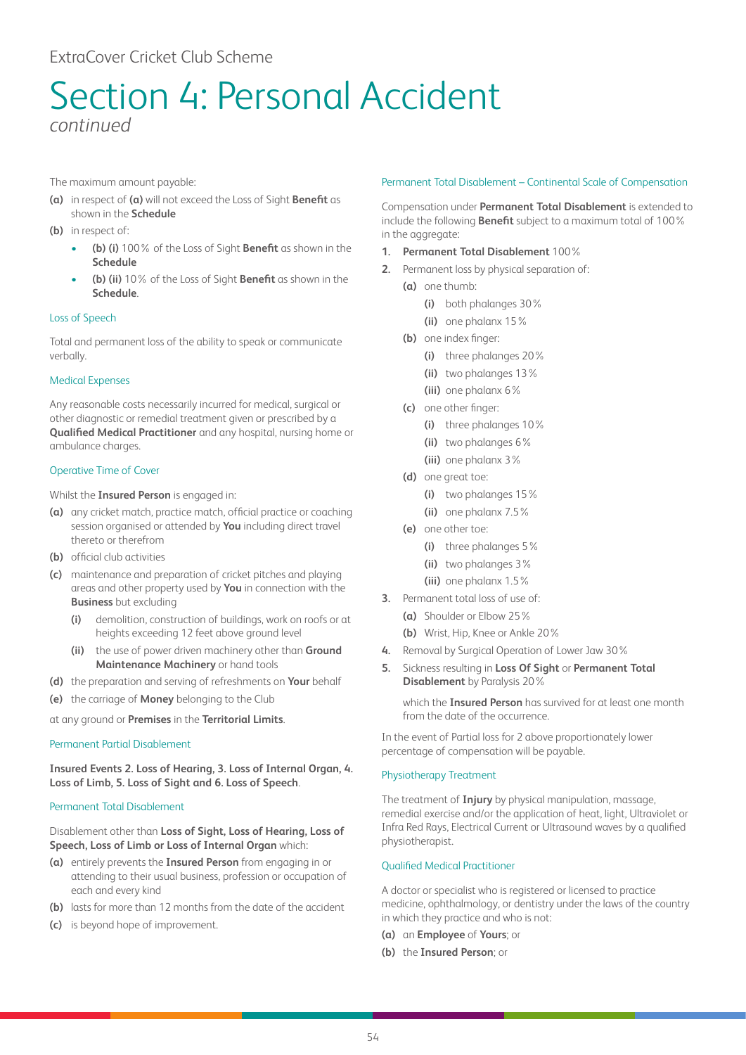ExtraCover Cricket Club Scheme

# Section 4: Personal Accident

*continued*

The maximum amount payable:

**(a)** in respect of **(a)** will not exceed the Loss of Sight **Benefit** as shown in the **Schedule**

**(b)** in respect of:

- **(b) (i)** 100% of the Loss of Sight **Benefit** as shown in the **Schedule**
- **(b) (ii)** 10% of the Loss of Sight **Benefit** as shown in the **Schedule**.

### Loss of Speech

Total and permanent loss of the ability to speak or communicate verbally.

### Medical Expenses

Any reasonable costs necessarily incurred for medical, surgical or other diagnostic or remedial treatment given or prescribed by a **Qualified Medical Practitioner** and any hospital, nursing home or ambulance charges.

### Operative Time of Cover

Whilst the **Insured Person** is engaged in:

**(a)** any cricket match, practice match, official practice or coaching session organised or attended by **You** including direct travel thereto or therefrom

**(b)** official club activities

**(c)** maintenance and preparation of cricket pitches and playing areas and other property used by **You** in connection with the **Business** but excluding

- **(i)** demolition, construction of buildings, work on roofs or at heights exceeding 12 feet above ground level
- **(ii)** the use of power driven machinery other than **Ground Maintenance Machinery** or hand tools

**(d)** the preparation and serving of refreshments on **Your** behalf

**(e)** the carriage of **Money** belonging to the Club

at any ground or **Premises** in the **Territorial Limits**.

### Permanent Partial Disablement

**Insured Events 2. Loss of Hearing, 3. Loss of Internal Organ, 4. Loss of Limb, 5. Loss of Sight and 6. Loss of Speech**.

### Permanent Total Disablement

Disablement other than **Loss of Sight, Loss of Hearing, Loss of Speech, Loss of Limb or Loss of Internal Organ** which:

**(a)** entirely prevents the **Insured Person** from engaging in or attending to their usual business, profession or occupation of each and every kind

**(b)** lasts for more than 12 months from the date of the accident

**(c)** is beyond hope of improvement.

### Permanent Total Disablement – Continental Scale of Compensation

Compensation under **Permanent Total Disablement** is extended to include the following **Benefit** subject to a maximum total of 100% in the aggregate:

1. **Permanent Total Disablement** 100%
2. Permanent loss by physical separation of:
   - **(a)** one thumb:
     - **(i)** both phalanges 30%
     - **(ii)** one phalanx 15%
   - **(b)** one index finger:
     - **(i)** three phalanges 20%
     - **(ii)** two phalanges 13%
     - **(iii)** one phalanx 6%
   - **(c)** one other finger:
     - **(i)** three phalanges 10%
     - **(ii)** two phalanges 6%
     - **(iii)** one phalanx 3%
   - **(d)** one great toe:
     - **(i)** two phalanges 15%
     - **(ii)** one phalanx 7.5%
   - **(e)** one other toe:
     - **(i)** three phalanges 5%
     - **(ii)** two phalanges 3%
     - **(iii)** one phalanx 1.5%
3. Permanent total loss of use of:
   - **(a)** Shoulder or Elbow 25%
   - **(b)** Wrist, Hip, Knee or Ankle 20%
4. Removal by Surgical Operation of Lower Jaw 30%
5. Sickness resulting in **Loss Of Sight** or **Permanent Total Disablement** by Paralysis 20%

   which the **Insured Person** has survived for at least one month from the date of the occurrence.

In the event of Partial loss for 2 above proportionately lower percentage of compensation will be payable.

### Physiotherapy Treatment

The treatment of **Injury** by physical manipulation, massage, remedial exercise and/or the application of heat, light, Ultraviolet or Infra Red Rays, Electrical Current or Ultrasound waves by a qualified physiotherapist.

### Qualified Medical Practitioner

A doctor or specialist who is registered or licensed to practice medicine, ophthalmology, or dentistry under the laws of the country in which they practice and who is not:

**(a)** an **Employee** of **Yours**; or

**(b)** the **Insured Person**; or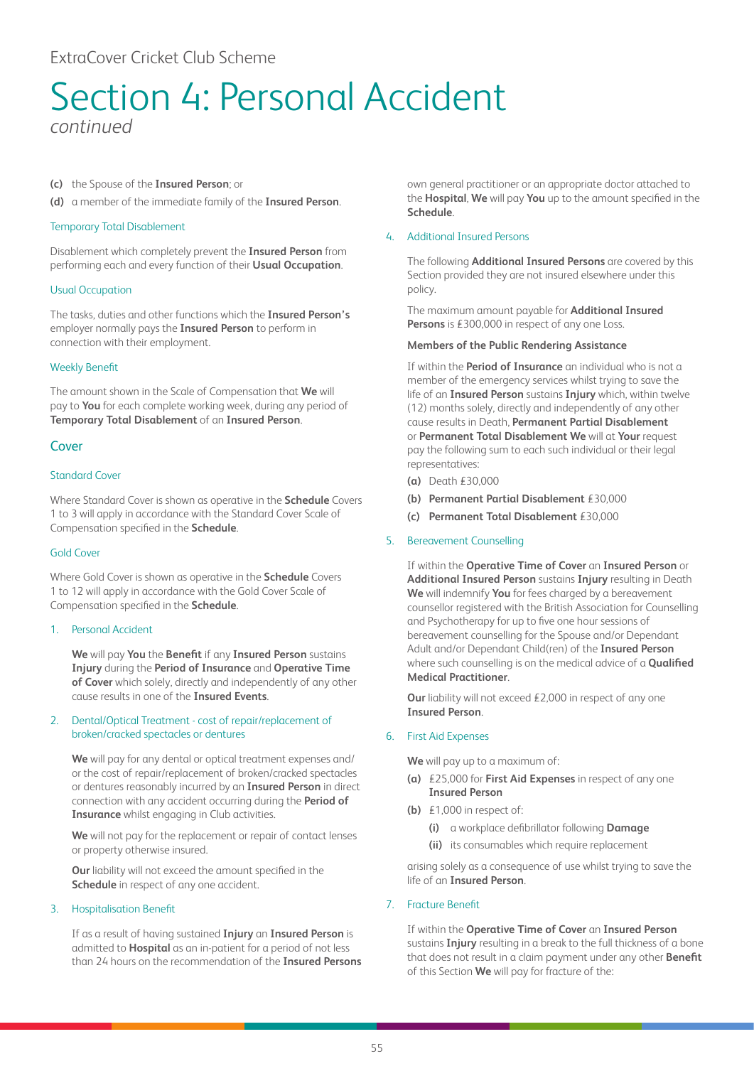# Section 4: Personal Accident

*continued*

**(c)** the Spouse of the **Insured Person**; or

**(d)** a member of the immediate family of the **Insured Person**.

### Temporary Total Disablement

Disablement which completely prevent the **Insured Person** from performing each and every function of their **Usual Occupation**.

### Usual Occupation

The tasks, duties and other functions which the **Insured Person's** employer normally pays the **Insured Person** to perform in connection with their employment.

### Weekly Benefit

The amount shown in the Scale of Compensation that **We** will pay to **You** for each complete working week, during any period of **Temporary Total Disablement** of an **Insured Person**.

## Cover

### Standard Cover

Where Standard Cover is shown as operative in the **Schedule** Covers 1 to 3 will apply in accordance with the Standard Cover Scale of Compensation specified in the **Schedule**.

### Gold Cover

Where Gold Cover is shown as operative in the **Schedule** Covers 1 to 12 will apply in accordance with the Gold Cover Scale of Compensation specified in the **Schedule**.

### 1. Personal Accident

**We** will pay **You** the **Benefit** if any **Insured Person** sustains **Injury** during the **Period of Insurance** and **Operative Time of Cover** which solely, directly and independently of any other cause results in one of the **Insured Events**.

### 2. Dental/Optical Treatment - cost of repair/replacement of broken/cracked spectacles or dentures

**We** will pay for any dental or optical treatment expenses and/or the cost of repair/replacement of broken/cracked spectacles or dentures reasonably incurred by an **Insured Person** in direct connection with any accident occurring during the **Period of Insurance** whilst engaging in Club activities.

**We** will not pay for the replacement or repair of contact lenses or property otherwise insured.

**Our** liability will not exceed the amount specified in the **Schedule** in respect of any one accident.

### 3. Hospitalisation Benefit

If as a result of having sustained **Injury** an **Insured Person** is admitted to **Hospital** as an in-patient for a period of not less than 24 hours on the recommendation of the **Insured Persons** own general practitioner or an appropriate doctor attached to the **Hospital**, **We** will pay **You** up to the amount specified in the **Schedule**.

### 4. Additional Insured Persons

The following **Additional Insured Persons** are covered by this Section provided they are not insured elsewhere under this policy.

The maximum amount payable for **Additional Insured Persons** is £300,000 in respect of any one Loss.

**Members of the Public Rendering Assistance**

If within the **Period of Insurance** an individual who is not a member of the emergency services whilst trying to save the life of an **Insured Person** sustains **Injury** which, within twelve (12) months solely, directly and independently of any other cause results in Death, **Permanent Partial Disablement** or **Permanent Total Disablement We** will at **Your** request pay the following sum to each such individual or their legal representatives:

**(a)** Death £30,000

**(b)** **Permanent Partial Disablement** £30,000

**(c)** **Permanent Total Disablement** £30,000

### 5. Bereavement Counselling

If within the **Operative Time of Cover** an **Insured Person** or **Additional Insured Person** sustains **Injury** resulting in Death **We** will indemnify **You** for fees charged by a bereavement counsellor registered with the British Association for Counselling and Psychotherapy for up to five one hour sessions of bereavement counselling for the Spouse and/or Dependant Adult and/or Dependant Child(ren) of the **Insured Person** where such counselling is on the medical advice of a **Qualified Medical Practitioner**.

**Our** liability will not exceed £2,000 in respect of any one **Insured Person**.

### 6. First Aid Expenses

**We** will pay up to a maximum of:

**(a)** £25,000 for **First Aid Expenses** in respect of any one **Insured Person**

**(b)** £1,000 in respect of:

- **(i)** a workplace defibrillator following **Damage**
- **(ii)** its consumables which require replacement

arising solely as a consequence of use whilst trying to save the life of an **Insured Person**.

### 7. Fracture Benefit

If within the **Operative Time of Cover** an **Insured Person** sustains **Injury** resulting in a break to the full thickness of a bone that does not result in a claim payment under any other **Benefit** of this Section **We** will pay for fracture of the: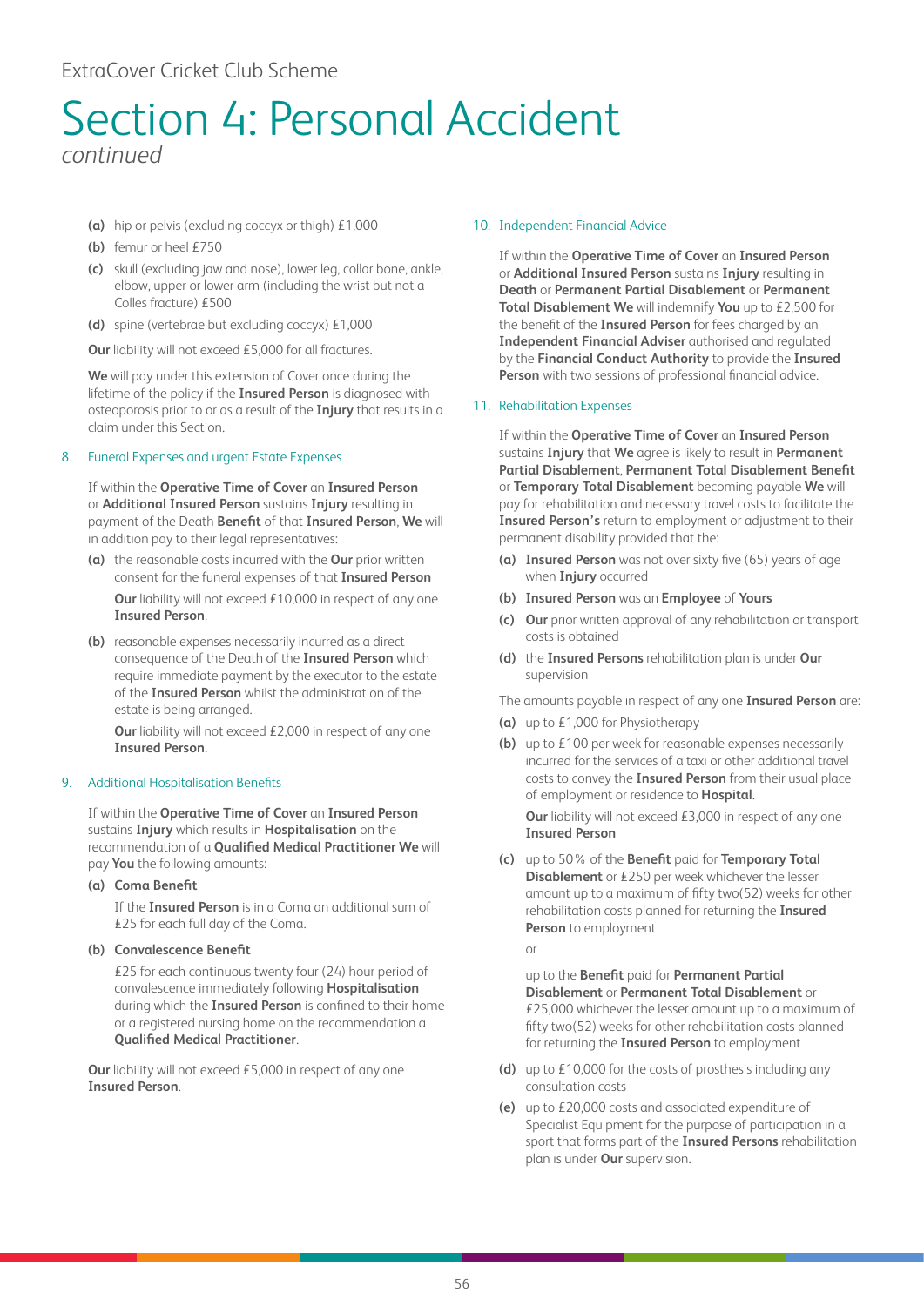# Section 4: Personal Accident

*continued*

- **(a)** hip or pelvis (excluding coccyx or thigh) £1,000
- **(b)** femur or heel £750
- **(c)** skull (excluding jaw and nose), lower leg, collar bone, ankle, elbow, upper or lower arm (including the wrist but not a Colles fracture) £500
- **(d)** spine (vertebrae but excluding coccyx) £1,000

**Our** liability will not exceed £5,000 for all fractures.

**We** will pay under this extension of Cover once during the lifetime of the policy if the **Insured Person** is diagnosed with osteoporosis prior to or as a result of the **Injury** that results in a claim under this Section.

### 8. Funeral Expenses and urgent Estate Expenses

If within the **Operative Time of Cover** an **Insured Person** or **Additional Insured Person** sustains **Injury** resulting in payment of the Death **Benefit** of that **Insured Person**, **We** will in addition pay to their legal representatives:

- **(a)** the reasonable costs incurred with the **Our** prior written consent for the funeral expenses of that **Insured Person**

  **Our** liability will not exceed £10,000 in respect of any one **Insured Person**.

- **(b)** reasonable expenses necessarily incurred as a direct consequence of the Death of the **Insured Person** which require immediate payment by the executor to the estate of the **Insured Person** whilst the administration of the estate is being arranged.

  **Our** liability will not exceed £2,000 in respect of any one **Insured Person**.

### 9. Additional Hospitalisation Benefits

If within the **Operative Time of Cover** an **Insured Person** sustains **Injury** which results in **Hospitalisation** on the recommendation of a **Qualified Medical Practitioner We** will pay **You** the following amounts:

- **(a) Coma Benefit**

  If the **Insured Person** is in a Coma an additional sum of £25 for each full day of the Coma.

- **(b) Convalescence Benefit**

  £25 for each continuous twenty four (24) hour period of convalescence immediately following **Hospitalisation** during which the **Insured Person** is confined to their home or a registered nursing home on the recommendation a **Qualified Medical Practitioner**.

**Our** liability will not exceed £5,000 in respect of any one **Insured Person**.

### 10. Independent Financial Advice

If within the **Operative Time of Cover** an **Insured Person** or **Additional Insured Person** sustains **Injury** resulting in **Death** or **Permanent Partial Disablement** or **Permanent Total Disablement We** will indemnify **You** up to £2,500 for the benefit of the **Insured Person** for fees charged by an **Independent Financial Adviser** authorised and regulated by the **Financial Conduct Authority** to provide the **Insured Person** with two sessions of professional financial advice.

### 11. Rehabilitation Expenses

If within the **Operative Time of Cover** an **Insured Person** sustains **Injury** that **We** agree is likely to result in **Permanent Partial Disablement**, **Permanent Total Disablement Benefit** or **Temporary Total Disablement** becoming payable **We** will pay for rehabilitation and necessary travel costs to facilitate the **Insured Person's** return to employment or adjustment to their permanent disability provided that the:

- **(a)** **Insured Person** was not over sixty five (65) years of age when **Injury** occurred
- **(b)** **Insured Person** was an **Employee** of **Yours**
- **(c)** **Our** prior written approval of any rehabilitation or transport costs is obtained
- **(d)** the **Insured Persons** rehabilitation plan is under **Our** supervision

The amounts payable in respect of any one **Insured Person** are:

- **(a)** up to £1,000 for Physiotherapy
- **(b)** up to £100 per week for reasonable expenses necessarily incurred for the services of a taxi or other additional travel costs to convey the **Insured Person** from their usual place of employment or residence to **Hospital**.

  **Our** liability will not exceed £3,000 in respect of any one **Insured Person**

- **(c)** up to 50% of the **Benefit** paid for **Temporary Total Disablement** or £250 per week whichever the lesser amount up to a maximum of fifty two(52) weeks for other rehabilitation costs planned for returning the **Insured Person** to employment

  or

  up to the **Benefit** paid for **Permanent Partial Disablement** or **Permanent Total Disablement** or £25,000 whichever the lesser amount up to a maximum of fifty two(52) weeks for other rehabilitation costs planned for returning the **Insured Person** to employment

- **(d)** up to £10,000 for the costs of prosthesis including any consultation costs
- **(e)** up to £20,000 costs and associated expenditure of Specialist Equipment for the purpose of participation in a sport that forms part of the **Insured Persons** rehabilitation plan is under **Our** supervision.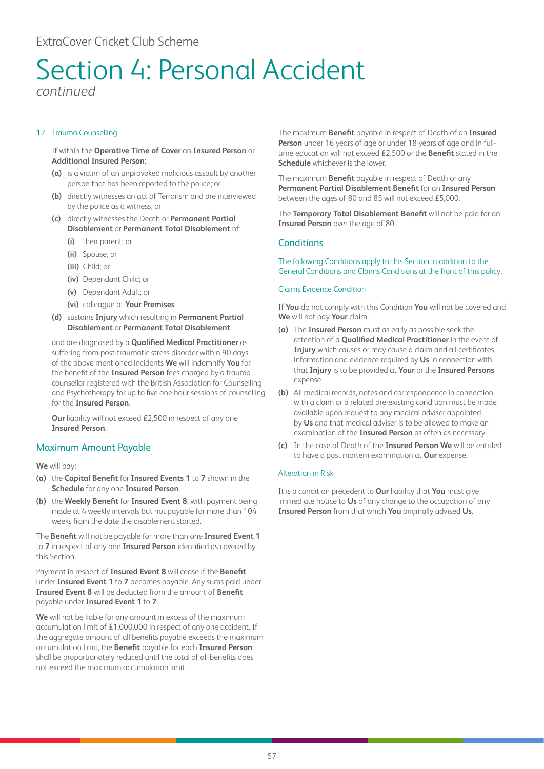ExtraCover Cricket Club Scheme

# Section 4: Personal Accident

*continued*

12. Trauma Counselling

If within the **Operative Time of Cover** an **Insured Person** or **Additional Insured Person**:

**(a)** is a victim of an unprovoked malicious assault by another person that has been reported to the police; or

**(b)** directly witnesses an act of Terrorism and are interviewed by the police as a witness; or

**(c)** directly witnesses the Death or **Permanent Partial Disablement** or **Permanent Total Disablement** of:

- **(i)** their parent; or
- **(ii)** Spouse; or
- **(iii)** Child; or
- **(iv)** Dependant Child; or
- **(v)** Dependant Adult; or
- **(vi)** colleague at **Your Premises**

**(d)** sustains **Injury** which resulting in **Permanent Partial Disablement** or **Permanent Total Disablement**

and are diagnosed by a **Qualified Medical Practitioner** as suffering from post-traumatic stress disorder within 90 days of the above mentioned incidents **We** will indemnify **You** for the benefit of the **Insured Person** fees charged by a trauma counsellor registered with the British Association for Counselling and Psychotherapy for up to five one hour sessions of counselling for the **Insured Person**.

**Our** liability will not exceed £2,500 in respect of any one **Insured Person**.

## Maximum Amount Payable

**We** will pay:

**(a)** the **Capital Benefit** for **Insured Events 1** to **7** shown in the **Schedule** for any one **Insured Person**

**(b)** the **Weekly Benefit** for **Insured Event 8**, with payment being made at 4 weekly intervals but not payable for more than 104 weeks from the date the disablement started.

The **Benefit** will not be payable for more than one **Insured Event 1** to **7** in respect of any one **Insured Person** identified as covered by this Section.

Payment in respect of **Insured Event 8** will cease if the **Benefit** under **Insured Event 1** to **7** becomes payable. Any sums paid under **Insured Event 8** will be deducted from the amount of **Benefit** payable under **Insured Event 1** to **7**.

**We** will not be liable for any amount in excess of the maximum accumulation limit of £1,000,000 in respect of any one accident. If the aggregate amount of all benefits payable exceeds the maximum accumulation limit, the **Benefit** payable for each **Insured Person** shall be proportionately reduced until the total of all benefits does not exceed the maximum accumulation limit.

The maximum **Benefit** payable in respect of Death of an **Insured Person** under 16 years of age or under 18 years of age and in full-time education will not exceed £2,500 or the **Benefit** stated in the **Schedule** whichever is the lower.

The maximum **Benefit** payable in respect of Death or any **Permanent Partial Disablement Benefit** for an **Insured Person** between the ages of 80 and 85 will not exceed £5,000.

The **Temporary Total Disablement Benefit** will not be paid for an **Insured Person** over the age of 80.

## Conditions

The following Conditions apply to this Section in addition to the General Conditions and Claims Conditions at the front of this policy.

### Claims Evidence Condition

If **You** do not comply with this Condition **You** will not be covered and **We** will not pay **Your** claim.

**(a)** The **Insured Person** must as early as possible seek the attention of a **Qualified Medical Practitioner** in the event of **Injury** which causes or may cause a claim and all certificates, information and evidence required by **Us** in connection with that **Injury** is to be provided at **Your** or the **Insured Persons** expense

**(b)** All medical records, notes and correspondence in connection with a claim or a related pre-existing condition must be made available upon request to any medical adviser appointed by **Us** and that medical adviser is to be allowed to make an examination of the **Insured Person** as often as necessary

**(c)** In the case of Death of the **Insured Person We** will be entitled to have a post mortem examination at **Our** expense.

### Alteration in Risk

It is a condition precedent to **Our** liability that **You** must give immediate notice to **Us** of any change to the occupation of any **Insured Person** from that which **You** originally advised **Us**.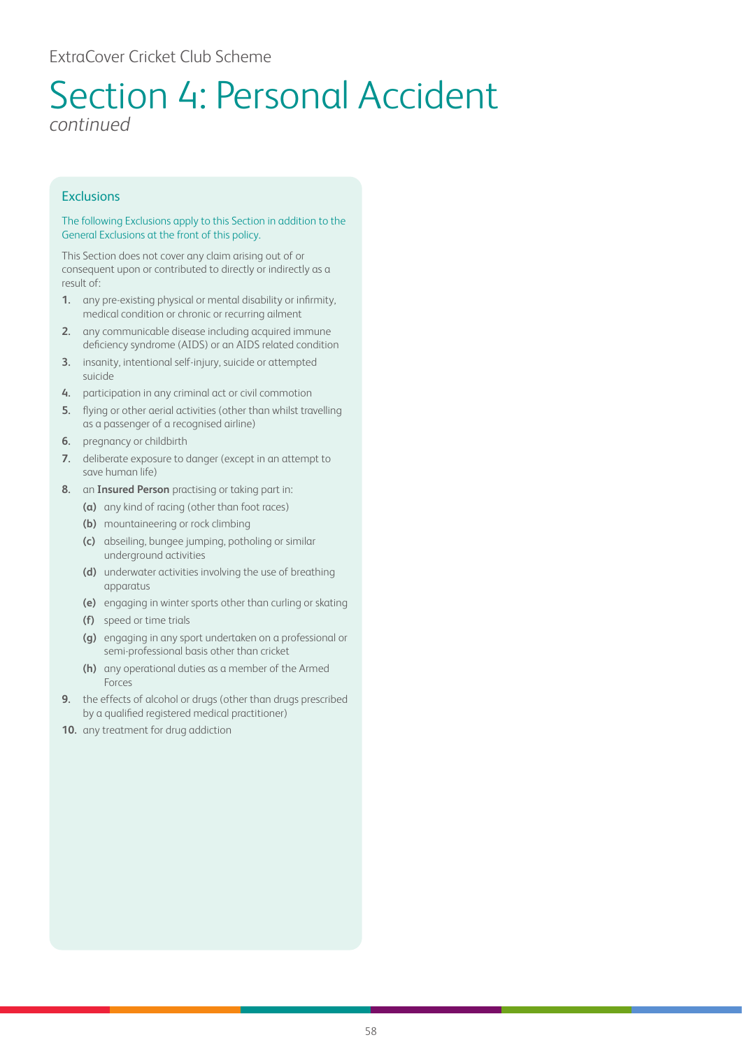ExtraCover Cricket Club Scheme

# Section 4: Personal Accident

*continued*

## Exclusions

The following Exclusions apply to this Section in addition to the General Exclusions at the front of this policy.

This Section does not cover any claim arising out of or consequent upon or contributed to directly or indirectly as a result of:

1. any pre-existing physical or mental disability or infirmity, medical condition or chronic or recurring ailment
2. any communicable disease including acquired immune deficiency syndrome (AIDS) or an AIDS related condition
3. insanity, intentional self-injury, suicide or attempted suicide
4. participation in any criminal act or civil commotion
5. flying or other aerial activities (other than whilst travelling as a passenger of a recognised airline)
6. pregnancy or childbirth
7. deliberate exposure to danger (except in an attempt to save human life)
8. an **Insured Person** practising or taking part in:
   - **(a)** any kind of racing (other than foot races)
   - **(b)** mountaineering or rock climbing
   - **(c)** abseiling, bungee jumping, potholing or similar underground activities
   - **(d)** underwater activities involving the use of breathing apparatus
   - **(e)** engaging in winter sports other than curling or skating
   - **(f)** speed or time trials
   - **(g)** engaging in any sport undertaken on a professional or semi-professional basis other than cricket
   - **(h)** any operational duties as a member of the Armed Forces
9. the effects of alcohol or drugs (other than drugs prescribed by a qualified registered medical practitioner)
10. any treatment for drug addiction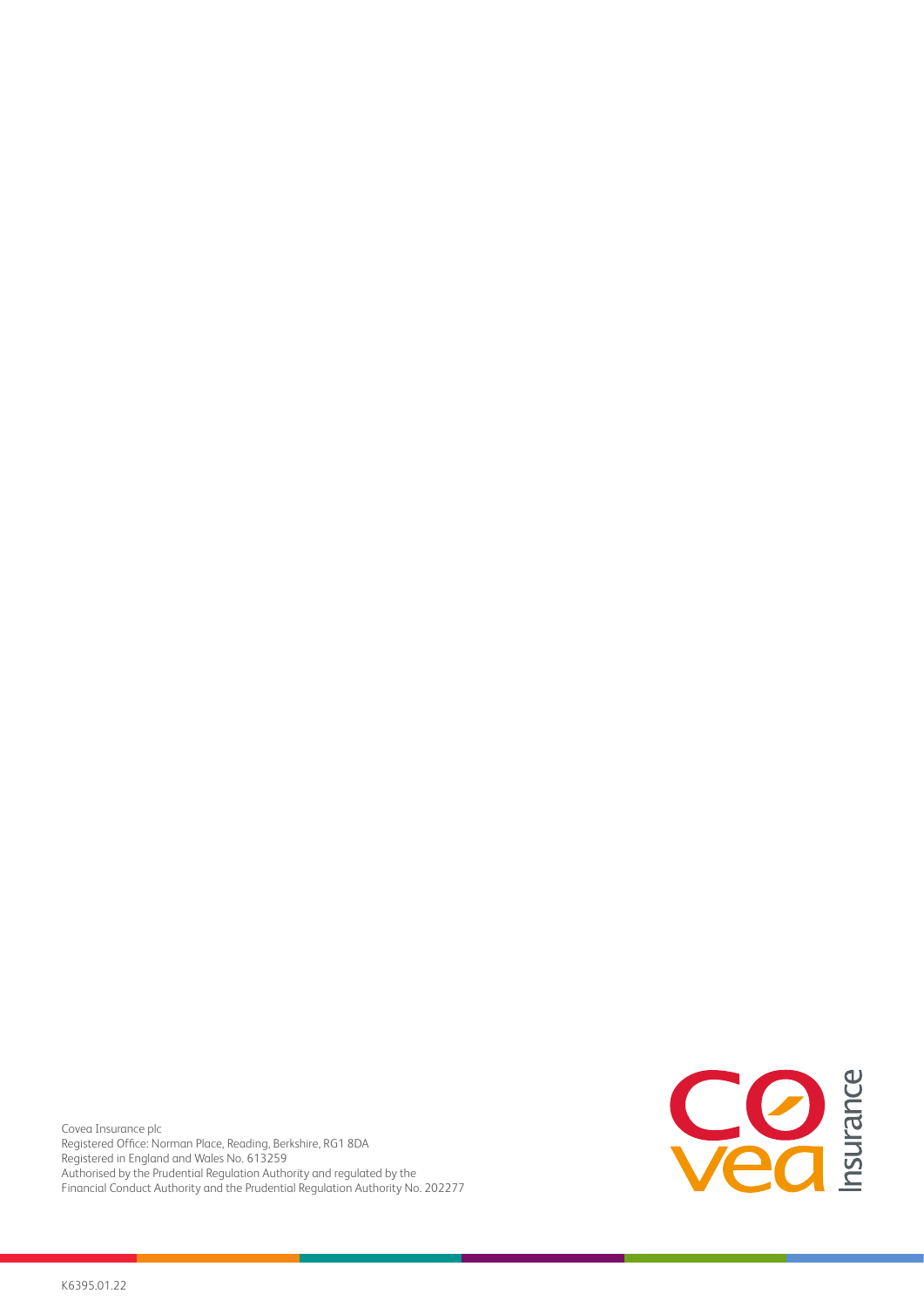Covea Insurance plc
Registered Office: Norman Place, Reading, Berkshire, RG1 8DA
Registered in England and Wales No. 613259
Authorised by the Prudential Regulation Authority and regulated by the
Financial Conduct Authority and the Prudential Regulation Authority No. 202277

K6395.01.22